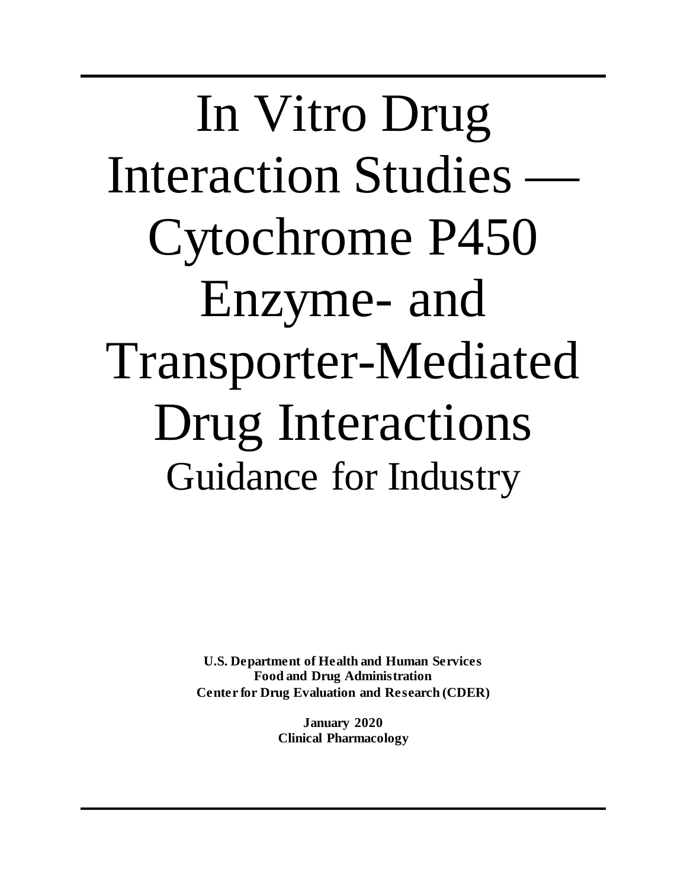# In Vitro Drug Interaction Studies — Cytochrome P450 Enzyme- and Transporter-Mediated Drug Interactions

## Guidance for Industry

**U.S. Department of Health and Human Services**
**Food and Drug Administration**
**Center for Drug Evaluation and Research (CDER)**

**January 2020**
**Clinical Pharmacology**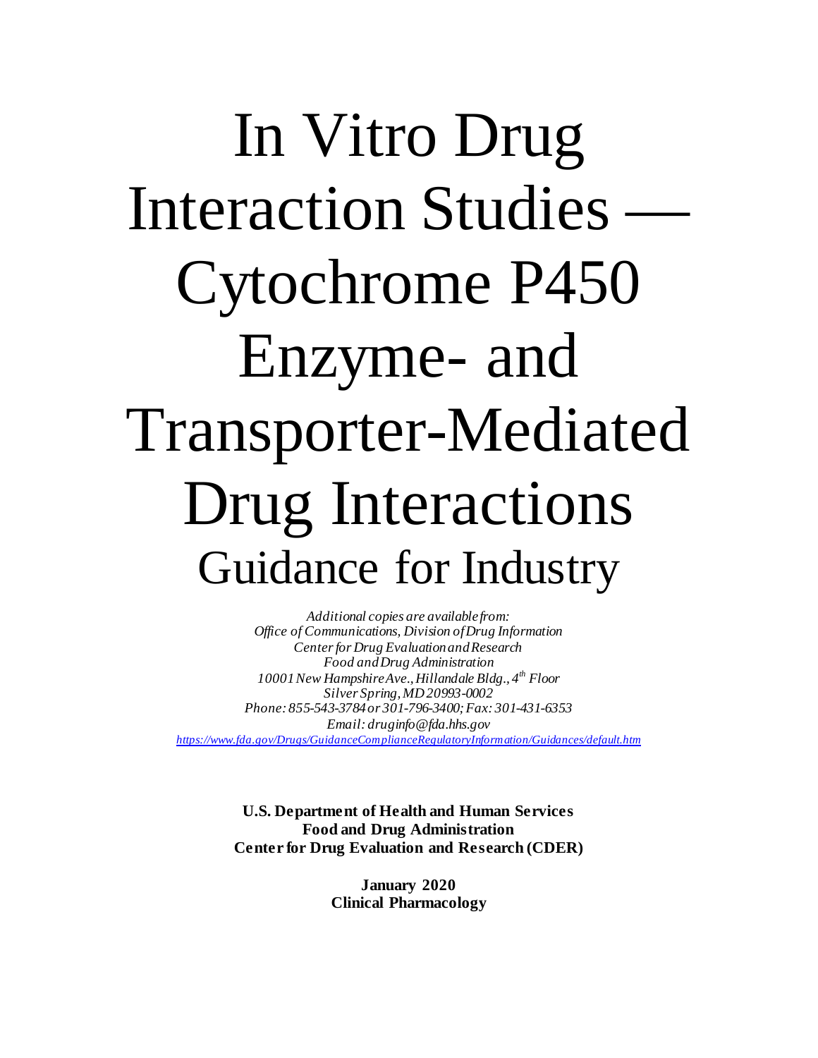# In Vitro Drug Interaction Studies — Cytochrome P450 Enzyme- and Transporter-Mediated Drug Interactions

## Guidance for Industry

*Additional copies are available from:*
*Office of Communications, Division of Drug Information*
*Center for Drug Evaluation and Research*
*Food and Drug Administration*
*10001 New Hampshire Ave., Hillandale Bldg., 4th Floor*
*Silver Spring, MD 20993-0002*
*Phone: 855-543-3784 or 301-796-3400; Fax: 301-431-6353*
*Email: druginfo@fda.hhs.gov*
*https://www.fda.gov/Drugs/GuidanceComplianceRegulatoryInformation/Guidances/default.htm*

**U.S. Department of Health and Human Services**
**Food and Drug Administration**
**Center for Drug Evaluation and Research (CDER)**

**January 2020**
**Clinical Pharmacology**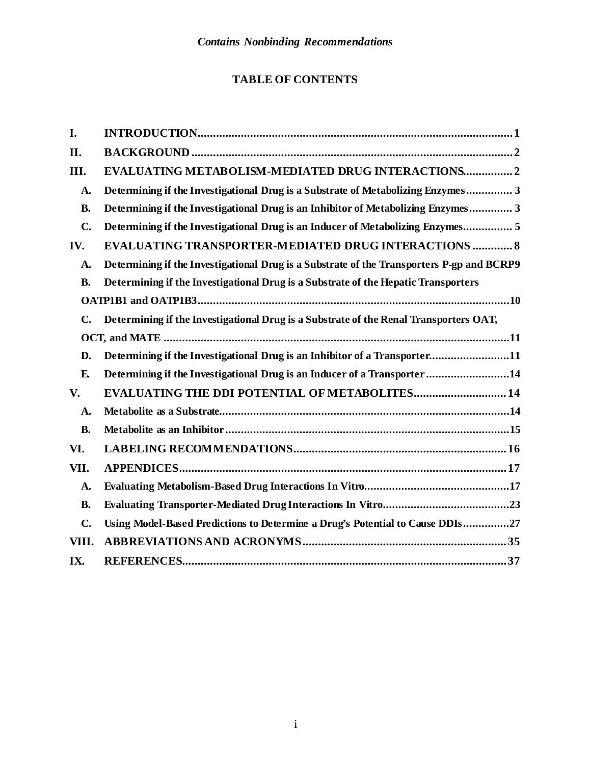*Contains Nonbinding Recommendations*

**TABLE OF CONTENTS**

**I. INTRODUCTION......................................................................................................1**

**II. BACKGROUND.........................................................................................................2**

**III. EVALUATING METABOLISM-MEDIATED DRUG INTERACTIONS................2**

- **A. Determining if the Investigational Drug is a Substrate of Metabolizing Enzymes............... 3**
- **B. Determining if the Investigational Drug is an Inhibitor of Metabolizing Enzymes.............. 3**
- **C. Determining if the Investigational Drug is an Inducer of Metabolizing Enzymes................ 5**

**IV. EVALUATING TRANSPORTER-MEDIATED DRUG INTERACTIONS ............. 8**

- **A. Determining if the Investigational Drug is a Substrate of the Transporters P-gp and BCRP9**
- **B. Determining if the Investigational Drug is a Substrate of the Hepatic Transporters OATP1B1 and OATP1B3.....................................................................................................10**
- **C. Determining if the Investigational Drug is a Substrate of the Renal Transporters OAT, OCT, and MATE .................................................................................................11**
- **D. Determining if the Investigational Drug is an Inhibitor of a Transporter..........................11**
- **E. Determining if the Investigational Drug is an Inducer of a Transporter ...........................14**

**V. EVALUATING THE DDI POTENTIAL OF METABOLITES..............................14**

- **A. Metabolite as a Substrate..............................................................................................14**
- **B. Metabolite as an Inhibitor............................................................................................15**

**VI. LABELING RECOMMENDATIONS....................................................................16**

**VII. APPENDICES..........................................................................................................17**

- **A. Evaluating Metabolism-Based Drug Interactions In Vitro...............................................17**
- **B. Evaluating Transporter-Mediated Drug Interactions In Vitro.........................................23**
- **C. Using Model-Based Predictions to Determine a Drug's Potential to Cause DDIs...............27**

**VIII. ABBREVIATIONS AND ACRONYMS.................................................................35**

**IX. REFERENCES..........................................................................................................37**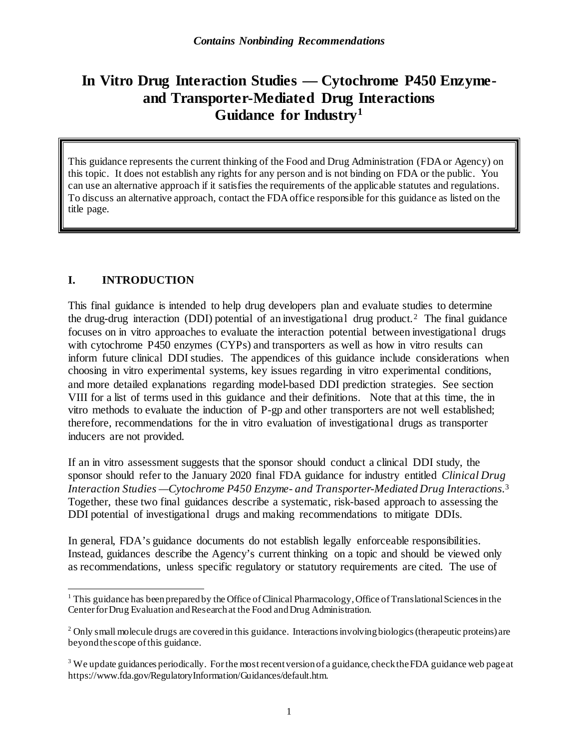*Contains Nonbinding Recommendations*

# In Vitro Drug Interaction Studies — Cytochrome P450 Enzyme- and Transporter-Mediated Drug Interactions Guidance for Industry[1]

This guidance represents the current thinking of the Food and Drug Administration (FDA or Agency) on this topic. It does not establish any rights for any person and is not binding on FDA or the public. You can use an alternative approach if it satisfies the requirements of the applicable statutes and regulations. To discuss an alternative approach, contact the FDA office responsible for this guidance as listed on the title page.

## I. INTRODUCTION

This final guidance is intended to help drug developers plan and evaluate studies to determine the drug-drug interaction (DDI) potential of an investigational drug product.[2] The final guidance focuses on in vitro approaches to evaluate the interaction potential between investigational drugs with cytochrome P450 enzymes (CYPs) and transporters as well as how in vitro results can inform future clinical DDI studies. The appendices of this guidance include considerations when choosing in vitro experimental systems, key issues regarding in vitro experimental conditions, and more detailed explanations regarding model-based DDI prediction strategies. See section VIII for a list of terms used in this guidance and their definitions. Note that at this time, the in vitro methods to evaluate the induction of P-gp and other transporters are not well established; therefore, recommendations for the in vitro evaluation of investigational drugs as transporter inducers are not provided.

If an in vitro assessment suggests that the sponsor should conduct a clinical DDI study, the sponsor should refer to the January 2020 final FDA guidance for industry entitled *Clinical Drug Interaction Studies —Cytochrome P450 Enzyme- and Transporter-Mediated Drug Interactions*.[3] Together, these two final guidances describe a systematic, risk-based approach to assessing the DDI potential of investigational drugs and making recommendations to mitigate DDIs.

In general, FDA's guidance documents do not establish legally enforceable responsibilities. Instead, guidances describe the Agency's current thinking on a topic and should be viewed only as recommendations, unless specific regulatory or statutory requirements are cited. The use of

---

[1] This guidance has been prepared by the Office of Clinical Pharmacology, Office of Translational Sciences in the Center for Drug Evaluation and Research at the Food and Drug Administration.

[2] Only small molecule drugs are covered in this guidance. Interactions involving biologics (therapeutic proteins) are beyond the scope of this guidance.

[3] We update guidances periodically. For the most recent version of a guidance, check the FDA guidance web page at https://www.fda.gov/RegulatoryInformation/Guidances/default.htm.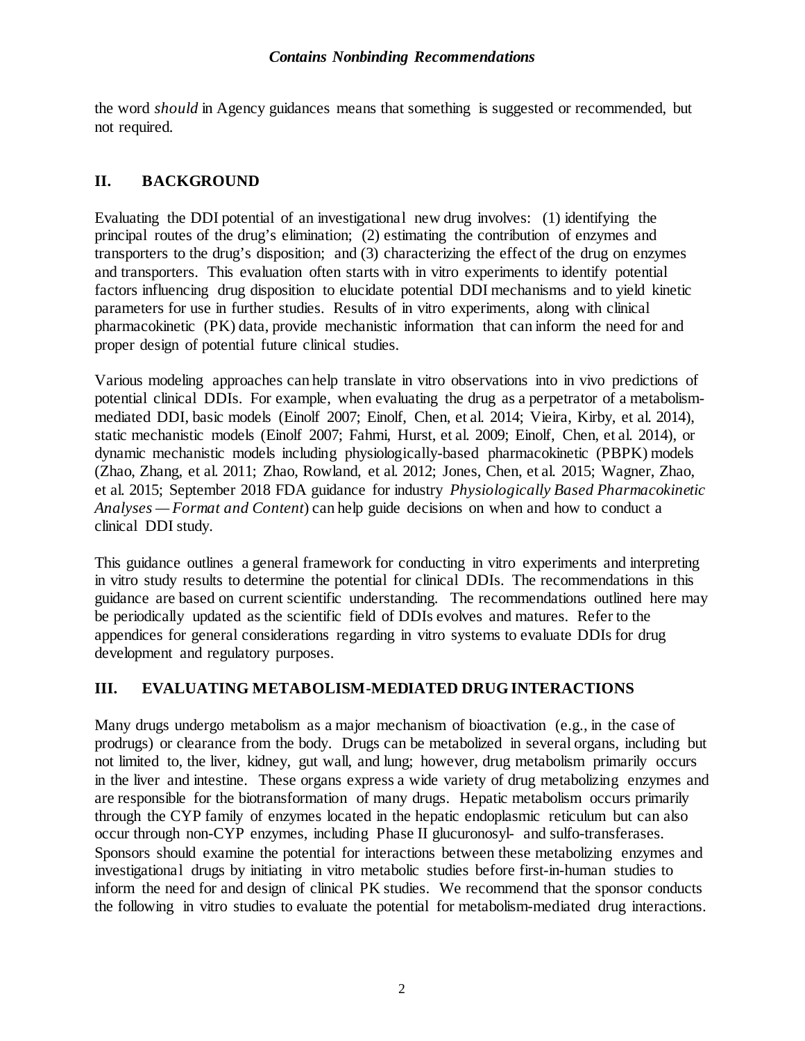the word *should* in Agency guidances means that something is suggested or recommended, but not required.

## II. BACKGROUND

Evaluating the DDI potential of an investigational new drug involves: (1) identifying the principal routes of the drug's elimination; (2) estimating the contribution of enzymes and transporters to the drug's disposition; and (3) characterizing the effect of the drug on enzymes and transporters. This evaluation often starts with in vitro experiments to identify potential factors influencing drug disposition to elucidate potential DDI mechanisms and to yield kinetic parameters for use in further studies. Results of in vitro experiments, along with clinical pharmacokinetic (PK) data, provide mechanistic information that can inform the need for and proper design of potential future clinical studies.

Various modeling approaches can help translate in vitro observations into in vivo predictions of potential clinical DDIs. For example, when evaluating the drug as a perpetrator of a metabolism-mediated DDI, basic models (Einolf 2007; Einolf, Chen, et al. 2014; Vieira, Kirby, et al. 2014), static mechanistic models (Einolf 2007; Fahmi, Hurst, et al. 2009; Einolf, Chen, et al. 2014), or dynamic mechanistic models including physiologically-based pharmacokinetic (PBPK) models (Zhao, Zhang, et al. 2011; Zhao, Rowland, et al. 2012; Jones, Chen, et al. 2015; Wagner, Zhao, et al. 2015; September 2018 FDA guidance for industry *Physiologically Based Pharmacokinetic Analyses — Format and Content*) can help guide decisions on when and how to conduct a clinical DDI study.

This guidance outlines a general framework for conducting in vitro experiments and interpreting in vitro study results to determine the potential for clinical DDIs. The recommendations in this guidance are based on current scientific understanding. The recommendations outlined here may be periodically updated as the scientific field of DDIs evolves and matures. Refer to the appendices for general considerations regarding in vitro systems to evaluate DDIs for drug development and regulatory purposes.

## III. EVALUATING METABOLISM-MEDIATED DRUG INTERACTIONS

Many drugs undergo metabolism as a major mechanism of bioactivation (e.g., in the case of prodrugs) or clearance from the body. Drugs can be metabolized in several organs, including but not limited to, the liver, kidney, gut wall, and lung; however, drug metabolism primarily occurs in the liver and intestine. These organs express a wide variety of drug metabolizing enzymes and are responsible for the biotransformation of many drugs. Hepatic metabolism occurs primarily through the CYP family of enzymes located in the hepatic endoplasmic reticulum but can also occur through non-CYP enzymes, including Phase II glucuronosyl- and sulfo-transferases. Sponsors should examine the potential for interactions between these metabolizing enzymes and investigational drugs by initiating in vitro metabolic studies before first-in-human studies to inform the need for and design of clinical PK studies. We recommend that the sponsor conducts the following in vitro studies to evaluate the potential for metabolism-mediated drug interactions.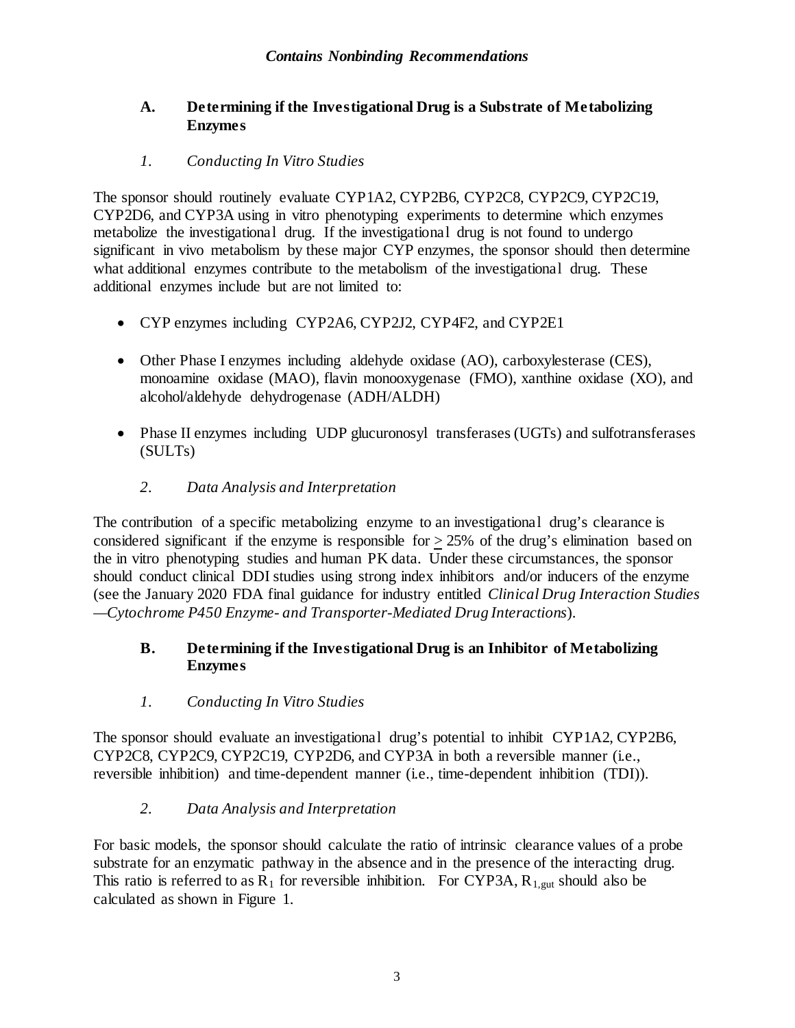## A. Determining if the Investigational Drug is a Substrate of Metabolizing Enzymes

### *1. Conducting In Vitro Studies*

The sponsor should routinely evaluate CYP1A2, CYP2B6, CYP2C8, CYP2C9, CYP2C19, CYP2D6, and CYP3A using in vitro phenotyping experiments to determine which enzymes metabolize the investigational drug. If the investigational drug is not found to undergo significant in vivo metabolism by these major CYP enzymes, the sponsor should then determine what additional enzymes contribute to the metabolism of the investigational drug. These additional enzymes include but are not limited to:

- CYP enzymes including CYP2A6, CYP2J2, CYP4F2, and CYP2E1
- Other Phase I enzymes including aldehyde oxidase (AO), carboxylesterase (CES), monoamine oxidase (MAO), flavin monooxygenase (FMO), xanthine oxidase (XO), and alcohol/aldehyde dehydrogenase (ADH/ALDH)
- Phase II enzymes including UDP glucuronosyl transferases (UGTs) and sulfotransferases (SULTs)

### *2. Data Analysis and Interpretation*

The contribution of a specific metabolizing enzyme to an investigational drug's clearance is considered significant if the enzyme is responsible for $\geq$ 25% of the drug's elimination based on the in vitro phenotyping studies and human PK data. Under these circumstances, the sponsor should conduct clinical DDI studies using strong index inhibitors and/or inducers of the enzyme (see the January 2020 FDA final guidance for industry entitled *Clinical Drug Interaction Studies —Cytochrome P450 Enzyme- and Transporter-Mediated Drug Interactions*).

## B. Determining if the Investigational Drug is an Inhibitor of Metabolizing Enzymes

### *1. Conducting In Vitro Studies*

The sponsor should evaluate an investigational drug's potential to inhibit CYP1A2, CYP2B6, CYP2C8, CYP2C9, CYP2C19, CYP2D6, and CYP3A in both a reversible manner (i.e., reversible inhibition) and time-dependent manner (i.e., time-dependent inhibition (TDI)).

### *2. Data Analysis and Interpretation*

For basic models, the sponsor should calculate the ratio of intrinsic clearance values of a probe substrate for an enzymatic pathway in the absence and in the presence of the interacting drug. This ratio is referred to as $R_1$ for reversible inhibition. For CYP3A, $R_{1,gut}$ should also be calculated as shown in Figure 1.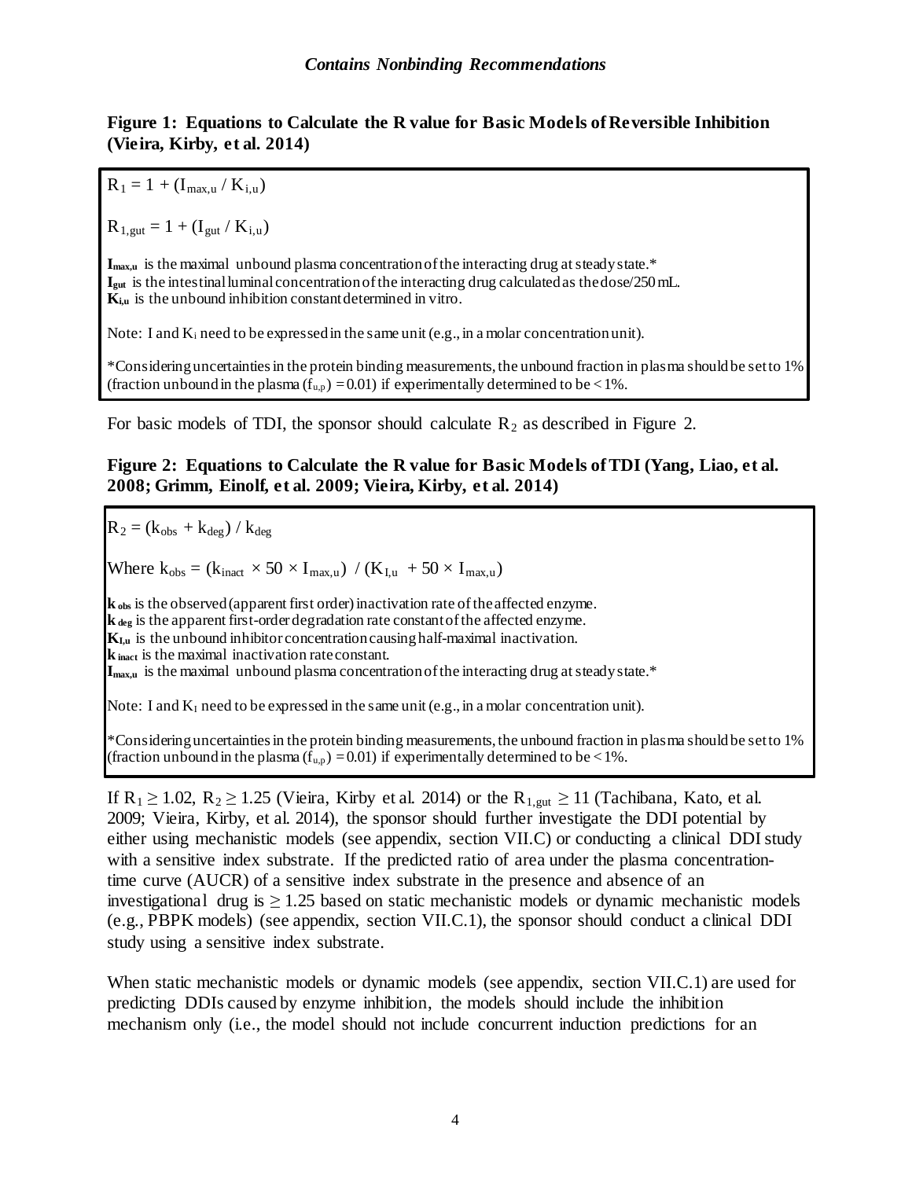**Figure 1: Equations to Calculate the R value for Basic Models of Reversible Inhibition (Vieira, Kirby, et al. 2014)**

$R_1 = 1 + (I_{max,u} / K_{i,u})$

$R_{1,gut} = 1 + (I_{gut} / K_{i,u})$

$I_{max,u}$ is the maximal unbound plasma concentration of the interacting drug at steady state.*
$I_{gut}$ is the intestinal luminal concentration of the interacting drug calculated as the dose/250 mL.
$K_{i,u}$ is the unbound inhibition constant determined in vitro.

Note: I and $K_i$ need to be expressed in the same unit (e.g., in a molar concentration unit).

*Considering uncertainties in the protein binding measurements, the unbound fraction in plasma should be set to 1% (fraction unbound in the plasma ($f_{u,p}$) = 0.01) if experimentally determined to be < 1%.

For basic models of TDI, the sponsor should calculate $R_2$ as described in Figure 2.

**Figure 2: Equations to Calculate the R value for Basic Models of TDI (Yang, Liao, et al. 2008; Grimm, Einolf, et al. 2009; Vieira, Kirby, et al. 2014)**

$R_2 = (k_{obs} + k_{deg}) / k_{deg}$

Where $k_{obs} = (k_{inact} \times 50 \times I_{max,u}) / (K_{I,u} + 50 \times I_{max,u})$

$k_{obs}$ is the observed (apparent first order) inactivation rate of the affected enzyme.
$k_{deg}$ is the apparent first-order degradation rate constant of the affected enzyme.
$K_{I,u}$ is the unbound inhibitor concentration causing half-maximal inactivation.
$k_{inact}$ is the maximal inactivation rate constant.
$I_{max,u}$ is the maximal unbound plasma concentration of the interacting drug at steady state.*

Note: I and $K_I$ need to be expressed in the same unit (e.g., in a molar concentration unit).

*Considering uncertainties in the protein binding measurements, the unbound fraction in plasma should be set to 1% (fraction unbound in the plasma ($f_{u,p}$) = 0.01) if experimentally determined to be < 1%.

If $R_1 \geq 1.02$, $R_2 \geq 1.25$ (Vieira, Kirby et al. 2014) or the $R_{1,gut} \geq 11$ (Tachibana, Kato, et al. 2009; Vieira, Kirby, et al. 2014), the sponsor should further investigate the DDI potential by either using mechanistic models (see appendix, section VII.C) or conducting a clinical DDI study with a sensitive index substrate. If the predicted ratio of area under the plasma concentration-time curve (AUCR) of a sensitive index substrate in the presence and absence of an investigational drug is ≥ 1.25 based on static mechanistic models or dynamic mechanistic models (e.g., PBPK models) (see appendix, section VII.C.1), the sponsor should conduct a clinical DDI study using a sensitive index substrate.

When static mechanistic models or dynamic models (see appendix, section VII.C.1) are used for predicting DDIs caused by enzyme inhibition, the models should include the inhibition mechanism only (i.e., the model should not include concurrent induction predictions for an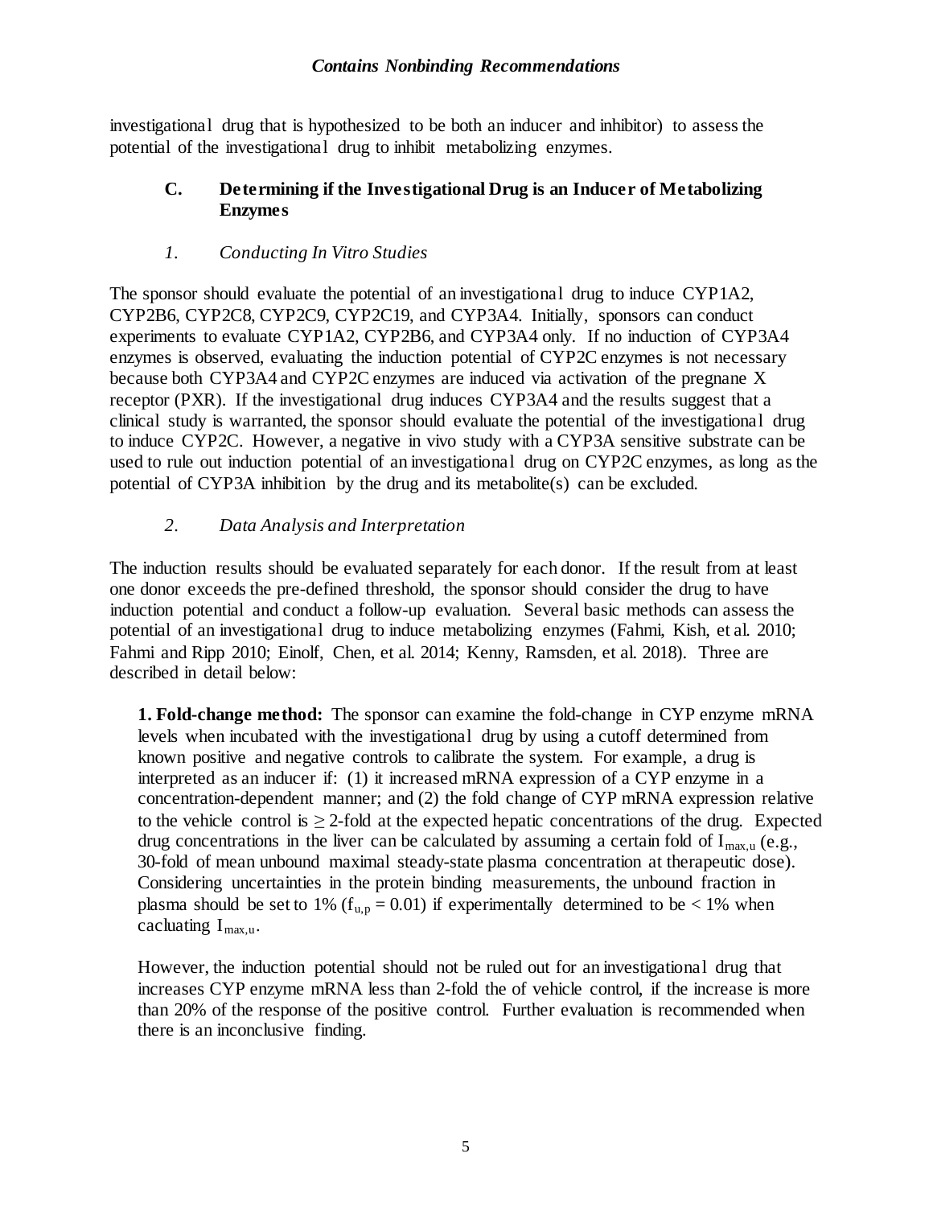investigational drug that is hypothesized to be both an inducer and inhibitor) to assess the potential of the investigational drug to inhibit metabolizing enzymes.

### C. Determining if the Investigational Drug is an Inducer of Metabolizing Enzymes

#### *1. Conducting In Vitro Studies*

The sponsor should evaluate the potential of an investigational drug to induce CYP1A2, CYP2B6, CYP2C8, CYP2C9, CYP2C19, and CYP3A4. Initially, sponsors can conduct experiments to evaluate CYP1A2, CYP2B6, and CYP3A4 only. If no induction of CYP3A4 enzymes is observed, evaluating the induction potential of CYP2C enzymes is not necessary because both CYP3A4 and CYP2C enzymes are induced via activation of the pregnane X receptor (PXR). If the investigational drug induces CYP3A4 and the results suggest that a clinical study is warranted, the sponsor should evaluate the potential of the investigational drug to induce CYP2C. However, a negative in vivo study with a CYP3A sensitive substrate can be used to rule out induction potential of an investigational drug on CYP2C enzymes, as long as the potential of CYP3A inhibition by the drug and its metabolite(s) can be excluded.

#### *2. Data Analysis and Interpretation*

The induction results should be evaluated separately for each donor. If the result from at least one donor exceeds the pre-defined threshold, the sponsor should consider the drug to have induction potential and conduct a follow-up evaluation. Several basic methods can assess the potential of an investigational drug to induce metabolizing enzymes (Fahmi, Kish, et al. 2010; Fahmi and Ripp 2010; Einolf, Chen, et al. 2014; Kenny, Ramsden, et al. 2018). Three are described in detail below:

**1. Fold-change method:** The sponsor can examine the fold-change in CYP enzyme mRNA levels when incubated with the investigational drug by using a cutoff determined from known positive and negative controls to calibrate the system. For example, a drug is interpreted as an inducer if: (1) it increased mRNA expression of a CYP enzyme in a concentration-dependent manner; and (2) the fold change of CYP mRNA expression relative to the vehicle control is $\geq$ 2-fold at the expected hepatic concentrations of the drug. Expected drug concentrations in the liver can be calculated by assuming a certain fold of $I_{max,u}$ (e.g., 30-fold of mean unbound maximal steady-state plasma concentration at therapeutic dose). Considering uncertainties in the protein binding measurements, the unbound fraction in plasma should be set to 1% ($f_{u,p} = 0.01$) if experimentally determined to be < 1% when cacluating $I_{max,u}$.

However, the induction potential should not be ruled out for an investigational drug that increases CYP enzyme mRNA less than 2-fold the of vehicle control, if the increase is more than 20% of the response of the positive control. Further evaluation is recommended when there is an inconclusive finding.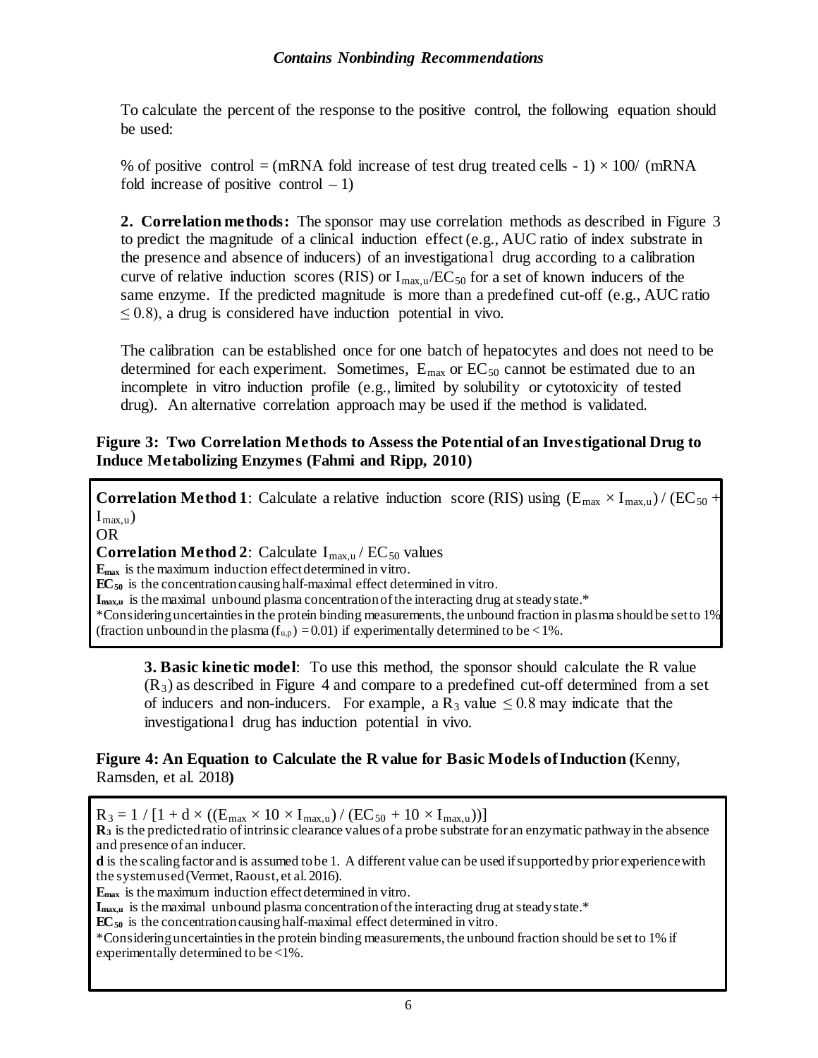To calculate the percent of the response to the positive control, the following equation should be used:

% of positive control = (mRNA fold increase of test drug treated cells - 1) × 100/ (mRNA fold increase of positive control – 1)

**2. Correlation methods:** The sponsor may use correlation methods as described in Figure 3 to predict the magnitude of a clinical induction effect (e.g., AUC ratio of index substrate in the presence and absence of inducers) of an investigational drug according to a calibration curve of relative induction scores (RIS) or $I_{max,u}/EC_{50}$ for a set of known inducers of the same enzyme. If the predicted magnitude is more than a predefined cut-off (e.g., AUC ratio $\leq 0.8$), a drug is considered have induction potential in vivo.

The calibration can be established once for one batch of hepatocytes and does not need to be determined for each experiment. Sometimes, $E_{max}$ or $EC_{50}$ cannot be estimated due to an incomplete in vitro induction profile (e.g., limited by solubility or cytotoxicity of tested drug). An alternative correlation approach may be used if the method is validated.

**Figure 3: Two Correlation Methods to Assess the Potential of an Investigational Drug to Induce Metabolizing Enzymes (Fahmi and Ripp, 2010)**

**Correlation Method 1**: Calculate a relative induction score (RIS) using $(E_{max} \times I_{max,u}) / (EC_{50} + I_{max,u})$

OR

**Correlation Method 2**: Calculate $I_{max,u} / EC_{50}$ values

$\mathbf{E_{max}}$ is the maximum induction effect determined in vitro.

$\mathbf{EC_{50}}$ is the concentration causing half-maximal effect determined in vitro.

$\mathbf{I_{max,u}}$ is the maximal unbound plasma concentration of the interacting drug at steady state.*

*Considering uncertainties in the protein binding measurements, the unbound fraction in plasma should be set to 1% (fraction unbound in the plasma ($f_{u,p}$) = 0.01) if experimentally determined to be < 1%.

**3. Basic kinetic model**: To use this method, the sponsor should calculate the R value ($R_3$) as described in Figure 4 and compare to a predefined cut-off determined from a set of inducers and non-inducers. For example, a $R_3$ value $\leq 0.8$ may indicate that the investigational drug has induction potential in vivo.

**Figure 4: An Equation to Calculate the R value for Basic Models of Induction (**Kenny, Ramsden, et al. 2018**)**

$$R_3 = 1 / [1 + d \times ((E_{max} \times 10 \times I_{max,u}) / (EC_{50} + 10 \times I_{max,u}))]$$

$\mathbf{R_3}$ is the predicted ratio of intrinsic clearance values of a probe substrate for an enzymatic pathway in the absence and presence of an inducer.

**d** is the scaling factor and is assumed to be 1. A different value can be used if supported by prior experience with the system used (Vermet, Raoust, et al. 2016).

$\mathbf{E_{max}}$ is the maximum induction effect determined in vitro.

$\mathbf{I_{max,u}}$ is the maximal unbound plasma concentration of the interacting drug at steady state.*

$\mathbf{EC_{50}}$ is the concentration causing half-maximal effect determined in vitro.

*Considering uncertainties in the protein binding measurements, the unbound fraction should be set to 1% if experimentally determined to be <1%.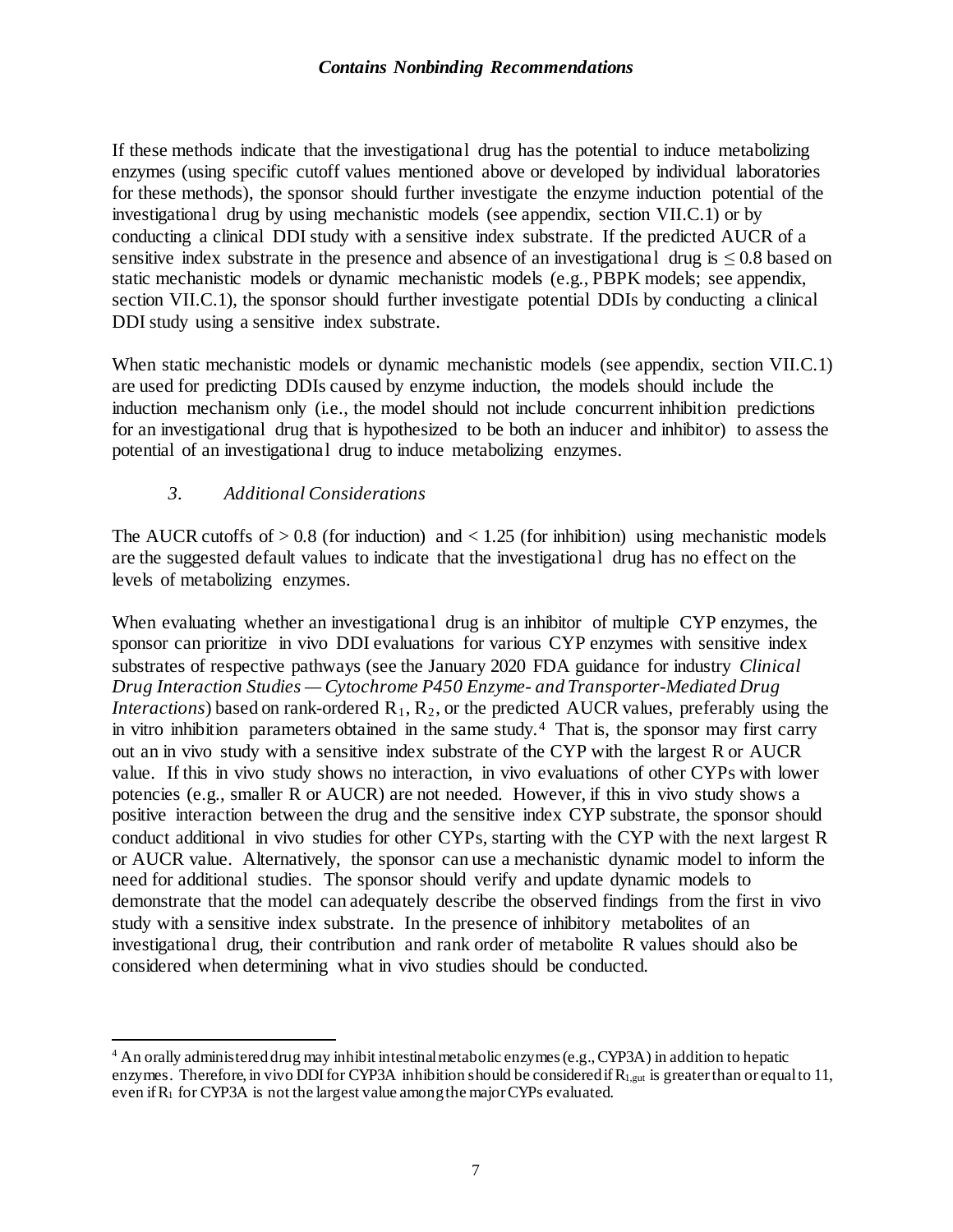If these methods indicate that the investigational drug has the potential to induce metabolizing enzymes (using specific cutoff values mentioned above or developed by individual laboratories for these methods), the sponsor should further investigate the enzyme induction potential of the investigational drug by using mechanistic models (see appendix, section VII.C.1) or by conducting a clinical DDI study with a sensitive index substrate. If the predicted AUCR of a sensitive index substrate in the presence and absence of an investigational drug is $\leq 0.8$ based on static mechanistic models or dynamic mechanistic models (e.g., PBPK models; see appendix, section VII.C.1), the sponsor should further investigate potential DDIs by conducting a clinical DDI study using a sensitive index substrate.

When static mechanistic models or dynamic mechanistic models (see appendix, section VII.C.1) are used for predicting DDIs caused by enzyme induction, the models should include the induction mechanism only (i.e., the model should not include concurrent inhibition predictions for an investigational drug that is hypothesized to be both an inducer and inhibitor) to assess the potential of an investigational drug to induce metabolizing enzymes.

### *3. Additional Considerations*

The AUCR cutoffs of $> 0.8$ (for induction) and $< 1.25$ (for inhibition) using mechanistic models are the suggested default values to indicate that the investigational drug has no effect on the levels of metabolizing enzymes.

When evaluating whether an investigational drug is an inhibitor of multiple CYP enzymes, the sponsor can prioritize in vivo DDI evaluations for various CYP enzymes with sensitive index substrates of respective pathways (see the January 2020 FDA guidance for industry *Clinical Drug Interaction Studies — Cytochrome P450 Enzyme- and Transporter-Mediated Drug Interactions*) based on rank-ordered $R_1$, $R_2$, or the predicted AUCR values, preferably using the in vitro inhibition parameters obtained in the same study.[4] That is, the sponsor may first carry out an in vivo study with a sensitive index substrate of the CYP with the largest R or AUCR value. If this in vivo study shows no interaction, in vivo evaluations of other CYPs with lower potencies (e.g., smaller R or AUCR) are not needed. However, if this in vivo study shows a positive interaction between the drug and the sensitive index CYP substrate, the sponsor should conduct additional in vivo studies for other CYPs, starting with the CYP with the next largest R or AUCR value. Alternatively, the sponsor can use a mechanistic dynamic model to inform the need for additional studies. The sponsor should verify and update dynamic models to demonstrate that the model can adequately describe the observed findings from the first in vivo study with a sensitive index substrate. In the presence of inhibitory metabolites of an investigational drug, their contribution and rank order of metabolite R values should also be considered when determining what in vivo studies should be conducted.

[4] An orally administered drug may inhibit intestinal metabolic enzymes (e.g., CYP3A) in addition to hepatic enzymes. Therefore, in vivo DDI for CYP3A inhibition should be considered if $R_{1,gut}$ is greater than or equal to 11, even if $R_1$ for CYP3A is not the largest value among the major CYPs evaluated.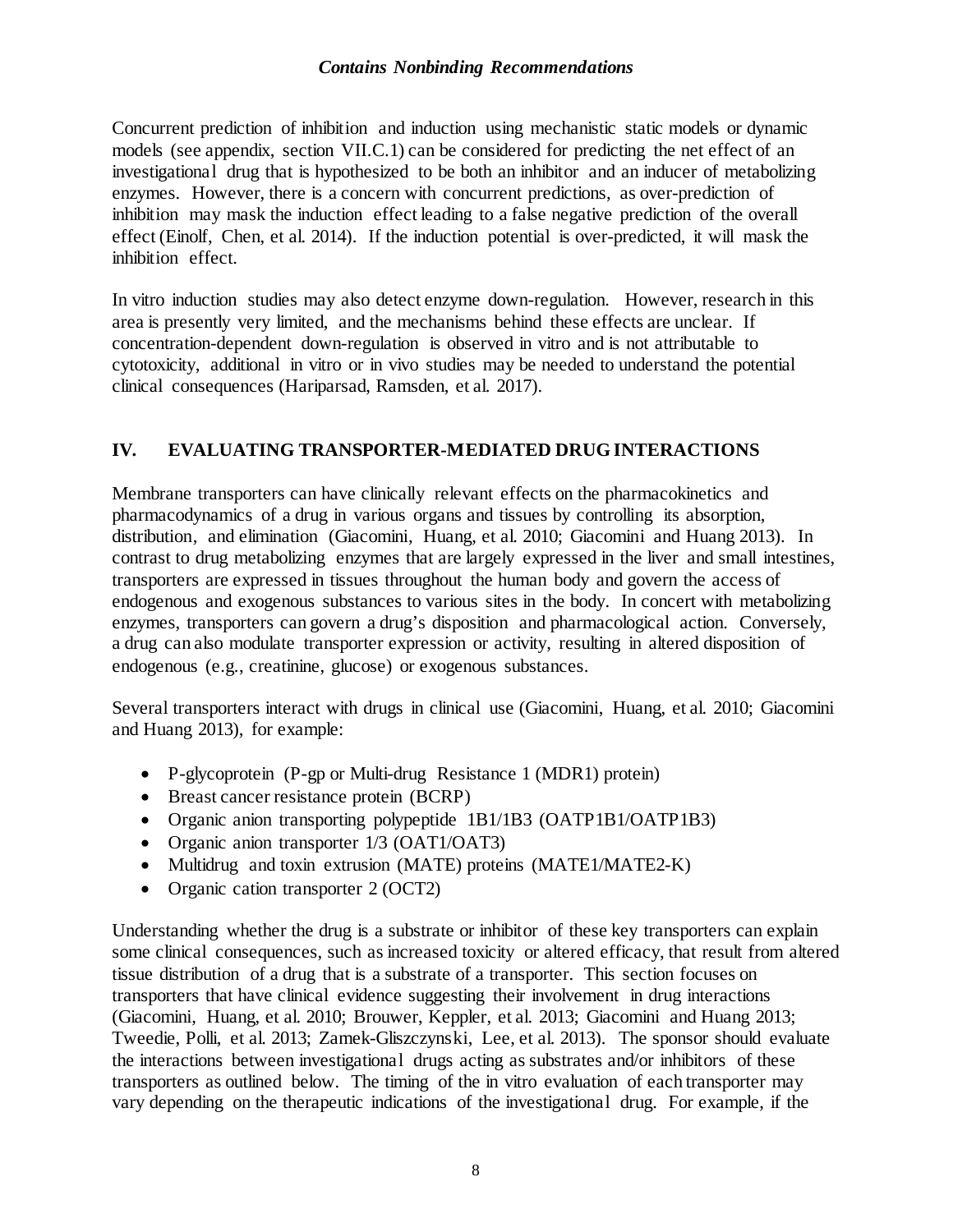Concurrent prediction of inhibition and induction using mechanistic static models or dynamic models (see appendix, section VII.C.1) can be considered for predicting the net effect of an investigational drug that is hypothesized to be both an inhibitor and an inducer of metabolizing enzymes. However, there is a concern with concurrent predictions, as over-prediction of inhibition may mask the induction effect leading to a false negative prediction of the overall effect (Einolf, Chen, et al. 2014). If the induction potential is over-predicted, it will mask the inhibition effect.

In vitro induction studies may also detect enzyme down-regulation. However, research in this area is presently very limited, and the mechanisms behind these effects are unclear. If concentration-dependent down-regulation is observed in vitro and is not attributable to cytotoxicity, additional in vitro or in vivo studies may be needed to understand the potential clinical consequences (Hariparsad, Ramsden, et al. 2017).

## IV. EVALUATING TRANSPORTER-MEDIATED DRUG INTERACTIONS

Membrane transporters can have clinically relevant effects on the pharmacokinetics and pharmacodynamics of a drug in various organs and tissues by controlling its absorption, distribution, and elimination (Giacomini, Huang, et al. 2010; Giacomini and Huang 2013). In contrast to drug metabolizing enzymes that are largely expressed in the liver and small intestines, transporters are expressed in tissues throughout the human body and govern the access of endogenous and exogenous substances to various sites in the body. In concert with metabolizing enzymes, transporters can govern a drug's disposition and pharmacological action. Conversely, a drug can also modulate transporter expression or activity, resulting in altered disposition of endogenous (e.g., creatinine, glucose) or exogenous substances.

Several transporters interact with drugs in clinical use (Giacomini, Huang, et al. 2010; Giacomini and Huang 2013), for example:

- P-glycoprotein (P-gp or Multi-drug Resistance 1 (MDR1) protein)
- Breast cancer resistance protein (BCRP)
- Organic anion transporting polypeptide 1B1/1B3 (OATP1B1/OATP1B3)
- Organic anion transporter 1/3 (OAT1/OAT3)
- Multidrug and toxin extrusion (MATE) proteins (MATE1/MATE2-K)
- Organic cation transporter 2 (OCT2)

Understanding whether the drug is a substrate or inhibitor of these key transporters can explain some clinical consequences, such as increased toxicity or altered efficacy, that result from altered tissue distribution of a drug that is a substrate of a transporter. This section focuses on transporters that have clinical evidence suggesting their involvement in drug interactions (Giacomini, Huang, et al. 2010; Brouwer, Keppler, et al. 2013; Giacomini and Huang 2013; Tweedie, Polli, et al. 2013; Zamek-Gliszczynski, Lee, et al. 2013). The sponsor should evaluate the interactions between investigational drugs acting as substrates and/or inhibitors of these transporters as outlined below. The timing of the in vitro evaluation of each transporter may vary depending on the therapeutic indications of the investigational drug. For example, if the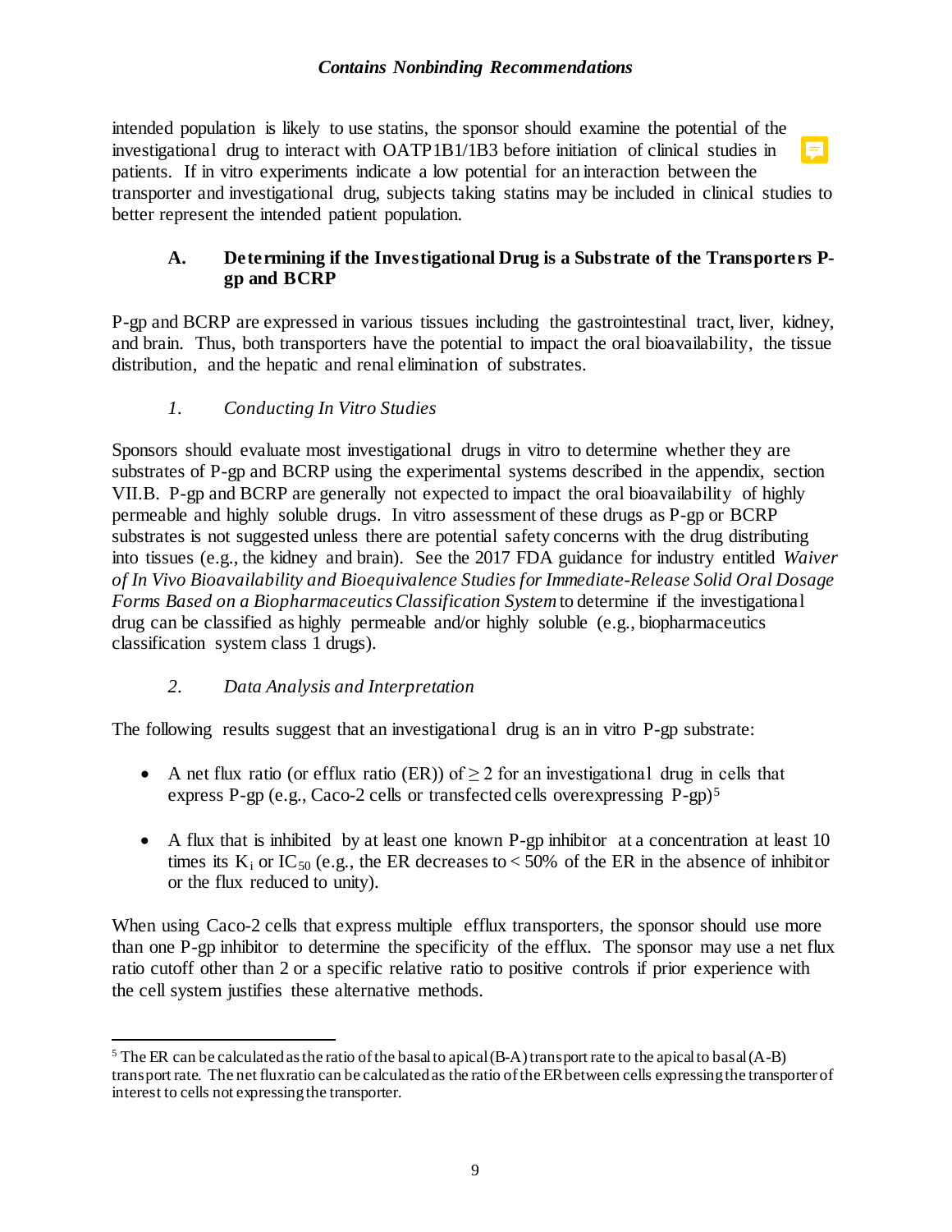intended population is likely to use statins, the sponsor should examine the potential of the investigational drug to interact with OATP1B1/1B3 before initiation of clinical studies in patients. If in vitro experiments indicate a low potential for an interaction between the transporter and investigational drug, subjects taking statins may be included in clinical studies to better represent the intended patient population.

### A. Determining if the Investigational Drug is a Substrate of the Transporters P-gp and BCRP

P-gp and BCRP are expressed in various tissues including the gastrointestinal tract, liver, kidney, and brain. Thus, both transporters have the potential to impact the oral bioavailability, the tissue distribution, and the hepatic and renal elimination of substrates.

#### *1. Conducting In Vitro Studies*

Sponsors should evaluate most investigational drugs in vitro to determine whether they are substrates of P-gp and BCRP using the experimental systems described in the appendix, section VII.B. P-gp and BCRP are generally not expected to impact the oral bioavailability of highly permeable and highly soluble drugs. In vitro assessment of these drugs as P-gp or BCRP substrates is not suggested unless there are potential safety concerns with the drug distributing into tissues (e.g., the kidney and brain). See the 2017 FDA guidance for industry entitled *Waiver of In Vivo Bioavailability and Bioequivalence Studies for Immediate-Release Solid Oral Dosage Forms Based on a Biopharmaceutics Classification System* to determine if the investigational drug can be classified as highly permeable and/or highly soluble (e.g., biopharmaceutics classification system class 1 drugs).

#### *2. Data Analysis and Interpretation*

The following results suggest that an investigational drug is an in vitro P-gp substrate:

- A net flux ratio (or efflux ratio (ER)) of $\geq 2$ for an investigational drug in cells that express P-gp (e.g., Caco-2 cells or transfected cells overexpressing P-gp)[5]

- A flux that is inhibited by at least one known P-gp inhibitor at a concentration at least 10 times its $K_i$ or $IC_{50}$ (e.g., the ER decreases to < 50% of the ER in the absence of inhibitor or the flux reduced to unity).

When using Caco-2 cells that express multiple efflux transporters, the sponsor should use more than one P-gp inhibitor to determine the specificity of the efflux. The sponsor may use a net flux ratio cutoff other than 2 or a specific relative ratio to positive controls if prior experience with the cell system justifies these alternative methods.

---

[5] The ER can be calculated as the ratio of the basal to apical (B-A) transport rate to the apical to basal (A-B) transport rate. The net flux ratio can be calculated as the ratio of the ER between cells expressing the transporter of interest to cells not expressing the transporter.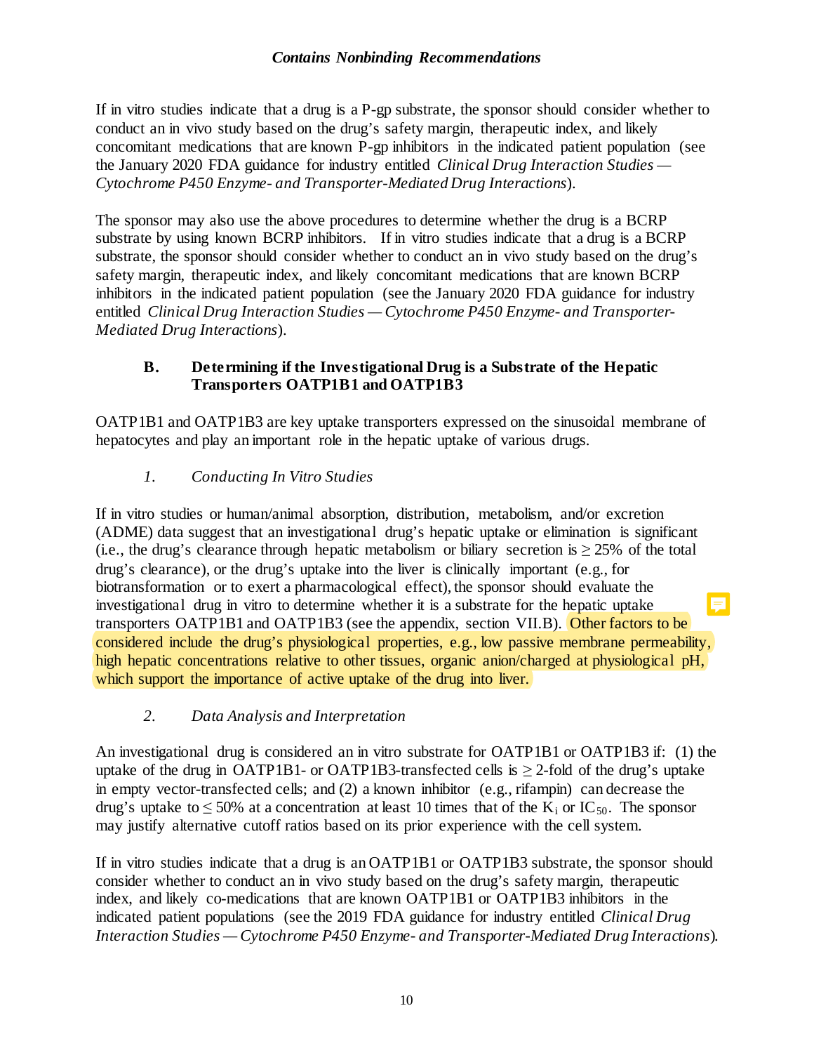If in vitro studies indicate that a drug is a P-gp substrate, the sponsor should consider whether to conduct an in vivo study based on the drug's safety margin, therapeutic index, and likely concomitant medications that are known P-gp inhibitors in the indicated patient population (see the January 2020 FDA guidance for industry entitled *Clinical Drug Interaction Studies — Cytochrome P450 Enzyme- and Transporter-Mediated Drug Interactions*).

The sponsor may also use the above procedures to determine whether the drug is a BCRP substrate by using known BCRP inhibitors. If in vitro studies indicate that a drug is a BCRP substrate, the sponsor should consider whether to conduct an in vivo study based on the drug's safety margin, therapeutic index, and likely concomitant medications that are known BCRP inhibitors in the indicated patient population (see the January 2020 FDA guidance for industry entitled *Clinical Drug Interaction Studies — Cytochrome P450 Enzyme- and Transporter-Mediated Drug Interactions*).

### B. Determining if the Investigational Drug is a Substrate of the Hepatic Transporters OATP1B1 and OATP1B3

OATP1B1 and OATP1B3 are key uptake transporters expressed on the sinusoidal membrane of hepatocytes and play an important role in the hepatic uptake of various drugs.

#### *1. Conducting In Vitro Studies*

If in vitro studies or human/animal absorption, distribution, metabolism, and/or excretion (ADME) data suggest that an investigational drug's hepatic uptake or elimination is significant (i.e., the drug's clearance through hepatic metabolism or biliary secretion is $\geq$ 25% of the total drug's clearance), or the drug's uptake into the liver is clinically important (e.g., for biotransformation or to exert a pharmacological effect), the sponsor should evaluate the investigational drug in vitro to determine whether it is a substrate for the hepatic uptake transporters OATP1B1 and OATP1B3 (see the appendix, section VII.B). Other factors to be considered include the drug's physiological properties, e.g., low passive membrane permeability, high hepatic concentrations relative to other tissues, organic anion/charged at physiological pH, which support the importance of active uptake of the drug into liver.

#### *2. Data Analysis and Interpretation*

An investigational drug is considered an in vitro substrate for OATP1B1 or OATP1B3 if: (1) the uptake of the drug in OATP1B1- or OATP1B3-transfected cells is $\geq$ 2-fold of the drug's uptake in empty vector-transfected cells; and (2) a known inhibitor (e.g., rifampin) can decrease the drug's uptake to $\leq$ 50% at a concentration at least 10 times that of the $K_i$ or $IC_{50}$. The sponsor may justify alternative cutoff ratios based on its prior experience with the cell system.

If in vitro studies indicate that a drug is an OATP1B1 or OATP1B3 substrate, the sponsor should consider whether to conduct an in vivo study based on the drug's safety margin, therapeutic index, and likely co-medications that are known OATP1B1 or OATP1B3 inhibitors in the indicated patient populations (see the 2019 FDA guidance for industry entitled *Clinical Drug Interaction Studies — Cytochrome P450 Enzyme- and Transporter-Mediated Drug Interactions*).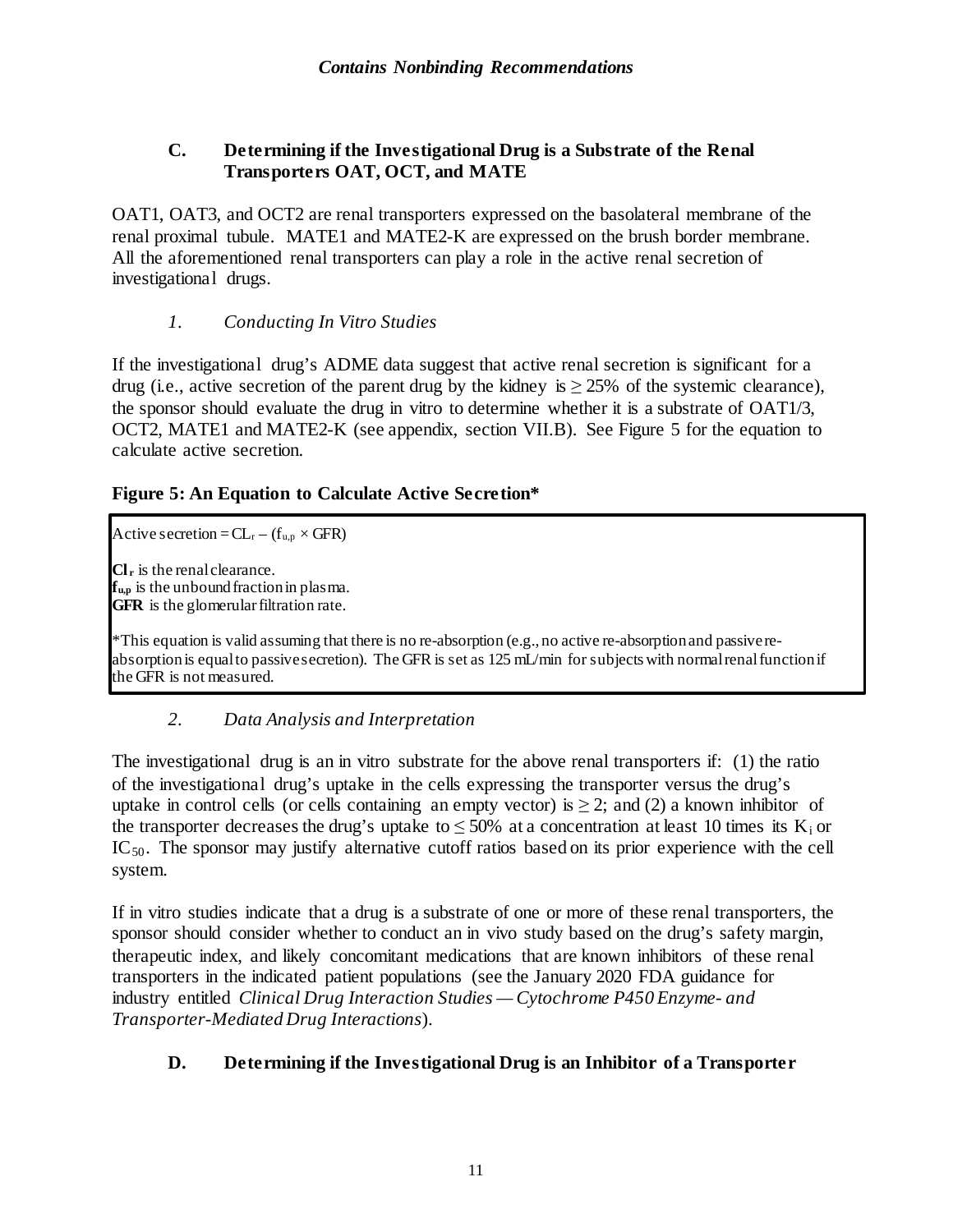### C. Determining if the Investigational Drug is a Substrate of the Renal Transporters OAT, OCT, and MATE

OAT1, OAT3, and OCT2 are renal transporters expressed on the basolateral membrane of the renal proximal tubule. MATE1 and MATE2-K are expressed on the brush border membrane. All the aforementioned renal transporters can play a role in the active renal secretion of investigational drugs.

#### *1. Conducting In Vitro Studies*

If the investigational drug's ADME data suggest that active renal secretion is significant for a drug (i.e., active secretion of the parent drug by the kidney is $\geq$ 25% of the systemic clearance), the sponsor should evaluate the drug in vitro to determine whether it is a substrate of OAT1/3, OCT2, MATE1 and MATE2-K (see appendix, section VII.B). See Figure 5 for the equation to calculate active secretion.

**Figure 5: An Equation to Calculate Active Secretion***

Active secretion = $CL_r - (f_{u,p} \times GFR)$

**$Cl_r$** is the renal clearance.
**$f_{u,p}$** is the unbound fraction in plasma.
**GFR** is the glomerular filtration rate.

*This equation is valid assuming that there is no re-absorption (e.g., no active re-absorption and passive re-absorption is equal to passive secretion). The GFR is set as 125 mL/min for subjects with normal renal function if the GFR is not measured.

#### *2. Data Analysis and Interpretation*

The investigational drug is an in vitro substrate for the above renal transporters if: (1) the ratio of the investigational drug's uptake in the cells expressing the transporter versus the drug's uptake in control cells (or cells containing an empty vector) is $\geq 2$; and (2) a known inhibitor of the transporter decreases the drug's uptake to $\leq$ 50% at a concentration at least 10 times its $K_i$ or $IC_{50}$. The sponsor may justify alternative cutoff ratios based on its prior experience with the cell system.

If in vitro studies indicate that a drug is a substrate of one or more of these renal transporters, the sponsor should consider whether to conduct an in vivo study based on the drug's safety margin, therapeutic index, and likely concomitant medications that are known inhibitors of these renal transporters in the indicated patient populations (see the January 2020 FDA guidance for industry entitled *Clinical Drug Interaction Studies — Cytochrome P450 Enzyme- and Transporter-Mediated Drug Interactions*).

### D. Determining if the Investigational Drug is an Inhibitor of a Transporter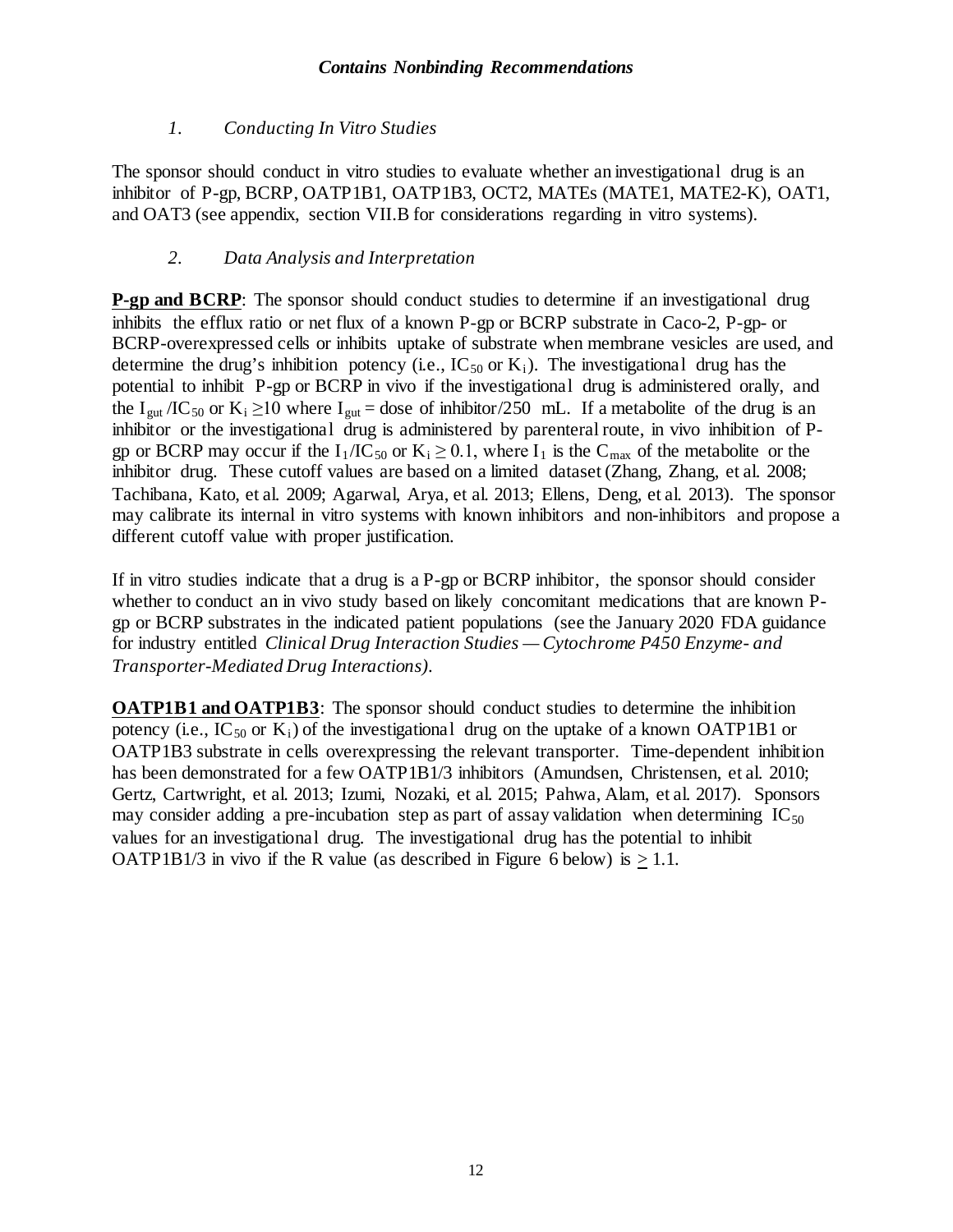*1. Conducting In Vitro Studies*

The sponsor should conduct in vitro studies to evaluate whether an investigational drug is an inhibitor of P-gp, BCRP, OATP1B1, OATP1B3, OCT2, MATEs (MATE1, MATE2-K), OAT1, and OAT3 (see appendix, section VII.B for considerations regarding in vitro systems).

*2. Data Analysis and Interpretation*

**P-gp and BCRP**: The sponsor should conduct studies to determine if an investigational drug inhibits the efflux ratio or net flux of a known P-gp or BCRP substrate in Caco-2, P-gp- or BCRP-overexpressed cells or inhibits uptake of substrate when membrane vesicles are used, and determine the drug's inhibition potency (i.e., $IC_{50}$ or $K_i$). The investigational drug has the potential to inhibit P-gp or BCRP in vivo if the investigational drug is administered orally, and the $I_{gut}/IC_{50}$ or $K_i \geq 10$ where $I_{gut}$ = dose of inhibitor/250 mL. If a metabolite of the drug is an inhibitor or the investigational drug is administered by parenteral route, in vivo inhibition of P-gp or BCRP may occur if the $I_1/IC_{50}$ or $K_i \geq 0.1$, where $I_1$ is the $C_{max}$ of the metabolite or the inhibitor drug. These cutoff values are based on a limited dataset (Zhang, Zhang, et al. 2008; Tachibana, Kato, et al. 2009; Agarwal, Arya, et al. 2013; Ellens, Deng, et al. 2013). The sponsor may calibrate its internal in vitro systems with known inhibitors and non-inhibitors and propose a different cutoff value with proper justification.

If in vitro studies indicate that a drug is a P-gp or BCRP inhibitor, the sponsor should consider whether to conduct an in vivo study based on likely concomitant medications that are known P-gp or BCRP substrates in the indicated patient populations (see the January 2020 FDA guidance for industry entitled *Clinical Drug Interaction Studies — Cytochrome P450 Enzyme- and Transporter-Mediated Drug Interactions)*.

**OATP1B1 and OATP1B3**: The sponsor should conduct studies to determine the inhibition potency (i.e., $IC_{50}$ or $K_i$) of the investigational drug on the uptake of a known OATP1B1 or OATP1B3 substrate in cells overexpressing the relevant transporter. Time-dependent inhibition has been demonstrated for a few OATP1B1/3 inhibitors (Amundsen, Christensen, et al. 2010; Gertz, Cartwright, et al. 2013; Izumi, Nozaki, et al. 2015; Pahwa, Alam, et al. 2017). Sponsors may consider adding a pre-incubation step as part of assay validation when determining $IC_{50}$ values for an investigational drug. The investigational drug has the potential to inhibit OATP1B1/3 in vivo if the R value (as described in Figure 6 below) is $\geq 1.1$.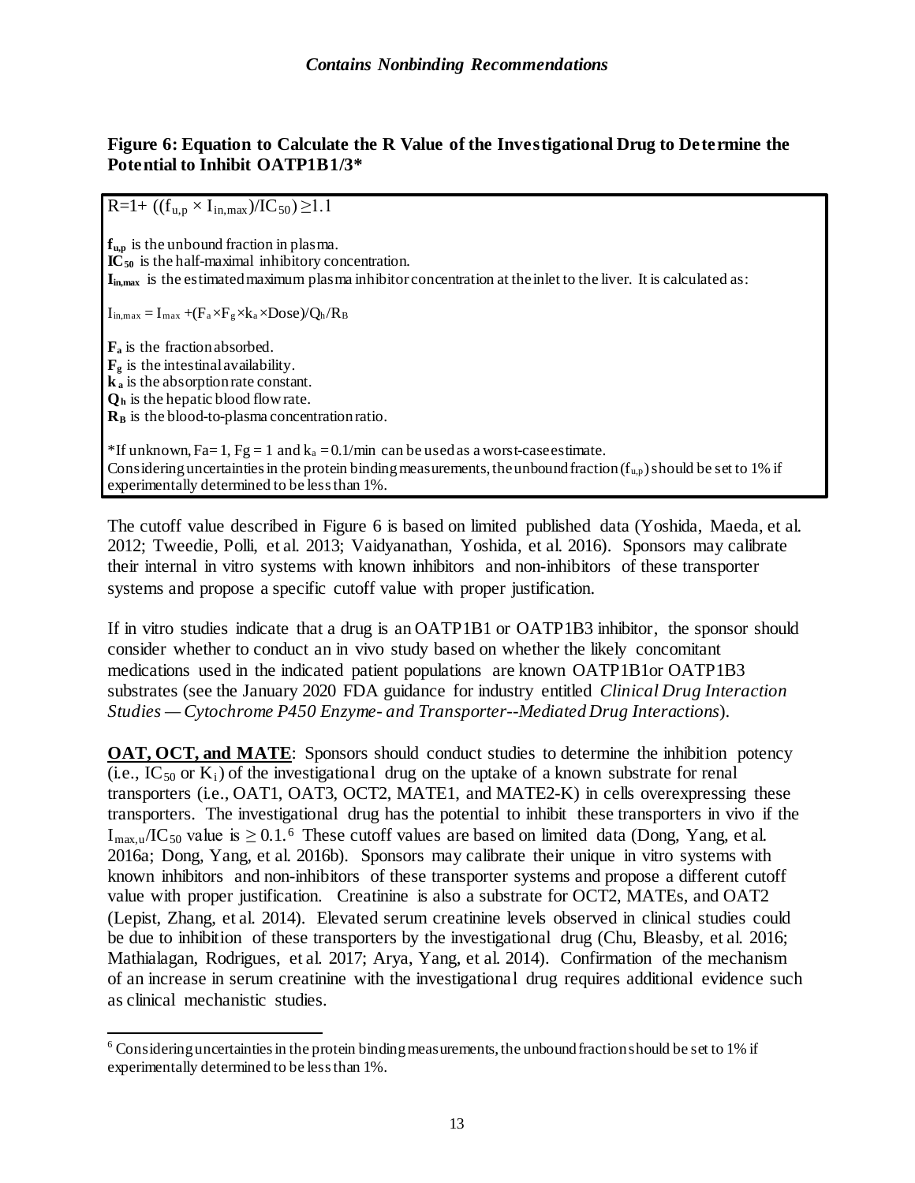### Figure 6: Equation to Calculate the R Value of the Investigational Drug to Determine the Potential to Inhibit OATP1B1/3*

$$R = 1 + ((f_{u,p} \times I_{in,max})/IC_{50}) \geq 1.1$$

**$f_{u,p}$** is the unbound fraction in plasma.
**$IC_{50}$** is the half-maximal inhibitory concentration.
**$I_{in,max}$** is the estimated maximum plasma inhibitor concentration at the inlet to the liver. It is calculated as:

$$I_{in,max} = I_{max} + (F_a \times F_g \times k_a \times Dose)/Q_h/R_B$$

**$F_a$** is the fraction absorbed.
**$F_g$** is the intestinal availability.
**$k_a$** is the absorption rate constant.
**$Q_h$** is the hepatic blood flow rate.
**$R_B$** is the blood-to-plasma concentration ratio.

*If unknown, $Fa = 1$, $Fg = 1$ and $k_a = 0.1$/min can be used as a worst-case estimate.
Considering uncertainties in the protein binding measurements, the unbound fraction ($f_{u,p}$) should be set to 1% if experimentally determined to be less than 1%.

The cutoff value described in Figure 6 is based on limited published data (Yoshida, Maeda, et al. 2012; Tweedie, Polli, et al. 2013; Vaidyanathan, Yoshida, et al. 2016). Sponsors may calibrate their internal in vitro systems with known inhibitors and non-inhibitors of these transporter systems and propose a specific cutoff value with proper justification.

If in vitro studies indicate that a drug is an OATP1B1 or OATP1B3 inhibitor, the sponsor should consider whether to conduct an in vivo study based on whether the likely concomitant medications used in the indicated patient populations are known OATP1B1or OATP1B3 substrates (see the January 2020 FDA guidance for industry entitled *Clinical Drug Interaction Studies — Cytochrome P450 Enzyme- and Transporter--Mediated Drug Interactions*).

**OAT, OCT, and MATE**: Sponsors should conduct studies to determine the inhibition potency (i.e., $IC_{50}$ or $K_i$) of the investigational drug on the uptake of a known substrate for renal transporters (i.e., OAT1, OAT3, OCT2, MATE1, and MATE2-K) in cells overexpressing these transporters. The investigational drug has the potential to inhibit these transporters in vivo if the $I_{max,u}/IC_{50}$ value is $\geq 0.1$.[6] These cutoff values are based on limited data (Dong, Yang, et al. 2016a; Dong, Yang, et al. 2016b). Sponsors may calibrate their unique in vitro systems with known inhibitors and non-inhibitors of these transporter systems and propose a different cutoff value with proper justification. Creatinine is also a substrate for OCT2, MATEs, and OAT2 (Lepist, Zhang, et al. 2014). Elevated serum creatinine levels observed in clinical studies could be due to inhibition of these transporters by the investigational drug (Chu, Bleasby, et al. 2016; Mathialagan, Rodrigues, et al. 2017; Arya, Yang, et al. 2014). Confirmation of the mechanism of an increase in serum creatinine with the investigational drug requires additional evidence such as clinical mechanistic studies.

[6] Considering uncertainties in the protein binding measurements, the unbound fraction should be set to 1% if experimentally determined to be less than 1%.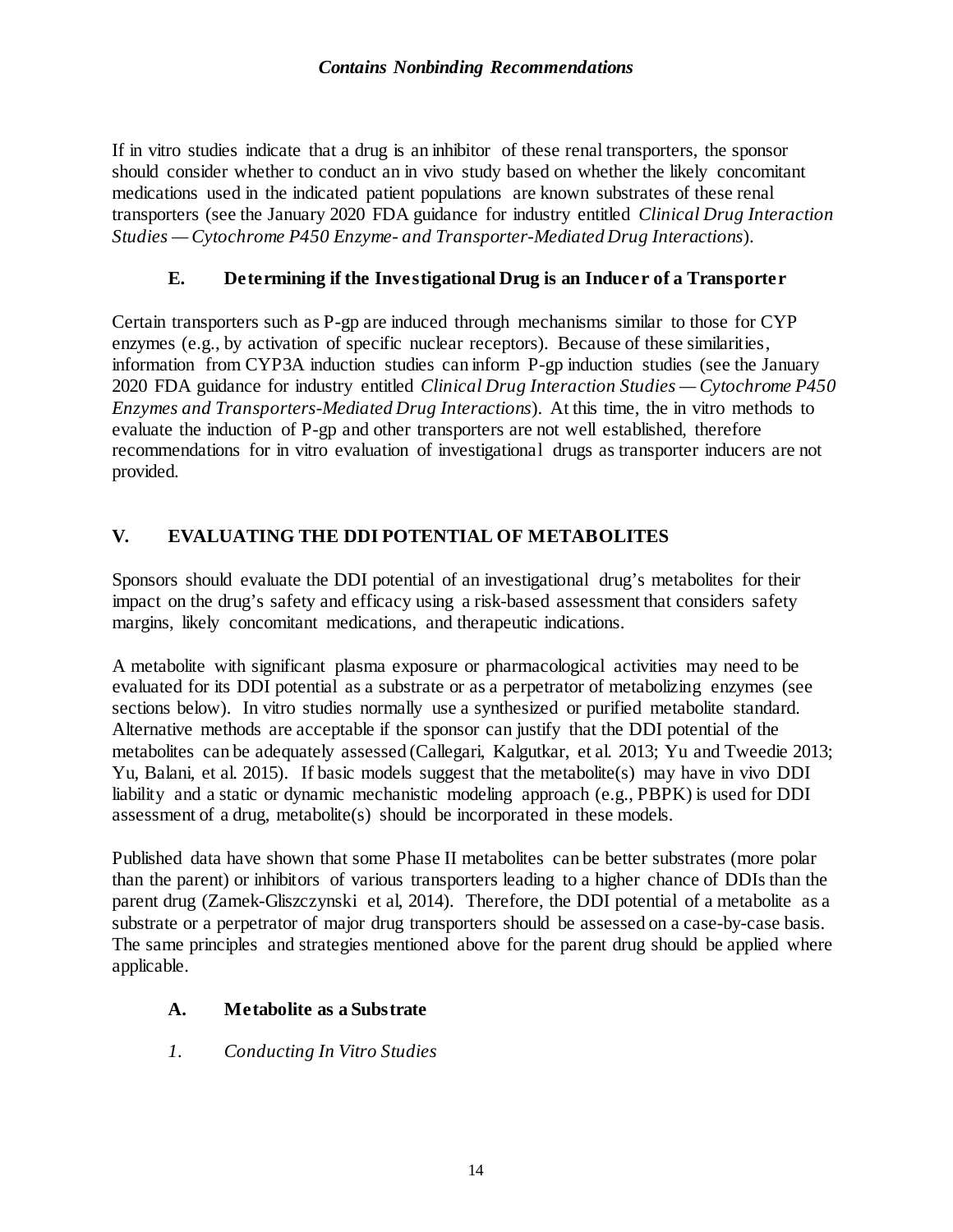If in vitro studies indicate that a drug is an inhibitor of these renal transporters, the sponsor should consider whether to conduct an in vivo study based on whether the likely concomitant medications used in the indicated patient populations are known substrates of these renal transporters (see the January 2020 FDA guidance for industry entitled *Clinical Drug Interaction Studies — Cytochrome P450 Enzyme- and Transporter-Mediated Drug Interactions*).

### E. Determining if the Investigational Drug is an Inducer of a Transporter

Certain transporters such as P-gp are induced through mechanisms similar to those for CYP enzymes (e.g., by activation of specific nuclear receptors). Because of these similarities, information from CYP3A induction studies can inform P-gp induction studies (see the January 2020 FDA guidance for industry entitled *Clinical Drug Interaction Studies — Cytochrome P450 Enzymes and Transporters-Mediated Drug Interactions*). At this time, the in vitro methods to evaluate the induction of P-gp and other transporters are not well established, therefore recommendations for in vitro evaluation of investigational drugs as transporter inducers are not provided.

## V. EVALUATING THE DDI POTENTIAL OF METABOLITES

Sponsors should evaluate the DDI potential of an investigational drug's metabolites for their impact on the drug's safety and efficacy using a risk-based assessment that considers safety margins, likely concomitant medications, and therapeutic indications.

A metabolite with significant plasma exposure or pharmacological activities may need to be evaluated for its DDI potential as a substrate or as a perpetrator of metabolizing enzymes (see sections below). In vitro studies normally use a synthesized or purified metabolite standard. Alternative methods are acceptable if the sponsor can justify that the DDI potential of the metabolites can be adequately assessed (Callegari, Kalgutkar, et al. 2013; Yu and Tweedie 2013; Yu, Balani, et al. 2015). If basic models suggest that the metabolite(s) may have in vivo DDI liability and a static or dynamic mechanistic modeling approach (e.g., PBPK) is used for DDI assessment of a drug, metabolite(s) should be incorporated in these models.

Published data have shown that some Phase II metabolites can be better substrates (more polar than the parent) or inhibitors of various transporters leading to a higher chance of DDIs than the parent drug (Zamek-Gliszczynski et al, 2014). Therefore, the DDI potential of a metabolite as a substrate or a perpetrator of major drug transporters should be assessed on a case-by-case basis. The same principles and strategies mentioned above for the parent drug should be applied where applicable.

### A. Metabolite as a Substrate

#### *1. Conducting In Vitro Studies*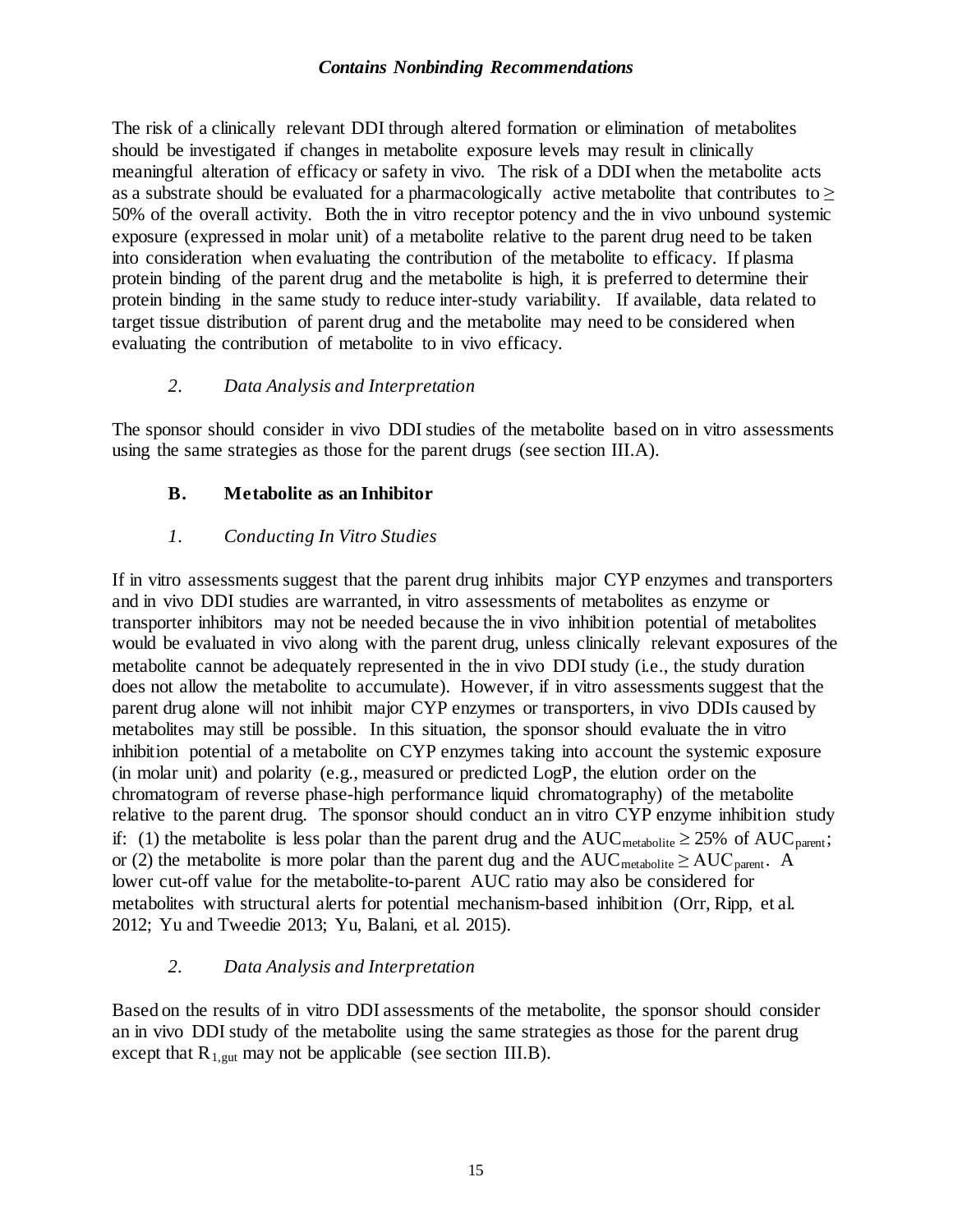The risk of a clinically relevant DDI through altered formation or elimination of metabolites should be investigated if changes in metabolite exposure levels may result in clinically meaningful alteration of efficacy or safety in vivo. The risk of a DDI when the metabolite acts as a substrate should be evaluated for a pharmacologically active metabolite that contributes to ≥ 50% of the overall activity. Both the in vitro receptor potency and the in vivo unbound systemic exposure (expressed in molar unit) of a metabolite relative to the parent drug need to be taken into consideration when evaluating the contribution of the metabolite to efficacy. If plasma protein binding of the parent drug and the metabolite is high, it is preferred to determine their protein binding in the same study to reduce inter-study variability. If available, data related to target tissue distribution of parent drug and the metabolite may need to be considered when evaluating the contribution of metabolite to in vivo efficacy.

#### *2. Data Analysis and Interpretation*

The sponsor should consider in vivo DDI studies of the metabolite based on in vitro assessments using the same strategies as those for the parent drugs (see section III.A).

### **B. Metabolite as an Inhibitor**

#### *1. Conducting In Vitro Studies*

If in vitro assessments suggest that the parent drug inhibits major CYP enzymes and transporters and in vivo DDI studies are warranted, in vitro assessments of metabolites as enzyme or transporter inhibitors may not be needed because the in vivo inhibition potential of metabolites would be evaluated in vivo along with the parent drug, unless clinically relevant exposures of the metabolite cannot be adequately represented in the in vivo DDI study (i.e., the study duration does not allow the metabolite to accumulate). However, if in vitro assessments suggest that the parent drug alone will not inhibit major CYP enzymes or transporters, in vivo DDIs caused by metabolites may still be possible. In this situation, the sponsor should evaluate the in vitro inhibition potential of a metabolite on CYP enzymes taking into account the systemic exposure (in molar unit) and polarity (e.g., measured or predicted LogP, the elution order on the chromatogram of reverse phase-high performance liquid chromatography) of the metabolite relative to the parent drug. The sponsor should conduct an in vitro CYP enzyme inhibition study if: (1) the metabolite is less polar than the parent drug and the $AUC_{metabolite} \geq 25\%$ of $AUC_{parent}$; or (2) the metabolite is more polar than the parent dug and the $AUC_{metabolite} \geq AUC_{parent}$. A lower cut-off value for the metabolite-to-parent AUC ratio may also be considered for metabolites with structural alerts for potential mechanism-based inhibition (Orr, Ripp, et al. 2012; Yu and Tweedie 2013; Yu, Balani, et al. 2015).

#### *2. Data Analysis and Interpretation*

Based on the results of in vitro DDI assessments of the metabolite, the sponsor should consider an in vivo DDI study of the metabolite using the same strategies as those for the parent drug except that $R_{1,gut}$ may not be applicable (see section III.B).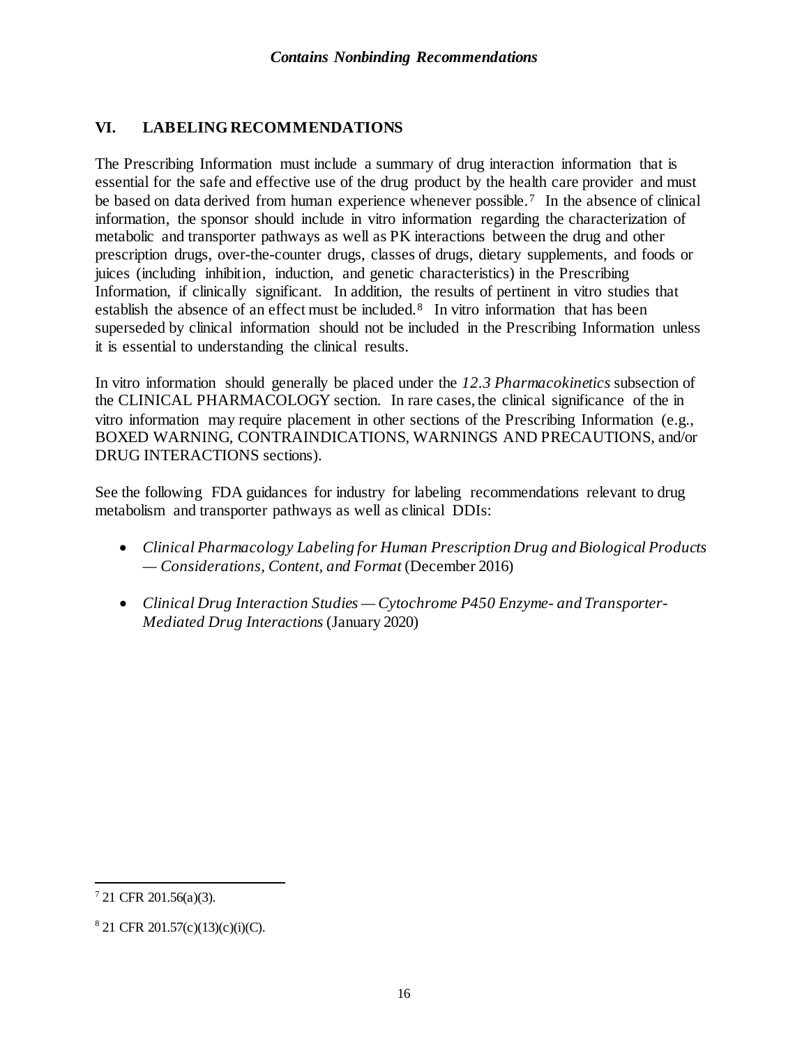## VI. LABELING RECOMMENDATIONS

The Prescribing Information must include a summary of drug interaction information that is essential for the safe and effective use of the drug product by the health care provider and must be based on data derived from human experience whenever possible.[7] In the absence of clinical information, the sponsor should include in vitro information regarding the characterization of metabolic and transporter pathways as well as PK interactions between the drug and other prescription drugs, over-the-counter drugs, classes of drugs, dietary supplements, and foods or juices (including inhibition, induction, and genetic characteristics) in the Prescribing Information, if clinically significant. In addition, the results of pertinent in vitro studies that establish the absence of an effect must be included.[8] In vitro information that has been superseded by clinical information should not be included in the Prescribing Information unless it is essential to understanding the clinical results.

In vitro information should generally be placed under the *12.3 Pharmacokinetics* subsection of the CLINICAL PHARMACOLOGY section. In rare cases, the clinical significance of the in vitro information may require placement in other sections of the Prescribing Information (e.g., BOXED WARNING, CONTRAINDICATIONS, WARNINGS AND PRECAUTIONS, and/or DRUG INTERACTIONS sections).

See the following FDA guidances for industry for labeling recommendations relevant to drug metabolism and transporter pathways as well as clinical DDIs:

- *Clinical Pharmacology Labeling for Human Prescription Drug and Biological Products — Considerations, Content, and Format* (December 2016)
- *Clinical Drug Interaction Studies — Cytochrome P450 Enzyme- and Transporter-Mediated Drug Interactions* (January 2020)

---

[7] 21 CFR 201.56(a)(3).

[8] 21 CFR 201.57(c)(13)(c)(i)(C).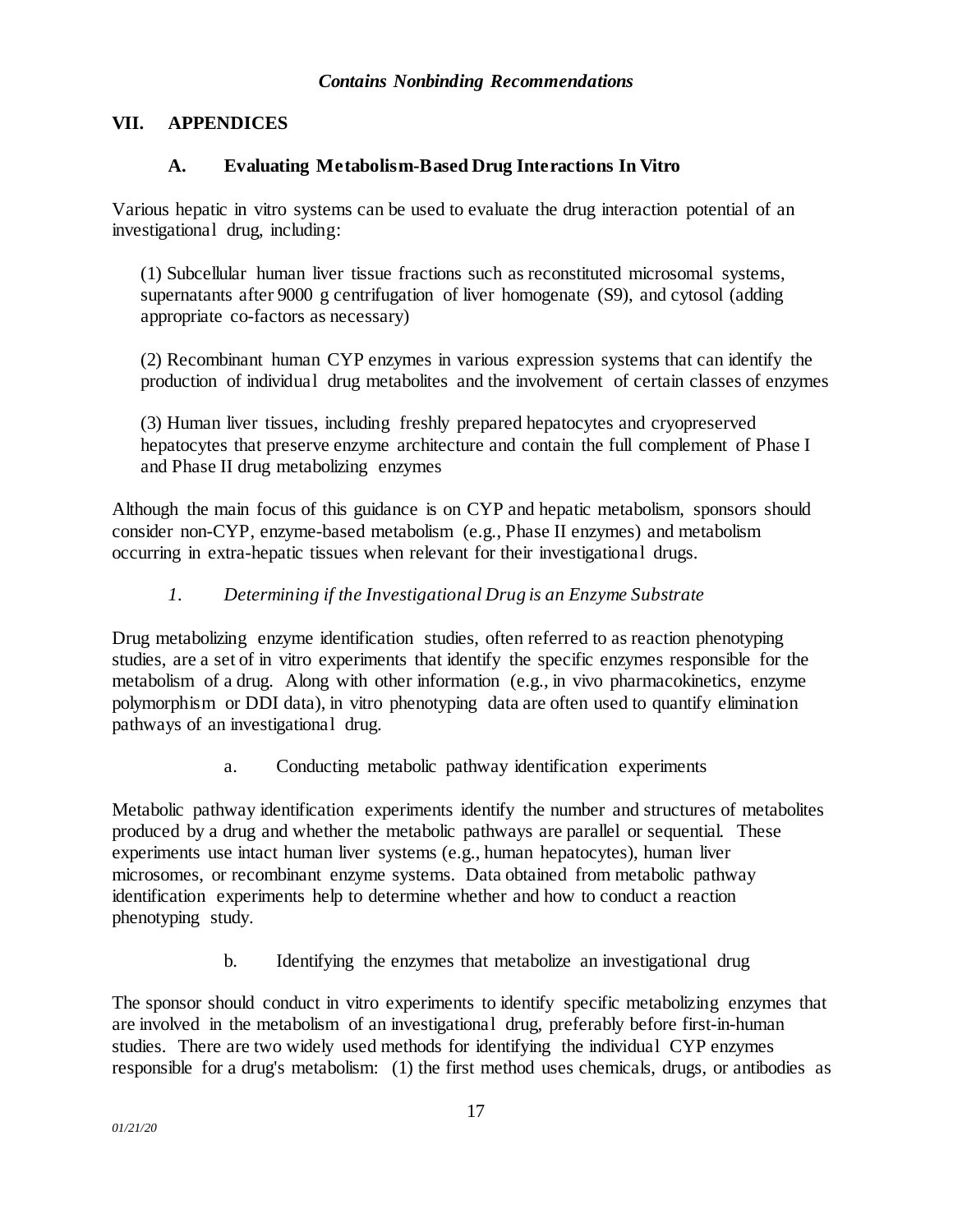## VII. APPENDICES

### A. Evaluating Metabolism-Based Drug Interactions In Vitro

Various hepatic in vitro systems can be used to evaluate the drug interaction potential of an investigational drug, including:

(1) Subcellular human liver tissue fractions such as reconstituted microsomal systems, supernatants after 9000 g centrifugation of liver homogenate (S9), and cytosol (adding appropriate co-factors as necessary)

(2) Recombinant human CYP enzymes in various expression systems that can identify the production of individual drug metabolites and the involvement of certain classes of enzymes

(3) Human liver tissues, including freshly prepared hepatocytes and cryopreserved hepatocytes that preserve enzyme architecture and contain the full complement of Phase I and Phase II drug metabolizing enzymes

Although the main focus of this guidance is on CYP and hepatic metabolism, sponsors should consider non-CYP, enzyme-based metabolism (e.g., Phase II enzymes) and metabolism occurring in extra-hepatic tissues when relevant for their investigational drugs.

#### *1. Determining if the Investigational Drug is an Enzyme Substrate*

Drug metabolizing enzyme identification studies, often referred to as reaction phenotyping studies, are a set of in vitro experiments that identify the specific enzymes responsible for the metabolism of a drug. Along with other information (e.g., in vivo pharmacokinetics, enzyme polymorphism or DDI data), in vitro phenotyping data are often used to quantify elimination pathways of an investigational drug.

a. Conducting metabolic pathway identification experiments

Metabolic pathway identification experiments identify the number and structures of metabolites produced by a drug and whether the metabolic pathways are parallel or sequential. These experiments use intact human liver systems (e.g., human hepatocytes), human liver microsomes, or recombinant enzyme systems. Data obtained from metabolic pathway identification experiments help to determine whether and how to conduct a reaction phenotyping study.

b. Identifying the enzymes that metabolize an investigational drug

The sponsor should conduct in vitro experiments to identify specific metabolizing enzymes that are involved in the metabolism of an investigational drug, preferably before first-in-human studies. There are two widely used methods for identifying the individual CYP enzymes responsible for a drug's metabolism: (1) the first method uses chemicals, drugs, or antibodies as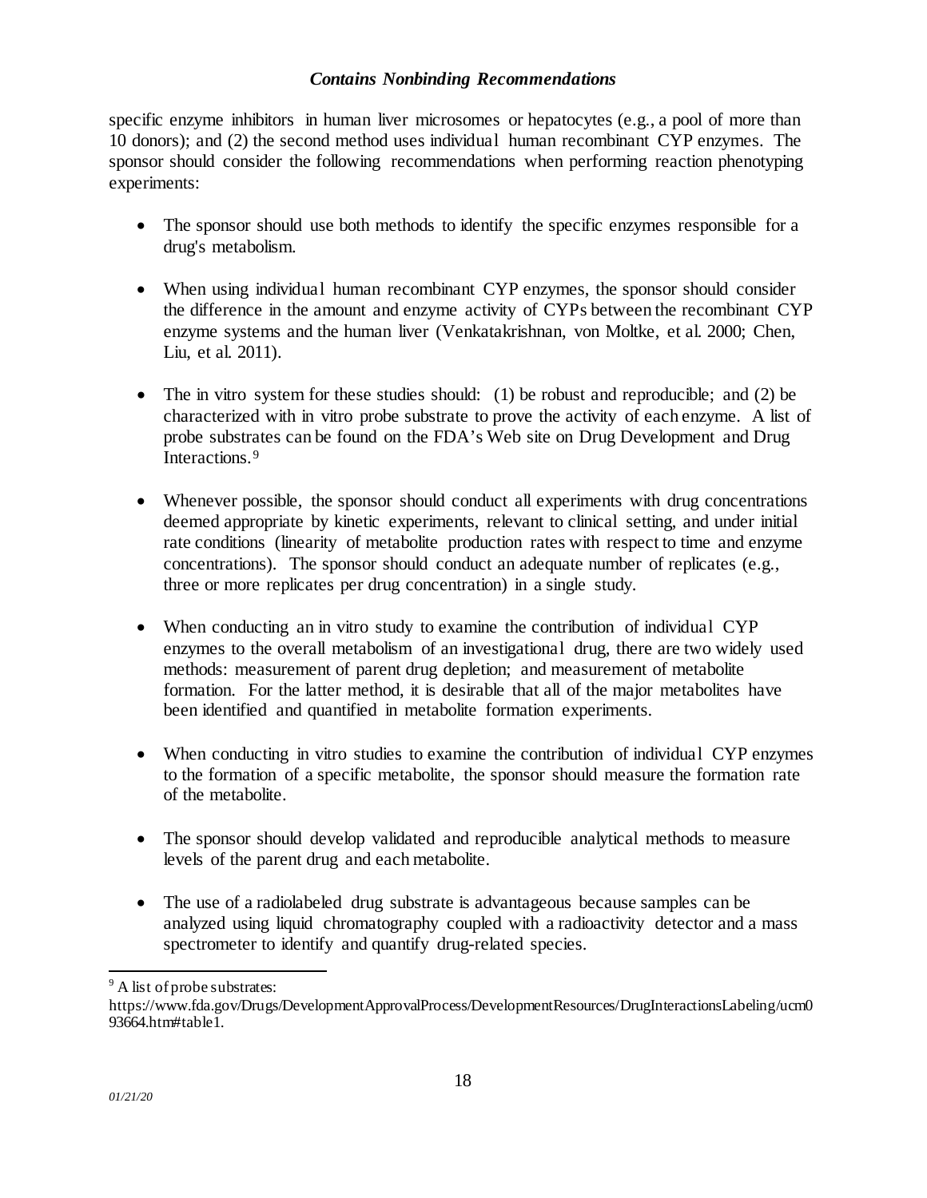specific enzyme inhibitors in human liver microsomes or hepatocytes (e.g., a pool of more than 10 donors); and (2) the second method uses individual human recombinant CYP enzymes. The sponsor should consider the following recommendations when performing reaction phenotyping experiments:

- The sponsor should use both methods to identify the specific enzymes responsible for a drug's metabolism.
- When using individual human recombinant CYP enzymes, the sponsor should consider the difference in the amount and enzyme activity of CYPs between the recombinant CYP enzyme systems and the human liver (Venkatakrishnan, von Moltke, et al. 2000; Chen, Liu, et al. 2011).
- The in vitro system for these studies should: (1) be robust and reproducible; and (2) be characterized with in vitro probe substrate to prove the activity of each enzyme. A list of probe substrates can be found on the FDA's Web site on Drug Development and Drug Interactions.[9]
- Whenever possible, the sponsor should conduct all experiments with drug concentrations deemed appropriate by kinetic experiments, relevant to clinical setting, and under initial rate conditions (linearity of metabolite production rates with respect to time and enzyme concentrations). The sponsor should conduct an adequate number of replicates (e.g., three or more replicates per drug concentration) in a single study.
- When conducting an in vitro study to examine the contribution of individual CYP enzymes to the overall metabolism of an investigational drug, there are two widely used methods: measurement of parent drug depletion; and measurement of metabolite formation. For the latter method, it is desirable that all of the major metabolites have been identified and quantified in metabolite formation experiments.
- When conducting in vitro studies to examine the contribution of individual CYP enzymes to the formation of a specific metabolite, the sponsor should measure the formation rate of the metabolite.
- The sponsor should develop validated and reproducible analytical methods to measure levels of the parent drug and each metabolite.
- The use of a radiolabeled drug substrate is advantageous because samples can be analyzed using liquid chromatography coupled with a radioactivity detector and a mass spectrometer to identify and quantify drug-related species.

---

[9] A list of probe substrates: https://www.fda.gov/Drugs/DevelopmentApprovalProcess/DevelopmentResources/DrugInteractionsLabeling/ucm093664.htm#table1.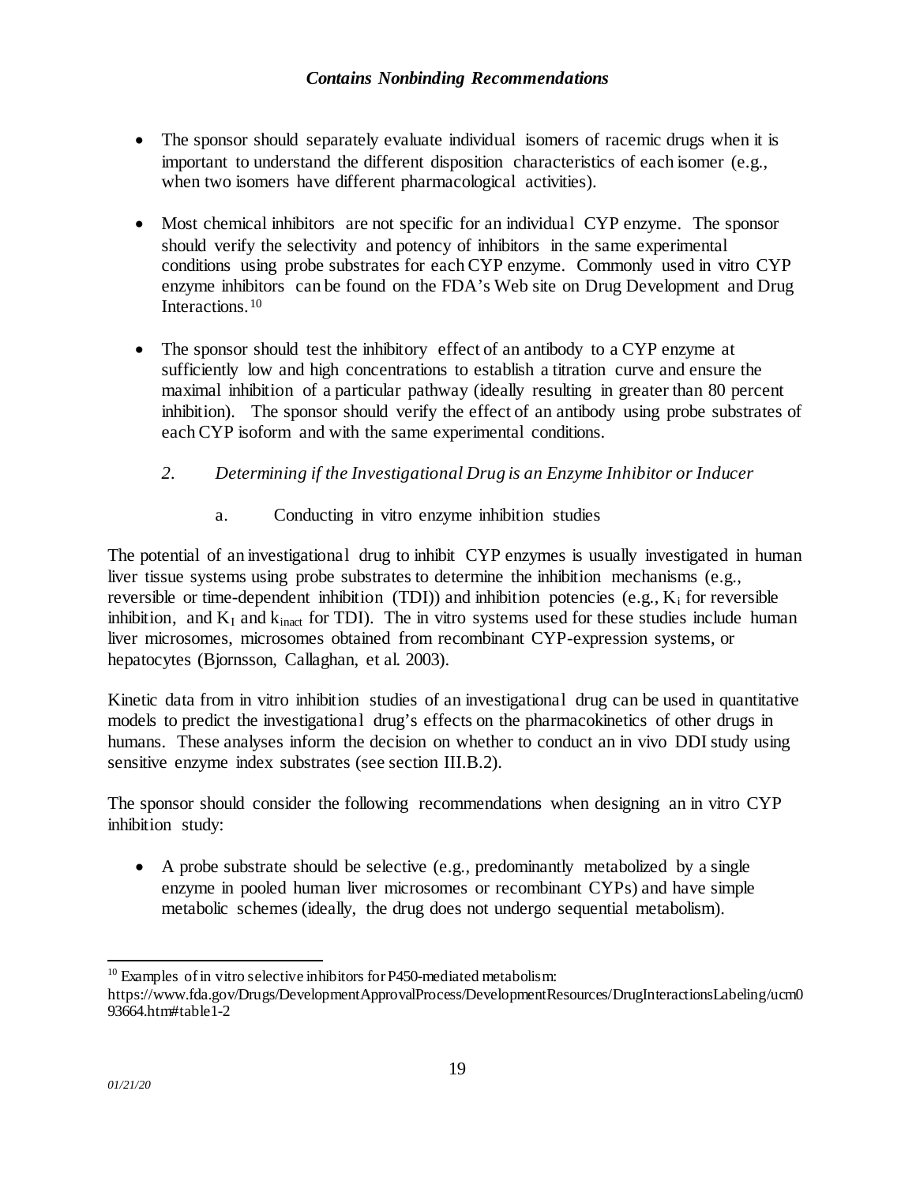- The sponsor should separately evaluate individual isomers of racemic drugs when it is important to understand the different disposition characteristics of each isomer (e.g., when two isomers have different pharmacological activities).

- Most chemical inhibitors are not specific for an individual CYP enzyme. The sponsor should verify the selectivity and potency of inhibitors in the same experimental conditions using probe substrates for each CYP enzyme. Commonly used in vitro CYP enzyme inhibitors can be found on the FDA's Web site on Drug Development and Drug Interactions.[10]

- The sponsor should test the inhibitory effect of an antibody to a CYP enzyme at sufficiently low and high concentrations to establish a titration curve and ensure the maximal inhibition of a particular pathway (ideally resulting in greater than 80 percent inhibition). The sponsor should verify the effect of an antibody using probe substrates of each CYP isoform and with the same experimental conditions.

### *2. Determining if the Investigational Drug is an Enzyme Inhibitor or Inducer*

#### a. Conducting in vitro enzyme inhibition studies

The potential of an investigational drug to inhibit CYP enzymes is usually investigated in human liver tissue systems using probe substrates to determine the inhibition mechanisms (e.g., reversible or time-dependent inhibition (TDI)) and inhibition potencies (e.g., $K_i$ for reversible inhibition, and $K_I$ and $k_{inact}$ for TDI). The in vitro systems used for these studies include human liver microsomes, microsomes obtained from recombinant CYP-expression systems, or hepatocytes (Bjornsson, Callaghan, et al. 2003).

Kinetic data from in vitro inhibition studies of an investigational drug can be used in quantitative models to predict the investigational drug's effects on the pharmacokinetics of other drugs in humans. These analyses inform the decision on whether to conduct an in vivo DDI study using sensitive enzyme index substrates (see section III.B.2).

The sponsor should consider the following recommendations when designing an in vitro CYP inhibition study:

- A probe substrate should be selective (e.g., predominantly metabolized by a single enzyme in pooled human liver microsomes or recombinant CYPs) and have simple metabolic schemes (ideally, the drug does not undergo sequential metabolism).

---

[10] Examples of in vitro selective inhibitors for P450-mediated metabolism: https://www.fda.gov/Drugs/DevelopmentApprovalProcess/DevelopmentResources/DrugInteractionsLabeling/ucm093664.htm#table1-2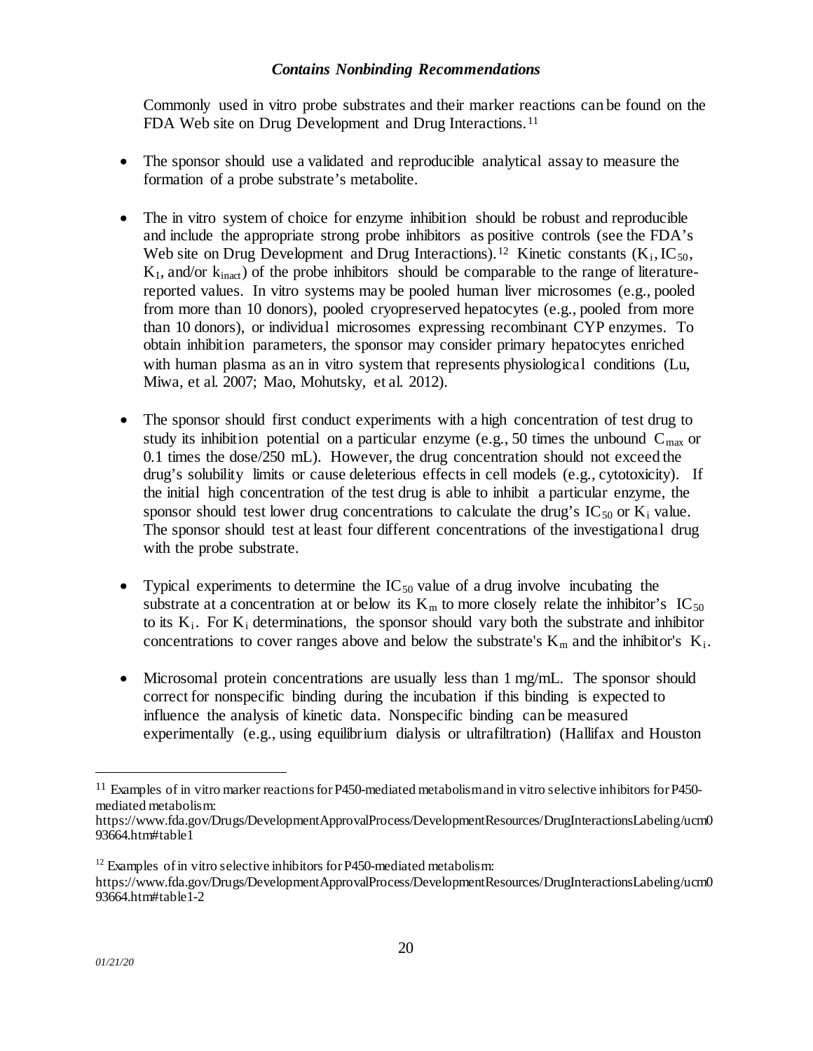Commonly used in vitro probe substrates and their marker reactions can be found on the FDA Web site on Drug Development and Drug Interactions.[11]

- The sponsor should use a validated and reproducible analytical assay to measure the formation of a probe substrate's metabolite.

- The in vitro system of choice for enzyme inhibition should be robust and reproducible and include the appropriate strong probe inhibitors as positive controls (see the FDA's Web site on Drug Development and Drug Interactions).[12] Kinetic constants ($K_i$, $IC_{50}$, $K_I$, and/or $k_{inact}$) of the probe inhibitors should be comparable to the range of literature-reported values. In vitro systems may be pooled human liver microsomes (e.g., pooled from more than 10 donors), pooled cryopreserved hepatocytes (e.g., pooled from more than 10 donors), or individual microsomes expressing recombinant CYP enzymes. To obtain inhibition parameters, the sponsor may consider primary hepatocytes enriched with human plasma as an in vitro system that represents physiological conditions (Lu, Miwa, et al. 2007; Mao, Mohutsky, et al. 2012).

- The sponsor should first conduct experiments with a high concentration of test drug to study its inhibition potential on a particular enzyme (e.g., 50 times the unbound $C_{max}$ or 0.1 times the dose/250 mL). However, the drug concentration should not exceed the drug's solubility limits or cause deleterious effects in cell models (e.g., cytotoxicity). If the initial high concentration of the test drug is able to inhibit a particular enzyme, the sponsor should test lower drug concentrations to calculate the drug's $IC_{50}$ or $K_i$ value. The sponsor should test at least four different concentrations of the investigational drug with the probe substrate.

- Typical experiments to determine the $IC_{50}$ value of a drug involve incubating the substrate at a concentration at or below its $K_m$ to more closely relate the inhibitor's $IC_{50}$ to its $K_i$. For $K_i$ determinations, the sponsor should vary both the substrate and inhibitor concentrations to cover ranges above and below the substrate's $K_m$ and the inhibitor's $K_i$.

- Microsomal protein concentrations are usually less than 1 mg/mL. The sponsor should correct for nonspecific binding during the incubation if this binding is expected to influence the analysis of kinetic data. Nonspecific binding can be measured experimentally (e.g., using equilibrium dialysis or ultrafiltration) (Hallifax and Houston

---

[11] Examples of in vitro marker reactions for P450-mediated metabolism and in vitro selective inhibitors for P450-mediated metabolism:
https://www.fda.gov/Drugs/DevelopmentApprovalProcess/DevelopmentResources/DrugInteractionsLabeling/ucm093664.htm#table1

[12] Examples of in vitro selective inhibitors for P450-mediated metabolism:
https://www.fda.gov/Drugs/DevelopmentApprovalProcess/DevelopmentResources/DrugInteractionsLabeling/ucm093664.htm#table1-2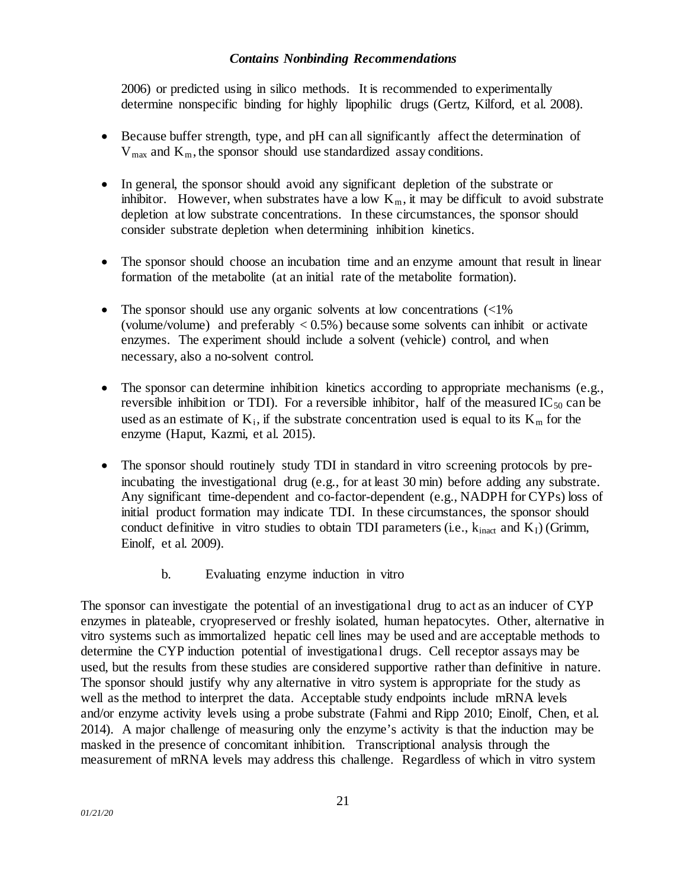2006) or predicted using in silico methods. It is recommended to experimentally determine nonspecific binding for highly lipophilic drugs (Gertz, Kilford, et al. 2008).

- Because buffer strength, type, and pH can all significantly affect the determination of $V_{max}$ and $K_m$, the sponsor should use standardized assay conditions.

- In general, the sponsor should avoid any significant depletion of the substrate or inhibitor. However, when substrates have a low $K_m$, it may be difficult to avoid substrate depletion at low substrate concentrations. In these circumstances, the sponsor should consider substrate depletion when determining inhibition kinetics.

- The sponsor should choose an incubation time and an enzyme amount that result in linear formation of the metabolite (at an initial rate of the metabolite formation).

- The sponsor should use any organic solvents at low concentrations (<1% (volume/volume) and preferably < 0.5%) because some solvents can inhibit or activate enzymes. The experiment should include a solvent (vehicle) control, and when necessary, also a no-solvent control.

- The sponsor can determine inhibition kinetics according to appropriate mechanisms (e.g., reversible inhibition or TDI). For a reversible inhibitor, half of the measured $IC_{50}$ can be used as an estimate of $K_i$, if the substrate concentration used is equal to its $K_m$ for the enzyme (Haput, Kazmi, et al. 2015).

- The sponsor should routinely study TDI in standard in vitro screening protocols by pre-incubating the investigational drug (e.g., for at least 30 min) before adding any substrate. Any significant time-dependent and co-factor-dependent (e.g., NADPH for CYPs) loss of initial product formation may indicate TDI. In these circumstances, the sponsor should conduct definitive in vitro studies to obtain TDI parameters (i.e., $k_{inact}$ and $K_I$) (Grimm, Einolf, et al. 2009).

b. Evaluating enzyme induction in vitro

The sponsor can investigate the potential of an investigational drug to act as an inducer of CYP enzymes in plateable, cryopreserved or freshly isolated, human hepatocytes. Other, alternative in vitro systems such as immortalized hepatic cell lines may be used and are acceptable methods to determine the CYP induction potential of investigational drugs. Cell receptor assays may be used, but the results from these studies are considered supportive rather than definitive in nature. The sponsor should justify why any alternative in vitro system is appropriate for the study as well as the method to interpret the data. Acceptable study endpoints include mRNA levels and/or enzyme activity levels using a probe substrate (Fahmi and Ripp 2010; Einolf, Chen, et al. 2014). A major challenge of measuring only the enzyme's activity is that the induction may be masked in the presence of concomitant inhibition. Transcriptional analysis through the measurement of mRNA levels may address this challenge. Regardless of which in vitro system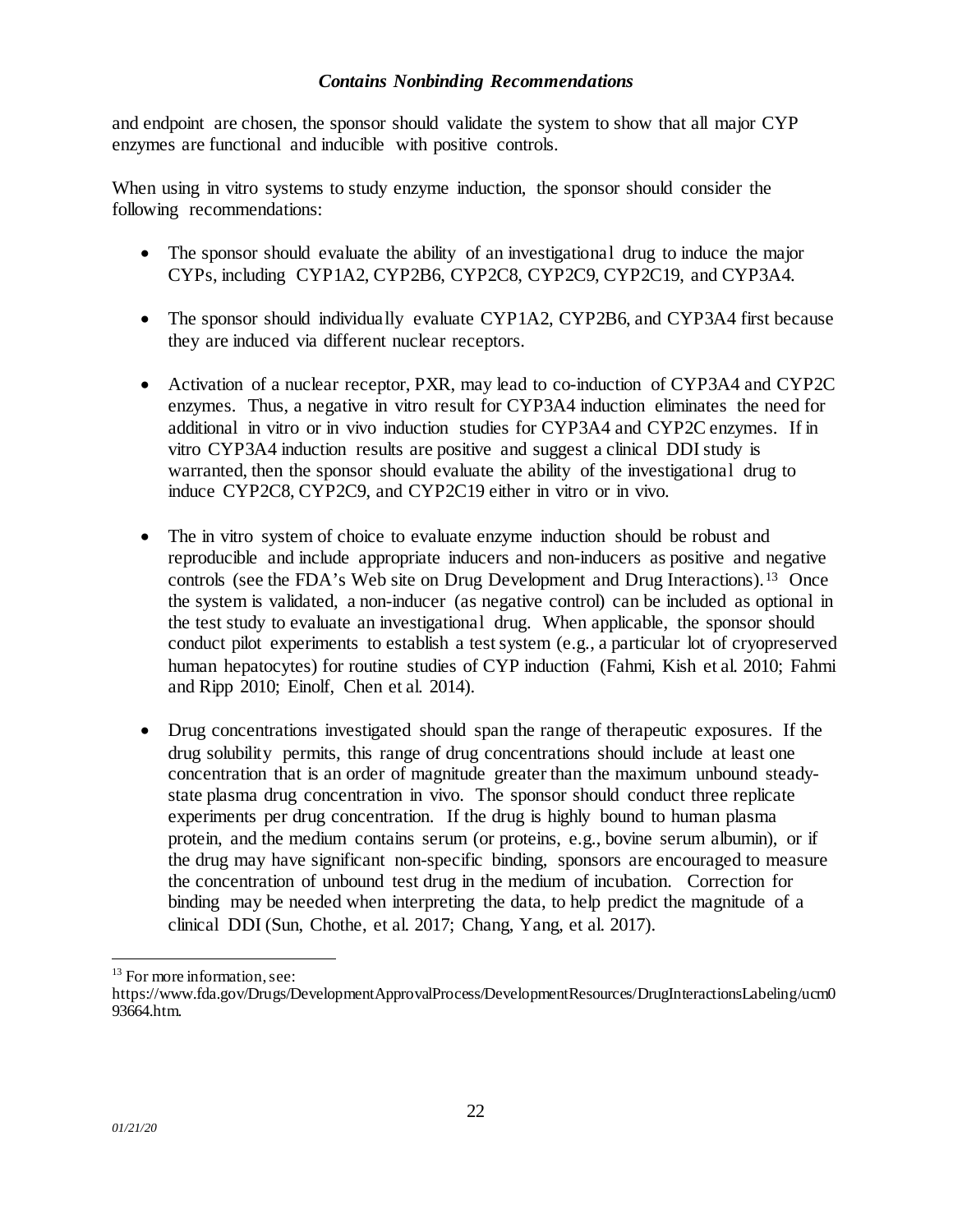and endpoint are chosen, the sponsor should validate the system to show that all major CYP enzymes are functional and inducible with positive controls.

When using in vitro systems to study enzyme induction, the sponsor should consider the following recommendations:

- The sponsor should evaluate the ability of an investigational drug to induce the major CYPs, including CYP1A2, CYP2B6, CYP2C8, CYP2C9, CYP2C19, and CYP3A4.

- The sponsor should individually evaluate CYP1A2, CYP2B6, and CYP3A4 first because they are induced via different nuclear receptors.

- Activation of a nuclear receptor, PXR, may lead to co-induction of CYP3A4 and CYP2C enzymes. Thus, a negative in vitro result for CYP3A4 induction eliminates the need for additional in vitro or in vivo induction studies for CYP3A4 and CYP2C enzymes. If in vitro CYP3A4 induction results are positive and suggest a clinical DDI study is warranted, then the sponsor should evaluate the ability of the investigational drug to induce CYP2C8, CYP2C9, and CYP2C19 either in vitro or in vivo.

- The in vitro system of choice to evaluate enzyme induction should be robust and reproducible and include appropriate inducers and non-inducers as positive and negative controls (see the FDA's Web site on Drug Development and Drug Interactions).[13] Once the system is validated, a non-inducer (as negative control) can be included as optional in the test study to evaluate an investigational drug. When applicable, the sponsor should conduct pilot experiments to establish a test system (e.g., a particular lot of cryopreserved human hepatocytes) for routine studies of CYP induction (Fahmi, Kish et al. 2010; Fahmi and Ripp 2010; Einolf, Chen et al. 2014).

- Drug concentrations investigated should span the range of therapeutic exposures. If the drug solubility permits, this range of drug concentrations should include at least one concentration that is an order of magnitude greater than the maximum unbound steady-state plasma drug concentration in vivo. The sponsor should conduct three replicate experiments per drug concentration. If the drug is highly bound to human plasma protein, and the medium contains serum (or proteins, e.g., bovine serum albumin), or if the drug may have significant non-specific binding, sponsors are encouraged to measure the concentration of unbound test drug in the medium of incubation. Correction for binding may be needed when interpreting the data, to help predict the magnitude of a clinical DDI (Sun, Chothe, et al. 2017; Chang, Yang, et al. 2017).

[13] For more information, see: https://www.fda.gov/Drugs/DevelopmentApprovalProcess/DevelopmentResources/DrugInteractionsLabeling/ucm093664.htm.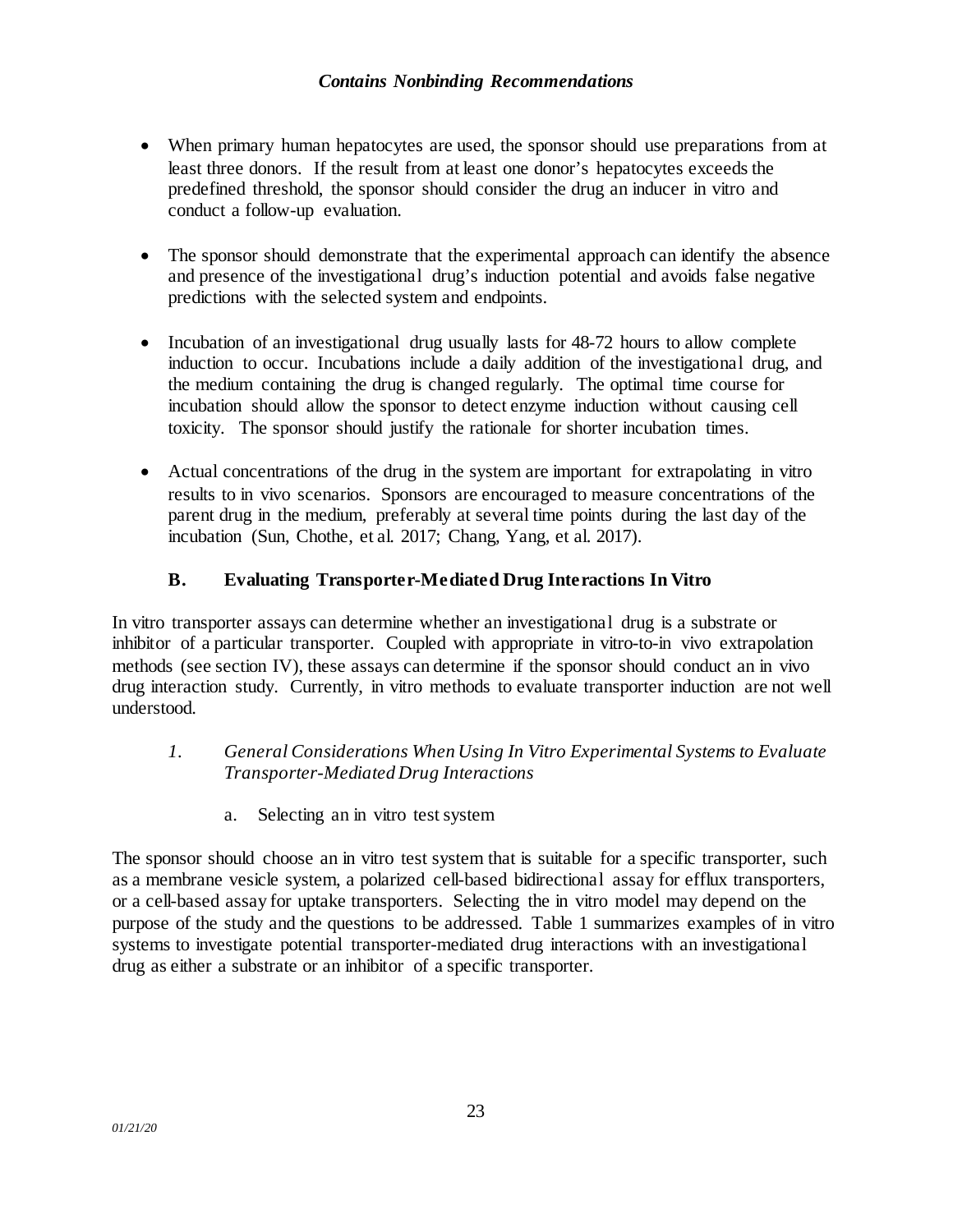- When primary human hepatocytes are used, the sponsor should use preparations from at least three donors. If the result from at least one donor's hepatocytes exceeds the predefined threshold, the sponsor should consider the drug an inducer in vitro and conduct a follow-up evaluation.

- The sponsor should demonstrate that the experimental approach can identify the absence and presence of the investigational drug's induction potential and avoids false negative predictions with the selected system and endpoints.

- Incubation of an investigational drug usually lasts for 48-72 hours to allow complete induction to occur. Incubations include a daily addition of the investigational drug, and the medium containing the drug is changed regularly. The optimal time course for incubation should allow the sponsor to detect enzyme induction without causing cell toxicity. The sponsor should justify the rationale for shorter incubation times.

- Actual concentrations of the drug in the system are important for extrapolating in vitro results to in vivo scenarios. Sponsors are encouraged to measure concentrations of the parent drug in the medium, preferably at several time points during the last day of the incubation (Sun, Chothe, et al. 2017; Chang, Yang, et al. 2017).

### B. Evaluating Transporter-Mediated Drug Interactions In Vitro

In vitro transporter assays can determine whether an investigational drug is a substrate or inhibitor of a particular transporter. Coupled with appropriate in vitro-to-in vivo extrapolation methods (see section IV), these assays can determine if the sponsor should conduct an in vivo drug interaction study. Currently, in vitro methods to evaluate transporter induction are not well understood.

#### *1. General Considerations When Using In Vitro Experimental Systems to Evaluate Transporter-Mediated Drug Interactions*

a. Selecting an in vitro test system

The sponsor should choose an in vitro test system that is suitable for a specific transporter, such as a membrane vesicle system, a polarized cell-based bidirectional assay for efflux transporters, or a cell-based assay for uptake transporters. Selecting the in vitro model may depend on the purpose of the study and the questions to be addressed. Table 1 summarizes examples of in vitro systems to investigate potential transporter-mediated drug interactions with an investigational drug as either a substrate or an inhibitor of a specific transporter.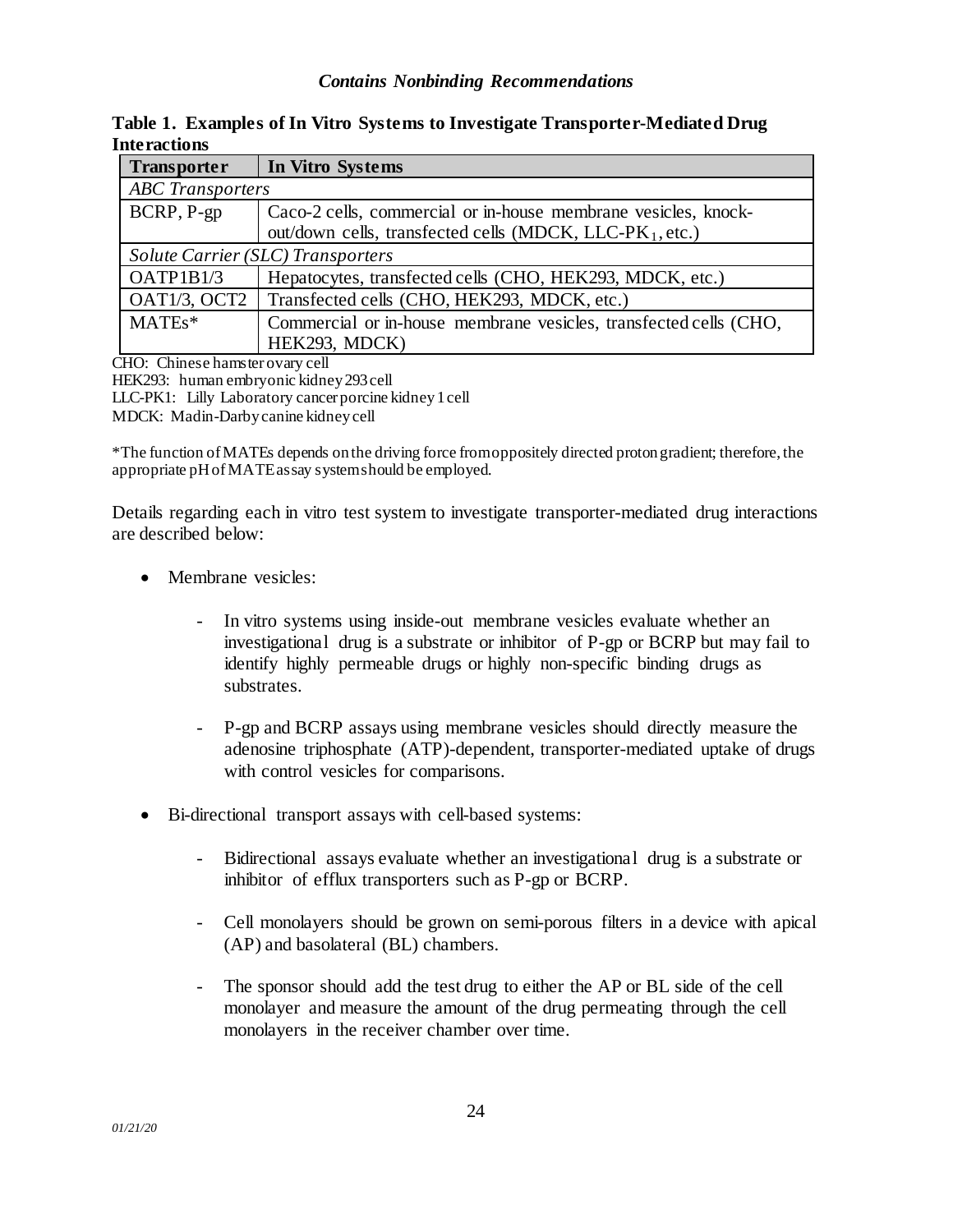**Table 1. Examples of In Vitro Systems to Investigate Transporter-Mediated Drug Interactions**

| Transporter | In Vitro Systems |
|---|---|
| *ABC Transporters* | |
| BCRP, P-gp | Caco-2 cells, commercial or in-house membrane vesicles, knock-out/down cells, transfected cells (MDCK, LLC-$PK_1$, etc.) |
| *Solute Carrier (SLC) Transporters* | |
| OATP1B1/3 | Hepatocytes, transfected cells (CHO, HEK293, MDCK, etc.) |
| OAT1/3, OCT2 | Transfected cells (CHO, HEK293, MDCK, etc.) |
| MATEs* | Commercial or in-house membrane vesicles, transfected cells (CHO, HEK293, MDCK) |

CHO: Chinese hamster ovary cell
HEK293: human embryonic kidney 293 cell
LLC-PK1: Lilly Laboratory cancer porcine kidney 1 cell
MDCK: Madin-Darby canine kidney cell

*The function of MATEs depends on the driving force from oppositely directed proton gradient; therefore, the appropriate pH of MATE assay system should be employed.

Details regarding each in vitro test system to investigate transporter-mediated drug interactions are described below:

- Membrane vesicles:
  - In vitro systems using inside-out membrane vesicles evaluate whether an investigational drug is a substrate or inhibitor of P-gp or BCRP but may fail to identify highly permeable drugs or highly non-specific binding drugs as substrates.
  - P-gp and BCRP assays using membrane vesicles should directly measure the adenosine triphosphate (ATP)-dependent, transporter-mediated uptake of drugs with control vesicles for comparisons.
- Bi-directional transport assays with cell-based systems:
  - Bidirectional assays evaluate whether an investigational drug is a substrate or inhibitor of efflux transporters such as P-gp or BCRP.
  - Cell monolayers should be grown on semi-porous filters in a device with apical (AP) and basolateral (BL) chambers.
  - The sponsor should add the test drug to either the AP or BL side of the cell monolayer and measure the amount of the drug permeating through the cell monolayers in the receiver chamber over time.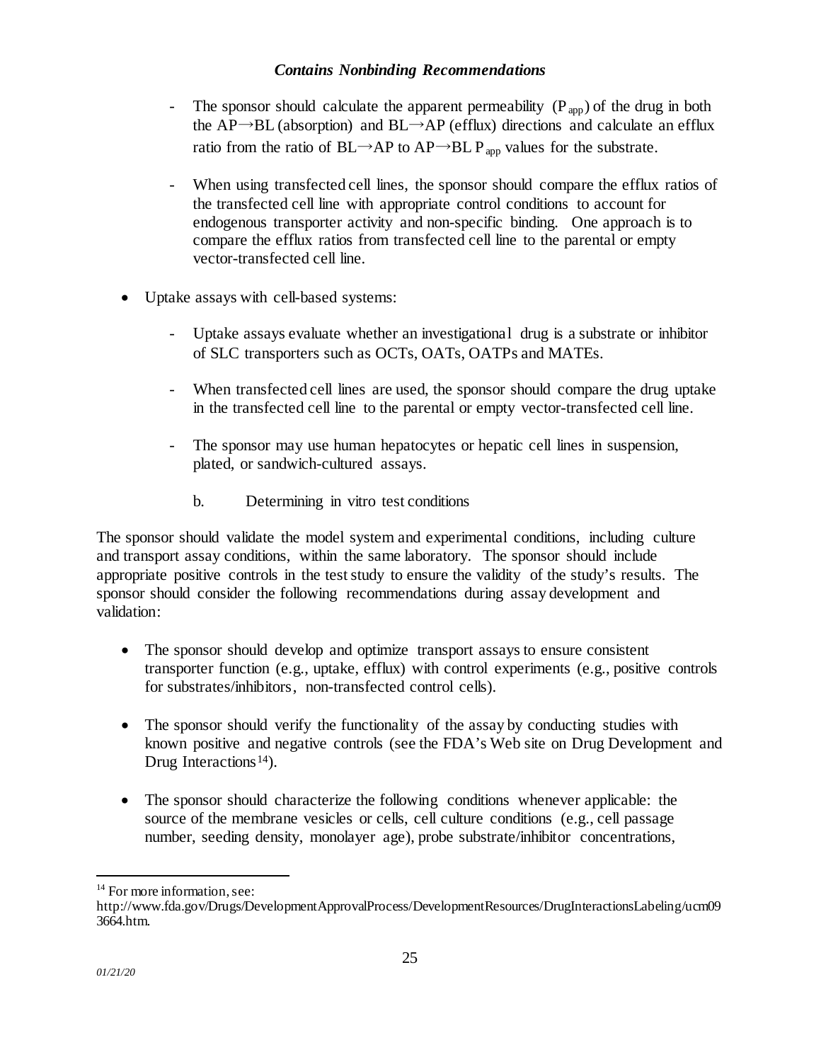- The sponsor should calculate the apparent permeability ($P_{app}$) of the drug in both the AP→BL (absorption) and BL→AP (efflux) directions and calculate an efflux ratio from the ratio of BL→AP to AP→BL $P_{app}$ values for the substrate.

- When using transfected cell lines, the sponsor should compare the efflux ratios of the transfected cell line with appropriate control conditions to account for endogenous transporter activity and non-specific binding. One approach is to compare the efflux ratios from transfected cell line to the parental or empty vector-transfected cell line.

- Uptake assays with cell-based systems:

  - Uptake assays evaluate whether an investigational drug is a substrate or inhibitor of SLC transporters such as OCTs, OATs, OATPs and MATEs.

  - When transfected cell lines are used, the sponsor should compare the drug uptake in the transfected cell line to the parental or empty vector-transfected cell line.

  - The sponsor may use human hepatocytes or hepatic cell lines in suspension, plated, or sandwich-cultured assays.

#### b. Determining in vitro test conditions

The sponsor should validate the model system and experimental conditions, including culture and transport assay conditions, within the same laboratory. The sponsor should include appropriate positive controls in the test study to ensure the validity of the study's results. The sponsor should consider the following recommendations during assay development and validation:

- The sponsor should develop and optimize transport assays to ensure consistent transporter function (e.g., uptake, efflux) with control experiments (e.g., positive controls for substrates/inhibitors, non-transfected control cells).

- The sponsor should verify the functionality of the assay by conducting studies with known positive and negative controls (see the FDA's Web site on Drug Development and Drug Interactions[14]).

- The sponsor should characterize the following conditions whenever applicable: the source of the membrane vesicles or cells, cell culture conditions (e.g., cell passage number, seeding density, monolayer age), probe substrate/inhibitor concentrations,

[14] For more information, see: http://www.fda.gov/Drugs/DevelopmentApprovalProcess/DevelopmentResources/DrugInteractionsLabeling/ucm093664.htm.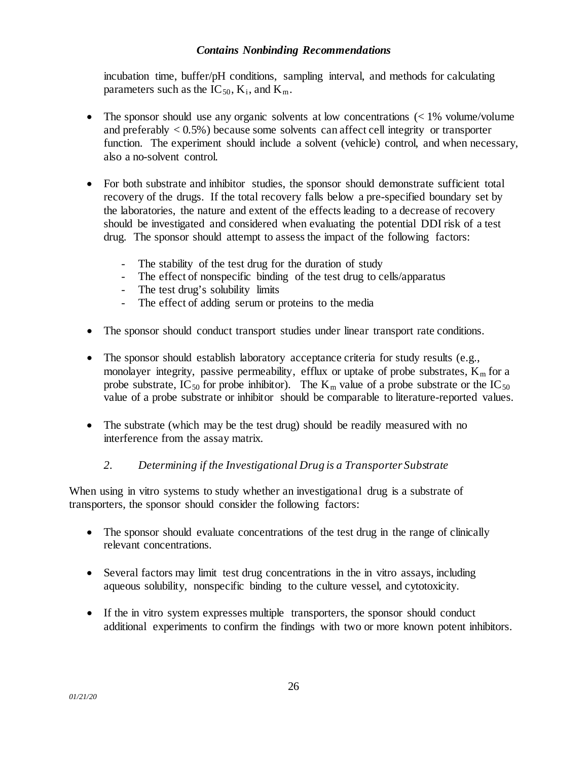incubation time, buffer/pH conditions, sampling interval, and methods for calculating parameters such as the $IC_{50}$, $K_i$, and $K_m$.

- The sponsor should use any organic solvents at low concentrations (< 1% volume/volume and preferably < 0.5%) because some solvents can affect cell integrity or transporter function. The experiment should include a solvent (vehicle) control, and when necessary, also a no-solvent control.

- For both substrate and inhibitor studies, the sponsor should demonstrate sufficient total recovery of the drugs. If the total recovery falls below a pre-specified boundary set by the laboratories, the nature and extent of the effects leading to a decrease of recovery should be investigated and considered when evaluating the potential DDI risk of a test drug. The sponsor should attempt to assess the impact of the following factors:

  - The stability of the test drug for the duration of study
  - The effect of nonspecific binding of the test drug to cells/apparatus
  - The test drug's solubility limits
  - The effect of adding serum or proteins to the media

- The sponsor should conduct transport studies under linear transport rate conditions.

- The sponsor should establish laboratory acceptance criteria for study results (e.g., monolayer integrity, passive permeability, efflux or uptake of probe substrates, $K_m$ for a probe substrate, $IC_{50}$ for probe inhibitor). The $K_m$ value of a probe substrate or the $IC_{50}$ value of a probe substrate or inhibitor should be comparable to literature-reported values.

- The substrate (which may be the test drug) should be readily measured with no interference from the assay matrix.

### *2. Determining if the Investigational Drug is a Transporter Substrate*

When using in vitro systems to study whether an investigational drug is a substrate of transporters, the sponsor should consider the following factors:

- The sponsor should evaluate concentrations of the test drug in the range of clinically relevant concentrations.

- Several factors may limit test drug concentrations in the in vitro assays, including aqueous solubility, nonspecific binding to the culture vessel, and cytotoxicity.

- If the in vitro system expresses multiple transporters, the sponsor should conduct additional experiments to confirm the findings with two or more known potent inhibitors.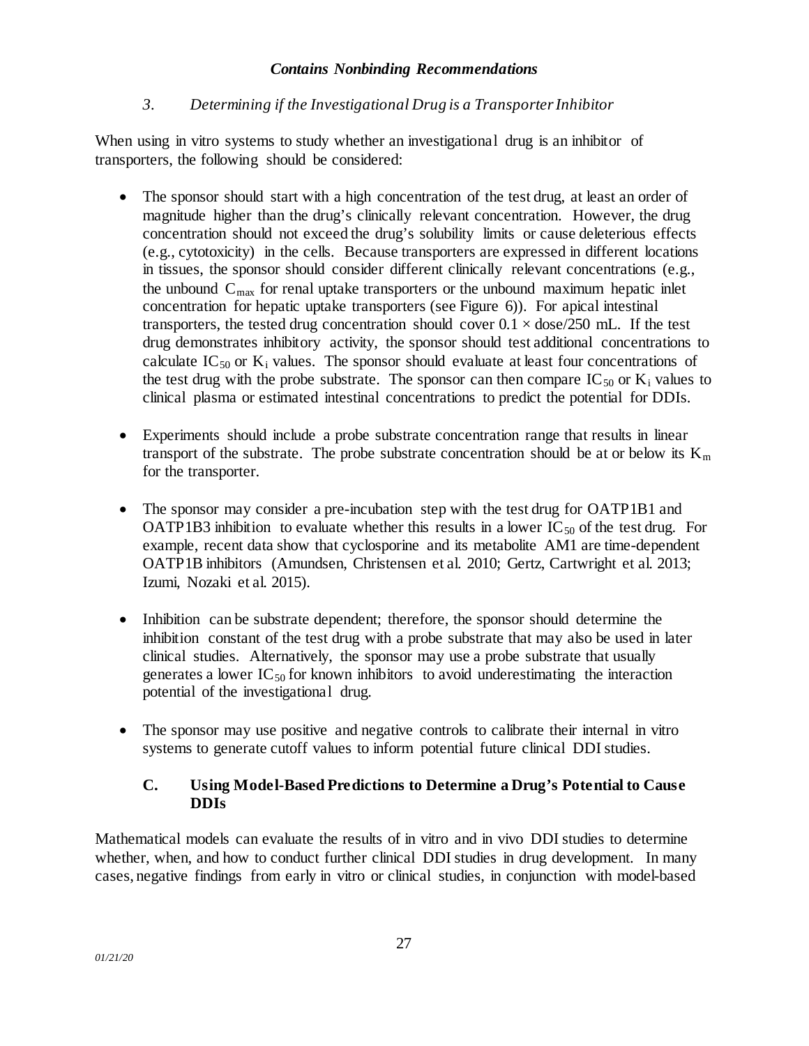### *3. Determining if the Investigational Drug is a Transporter Inhibitor*

When using in vitro systems to study whether an investigational drug is an inhibitor of transporters, the following should be considered:

- The sponsor should start with a high concentration of the test drug, at least an order of magnitude higher than the drug's clinically relevant concentration. However, the drug concentration should not exceed the drug's solubility limits or cause deleterious effects (e.g., cytotoxicity) in the cells. Because transporters are expressed in different locations in tissues, the sponsor should consider different clinically relevant concentrations (e.g., the unbound $C_{max}$ for renal uptake transporters or the unbound maximum hepatic inlet concentration for hepatic uptake transporters (see Figure 6)). For apical intestinal transporters, the tested drug concentration should cover $0.1 \times$ dose/250 mL. If the test drug demonstrates inhibitory activity, the sponsor should test additional concentrations to calculate $IC_{50}$ or $K_i$ values. The sponsor should evaluate at least four concentrations of the test drug with the probe substrate. The sponsor can then compare $IC_{50}$ or $K_i$ values to clinical plasma or estimated intestinal concentrations to predict the potential for DDIs.

- Experiments should include a probe substrate concentration range that results in linear transport of the substrate. The probe substrate concentration should be at or below its $K_m$ for the transporter.

- The sponsor may consider a pre-incubation step with the test drug for OATP1B1 and OATP1B3 inhibition to evaluate whether this results in a lower $IC_{50}$ of the test drug. For example, recent data show that cyclosporine and its metabolite AM1 are time-dependent OATP1B inhibitors (Amundsen, Christensen et al. 2010; Gertz, Cartwright et al. 2013; Izumi, Nozaki et al. 2015).

- Inhibition can be substrate dependent; therefore, the sponsor should determine the inhibition constant of the test drug with a probe substrate that may also be used in later clinical studies. Alternatively, the sponsor may use a probe substrate that usually generates a lower $IC_{50}$ for known inhibitors to avoid underestimating the interaction potential of the investigational drug.

- The sponsor may use positive and negative controls to calibrate their internal in vitro systems to generate cutoff values to inform potential future clinical DDI studies.

## C. Using Model-Based Predictions to Determine a Drug's Potential to Cause DDIs

Mathematical models can evaluate the results of in vitro and in vivo DDI studies to determine whether, when, and how to conduct further clinical DDI studies in drug development. In many cases, negative findings from early in vitro or clinical studies, in conjunction with model-based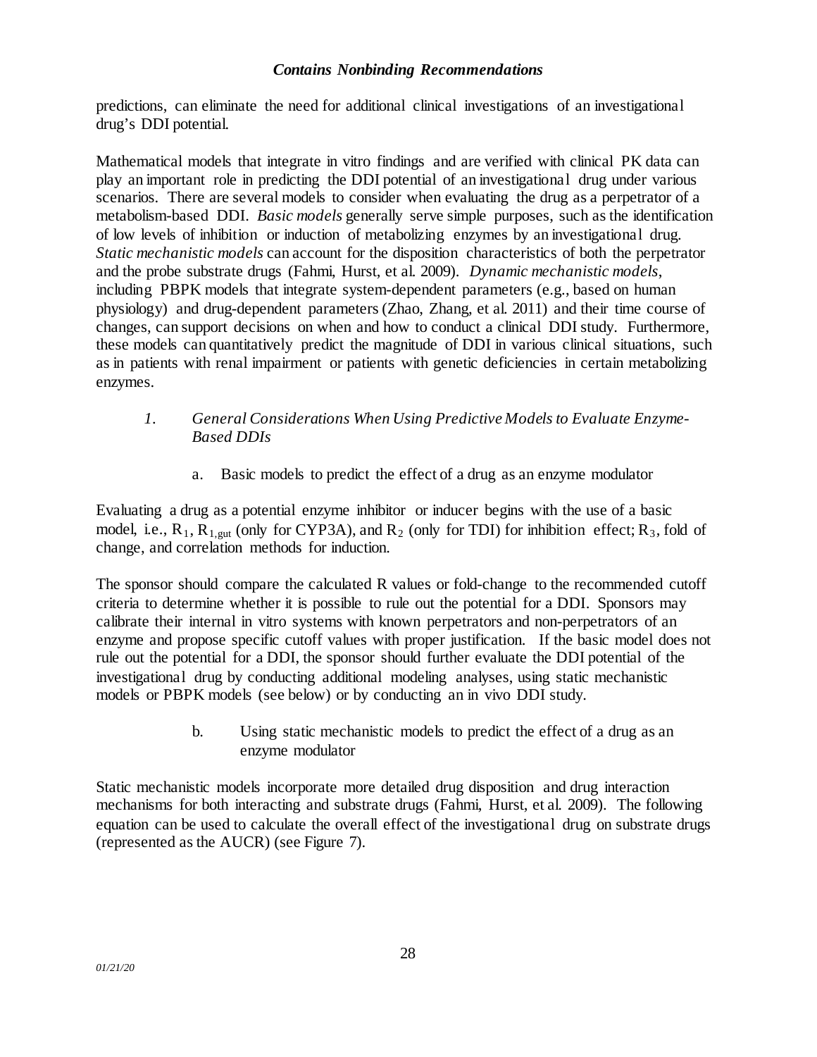predictions, can eliminate the need for additional clinical investigations of an investigational drug's DDI potential.

Mathematical models that integrate in vitro findings and are verified with clinical PK data can play an important role in predicting the DDI potential of an investigational drug under various scenarios. There are several models to consider when evaluating the drug as a perpetrator of a metabolism-based DDI. *Basic models* generally serve simple purposes, such as the identification of low levels of inhibition or induction of metabolizing enzymes by an investigational drug. *Static mechanistic models* can account for the disposition characteristics of both the perpetrator and the probe substrate drugs (Fahmi, Hurst, et al. 2009). *Dynamic mechanistic models*, including PBPK models that integrate system-dependent parameters (e.g., based on human physiology) and drug-dependent parameters (Zhao, Zhang, et al. 2011) and their time course of changes, can support decisions on when and how to conduct a clinical DDI study. Furthermore, these models can quantitatively predict the magnitude of DDI in various clinical situations, such as in patients with renal impairment or patients with genetic deficiencies in certain metabolizing enzymes.

### *1. General Considerations When Using Predictive Models to Evaluate Enzyme-Based DDIs*

#### a. Basic models to predict the effect of a drug as an enzyme modulator

Evaluating a drug as a potential enzyme inhibitor or inducer begins with the use of a basic model, i.e., $R_1$, $R_{1,gut}$ (only for CYP3A), and $R_2$ (only for TDI) for inhibition effect; $R_3$, fold of change, and correlation methods for induction.

The sponsor should compare the calculated R values or fold-change to the recommended cutoff criteria to determine whether it is possible to rule out the potential for a DDI. Sponsors may calibrate their internal in vitro systems with known perpetrators and non-perpetrators of an enzyme and propose specific cutoff values with proper justification. If the basic model does not rule out the potential for a DDI, the sponsor should further evaluate the DDI potential of the investigational drug by conducting additional modeling analyses, using static mechanistic models or PBPK models (see below) or by conducting an in vivo DDI study.

#### b. Using static mechanistic models to predict the effect of a drug as an enzyme modulator

Static mechanistic models incorporate more detailed drug disposition and drug interaction mechanisms for both interacting and substrate drugs (Fahmi, Hurst, et al. 2009). The following equation can be used to calculate the overall effect of the investigational drug on substrate drugs (represented as the AUCR) (see Figure 7).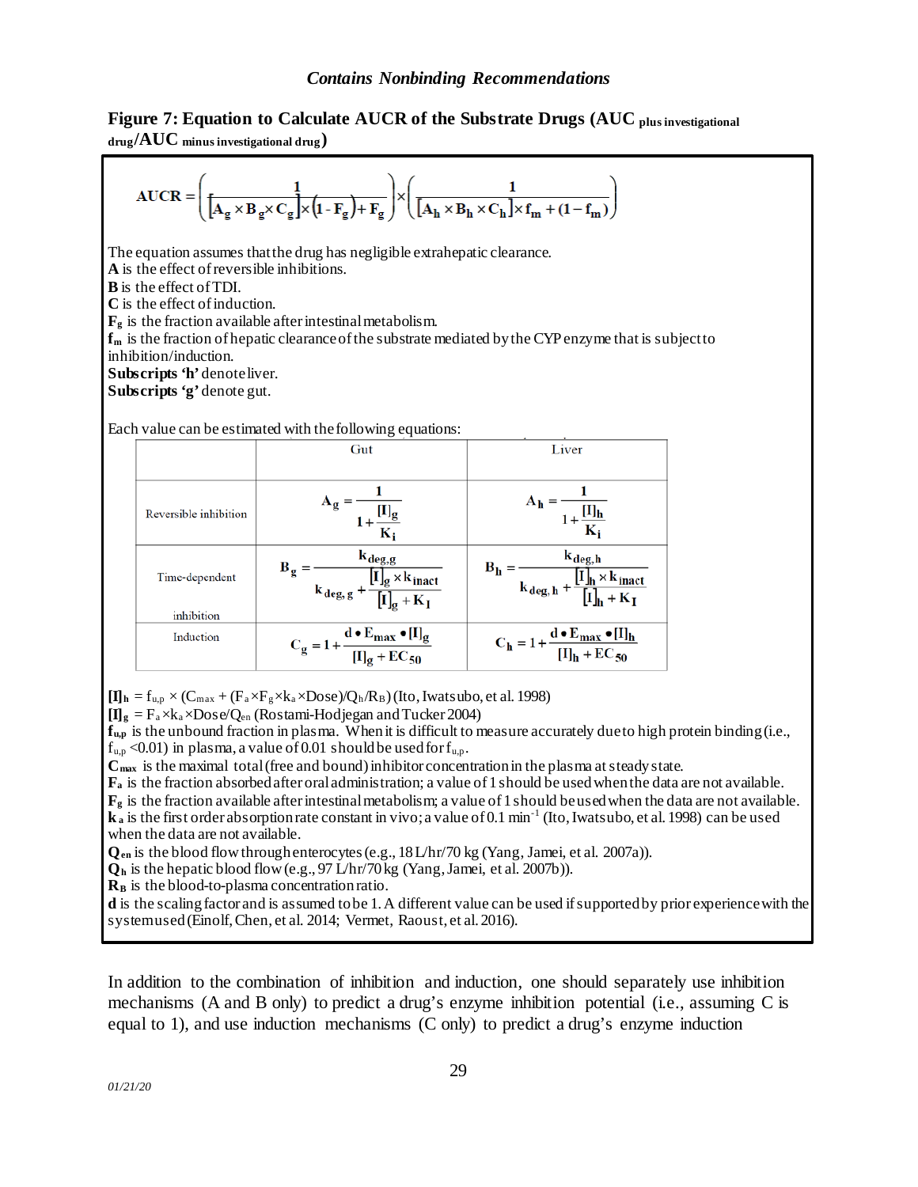**Figure 7: Equation to Calculate AUCR of the Substrate Drugs (AUC $_{\text{plus investigational drug}}$/AUC $_{\text{minus investigational drug}}$)**

$$\mathbf{AUCR} = \left( \frac{1}{[A_g \times B_g \times C_g] \times (1 - F_g) + F_g} \right) \times \left( \frac{1}{[A_h \times B_h \times C_h] \times f_m + (1 - f_m)} \right)$$

The equation assumes that the drug has negligible extrahepatic clearance.
**A** is the effect of reversible inhibitions.
**B** is the effect of TDI.
**C** is the effect of induction.
$\mathbf{F_g}$ is the fraction available after intestinal metabolism.
$\mathbf{f_m}$ is the fraction of hepatic clearance of the substrate mediated by the CYP enzyme that is subject to inhibition/induction.
**Subscripts 'h'** denote liver.
**Subscripts 'g'** denote gut.

Each value can be estimated with the following equations:

| | Gut | Liver |
|---|---|---|
| Reversible inhibition | $A_g = \dfrac{1}{1 + \dfrac{[I]_g}{K_i}}$ | $A_h = \dfrac{1}{1 + \dfrac{[I]_h}{K_i}}$ |
| Time-dependent inhibition | $B_g = \dfrac{k_{deg,g}}{k_{deg,g} + \dfrac{[I]_g \times k_{inact}}{[I]_g + K_I}}$ | $B_h = \dfrac{k_{deg,h}}{k_{deg,h} + \dfrac{[I]_h \times k_{inact}}{[I]_h + K_I}}$ |
| Induction | $C_g = 1 + \dfrac{d \bullet E_{max} \bullet [I]_g}{[I]_g + EC_{50}}$ | $C_h = 1 + \dfrac{d \bullet E_{max} \bullet [I]_h}{[I]_h + EC_{50}}$ |

$\mathbf{[I]_h} = f_{u,p} \times (C_{max} + (F_a \times F_g \times k_a \times Dose)/Q_h/R_B)$ (Ito, Iwatsubo, et al. 1998)
$\mathbf{[I]_g} = F_a \times k_a \times Dose/Q_{en}$ (Rostami-Hodjegan and Tucker 2004)
$\mathbf{f_{u,p}}$ is the unbound fraction in plasma. When it is difficult to measure accurately due to high protein binding (i.e., $f_{u,p} < 0.01$) in plasma, a value of 0.01 should be used for $f_{u,p}$.
$\mathbf{C_{max}}$ is the maximal total (free and bound) inhibitor concentration in the plasma at steady state.
$\mathbf{F_a}$ is the fraction absorbed after oral administration; a value of 1 should be used when the data are not available.
$\mathbf{F_g}$ is the fraction available after intestinal metabolism; a value of 1 should be used when the data are not available.
$\mathbf{k_a}$ is the first order absorption rate constant in vivo; a value of 0.1 $min^{-1}$ (Ito, Iwatsubo, et al. 1998) can be used when the data are not available.
$\mathbf{Q_{en}}$ is the blood flow through enterocytes (e.g., 18 L/hr/70 kg (Yang, Jamei, et al. 2007a)).
$\mathbf{Q_h}$ is the hepatic blood flow (e.g., 97 L/hr/70 kg (Yang, Jamei, et al. 2007b)).
$\mathbf{R_B}$ is the blood-to-plasma concentration ratio.
**d** is the scaling factor and is assumed to be 1. A different value can be used if supported by prior experience with the system used (Einolf, Chen, et al. 2014; Vermet, Raoust, et al. 2016).

In addition to the combination of inhibition and induction, one should separately use inhibition mechanisms (A and B only) to predict a drug's enzyme inhibition potential (i.e., assuming C is equal to 1), and use induction mechanisms (C only) to predict a drug's enzyme induction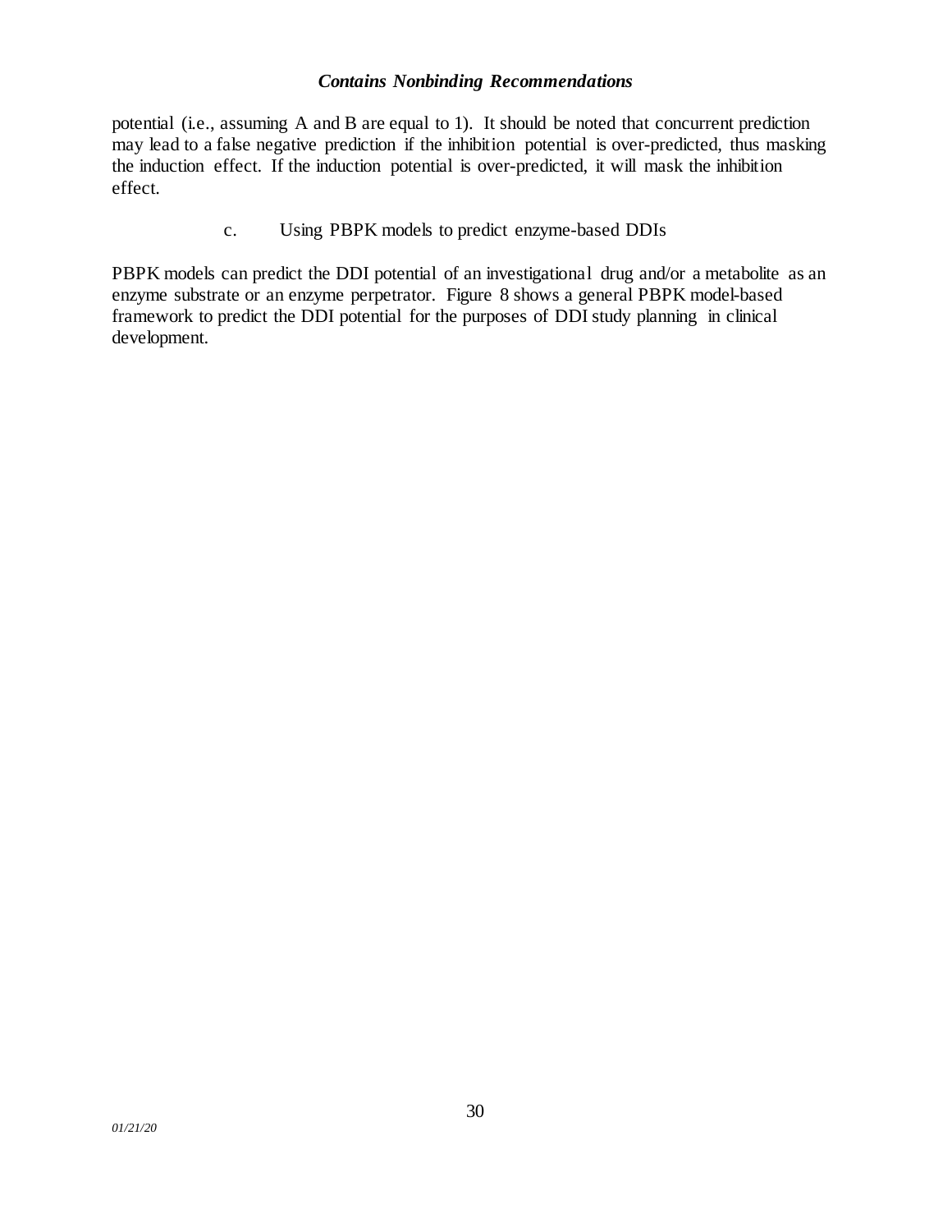potential (i.e., assuming A and B are equal to 1). It should be noted that concurrent prediction may lead to a false negative prediction if the inhibition potential is over-predicted, thus masking the induction effect. If the induction potential is over-predicted, it will mask the inhibition effect.

#### c. Using PBPK models to predict enzyme-based DDIs

PBPK models can predict the DDI potential of an investigational drug and/or a metabolite as an enzyme substrate or an enzyme perpetrator. Figure 8 shows a general PBPK model-based framework to predict the DDI potential for the purposes of DDI study planning in clinical development.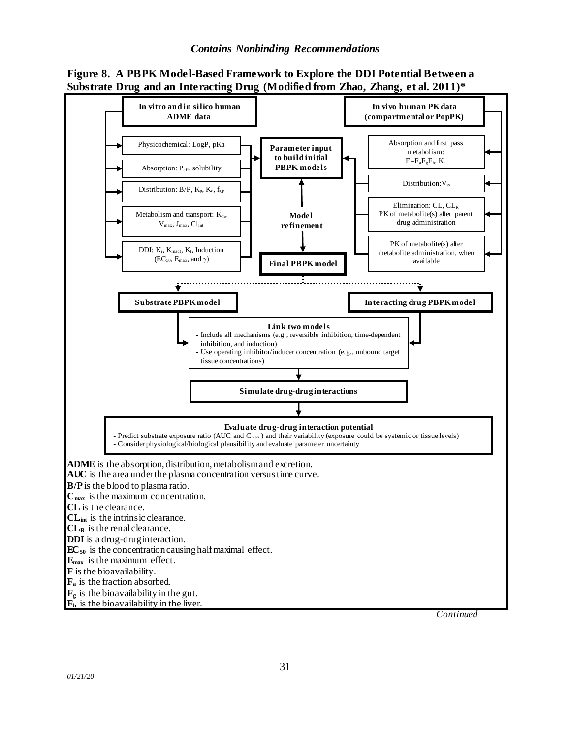*Contains Nonbinding Recommendations*

**Figure 8. A PBPK Model-Based Framework to Explore the DDI Potential Between a Substrate Drug and an Interacting Drug (Modified from Zhao, Zhang, et al. 2011)***

**In vitro and in silico human ADME data**

Physicochemical: LogP, pKa

Absorption: $P_{eff}$, solubility

Distribution: B/P, $K_p$, $K_d$, $f_{u,p}$

Metabolism and transport: $K_m$, $V_{max}$, $J_{max}$, $Cl_{int}$

DDI: $K_i$, $K_{inact}$, $K_I$, Induction ($EC_{50}$, $E_{max}$, and $\gamma$)

**In vivo human PK data (compartmental or PopPK)**

Absorption and first pass metabolism: $F=F_aF_gF_h$, $K_a$

Distribution: $V_{ss}$

Elimination: CL, $CL_R$ PK of metabolite(s) after parent drug administration

PK of metabolite(s) after metabolite administration, when available

**Parameter input to build initial PBPK models**

**Model refinement**

**Final PBPK model**

**Substrate PBPK model**

**Interacting drug PBPK model**

**Link two models**
- Include all mechanisms (e.g., reversible inhibition, time-dependent inhibition, and induction)
- Use operating inhibitor/inducer concentration (e.g., unbound target tissue concentrations)

**Simulate drug-drug interactions**

**Evaluate drug-drug interaction potential**
- Predict substrate exposure ratio (AUC and $C_{max}$) and their variability (exposure could be systemic or tissue levels)
- Consider physiological/biological plausibility and evaluate parameter uncertainty

**ADME** is the absorption, distribution, metabolism and excretion.
**AUC** is the area under the plasma concentration versus time curve.
**B/P** is the blood to plasma ratio.
$\mathbf{C_{max}}$ is the maximum concentration.
**CL** is the clearance.
$\mathbf{CL_{int}}$ is the intrinsic clearance.
$\mathbf{CL_R}$ is the renal clearance.
**DDI** is a drug-drug interaction.
$\mathbf{EC_{50}}$ is the concentration causing half maximal effect.
$\mathbf{E_{max}}$ is the maximum effect.
**F** is the bioavailability.
$\mathbf{F_a}$ is the fraction absorbed.
$\mathbf{F_g}$ is the bioavailability in the gut.
$\mathbf{F_h}$ is the bioavailability in the liver.

*Continued*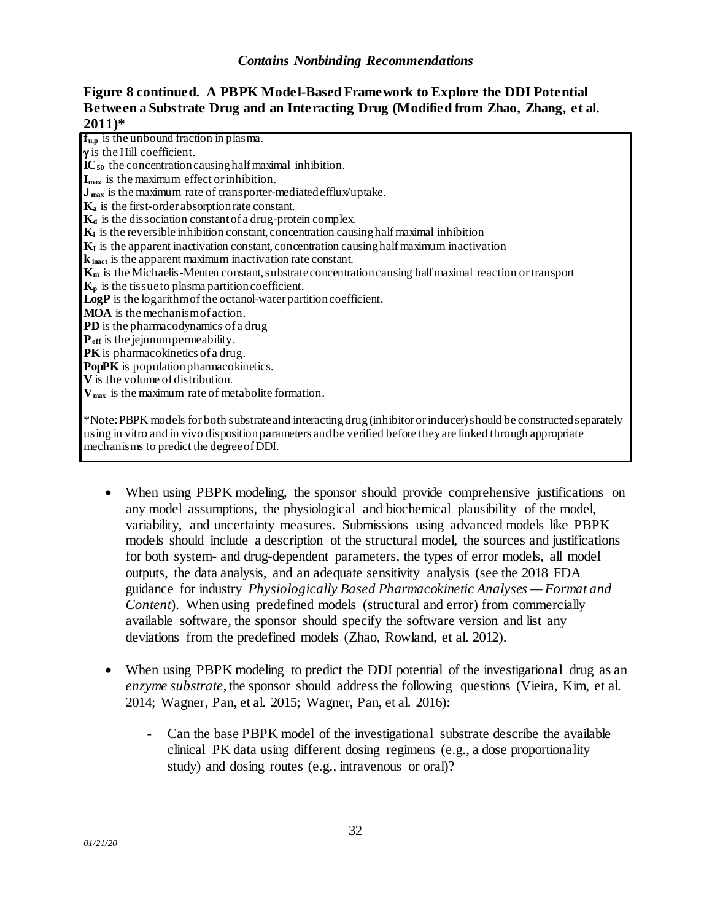*Contains Nonbinding Recommendations*

**Figure 8 continued. A PBPK Model-Based Framework to Explore the DDI Potential Between a Substrate Drug and an Interacting Drug (Modified from Zhao, Zhang, et al. 2011)***

**$f_{u,p}$** is the unbound fraction in plasma.
**$\gamma$** is the Hill coefficient.
**$IC_{50}$** the concentration causing half maximal inhibition.
**$I_{max}$** is the maximum effect or inhibition.
**$J_{max}$** is the maximum rate of transporter-mediated efflux/uptake.
**$K_a$** is the first-order absorption rate constant.
**$K_d$** is the dissociation constant of a drug-protein complex.
**$K_i$** is the reversible inhibition constant, concentration causing half maximal inhibition
**$K_I$** is the apparent inactivation constant, concentration causing half maximum inactivation
**$k_{inact}$** is the apparent maximum inactivation rate constant.
**$K_m$** is the Michaelis-Menten constant, substrate concentration causing half maximal reaction or transport
**$K_p$** is the tissue to plasma partition coefficient.
**LogP** is the logarithm of the octanol-water partition coefficient.
**MOA** is the mechanism of action.
**PD** is the pharmacodynamics of a drug
**$P_{eff}$** is the jejunum permeability.
**PK** is pharmacokinetics of a drug.
**PopPK** is population pharmacokinetics.
**V** is the volume of distribution.
**$V_{max}$** is the maximum rate of metabolite formation.

*Note: PBPK models for both substrate and interacting drug (inhibitor or inducer) should be constructed separately using in vitro and in vivo disposition parameters and be verified before they are linked through appropriate mechanisms to predict the degree of DDI.

- When using PBPK modeling, the sponsor should provide comprehensive justifications on any model assumptions, the physiological and biochemical plausibility of the model, variability, and uncertainty measures. Submissions using advanced models like PBPK models should include a description of the structural model, the sources and justifications for both system- and drug-dependent parameters, the types of error models, all model outputs, the data analysis, and an adequate sensitivity analysis (see the 2018 FDA guidance for industry *Physiologically Based Pharmacokinetic Analyses — Format and Content*). When using predefined models (structural and error) from commercially available software, the sponsor should specify the software version and list any deviations from the predefined models (Zhao, Rowland, et al. 2012).

- When using PBPK modeling to predict the DDI potential of the investigational drug as an *enzyme substrate*, the sponsor should address the following questions (Vieira, Kim, et al. 2014; Wagner, Pan, et al. 2015; Wagner, Pan, et al. 2016):

  - Can the base PBPK model of the investigational substrate describe the available clinical PK data using different dosing regimens (e.g., a dose proportionality study) and dosing routes (e.g., intravenous or oral)?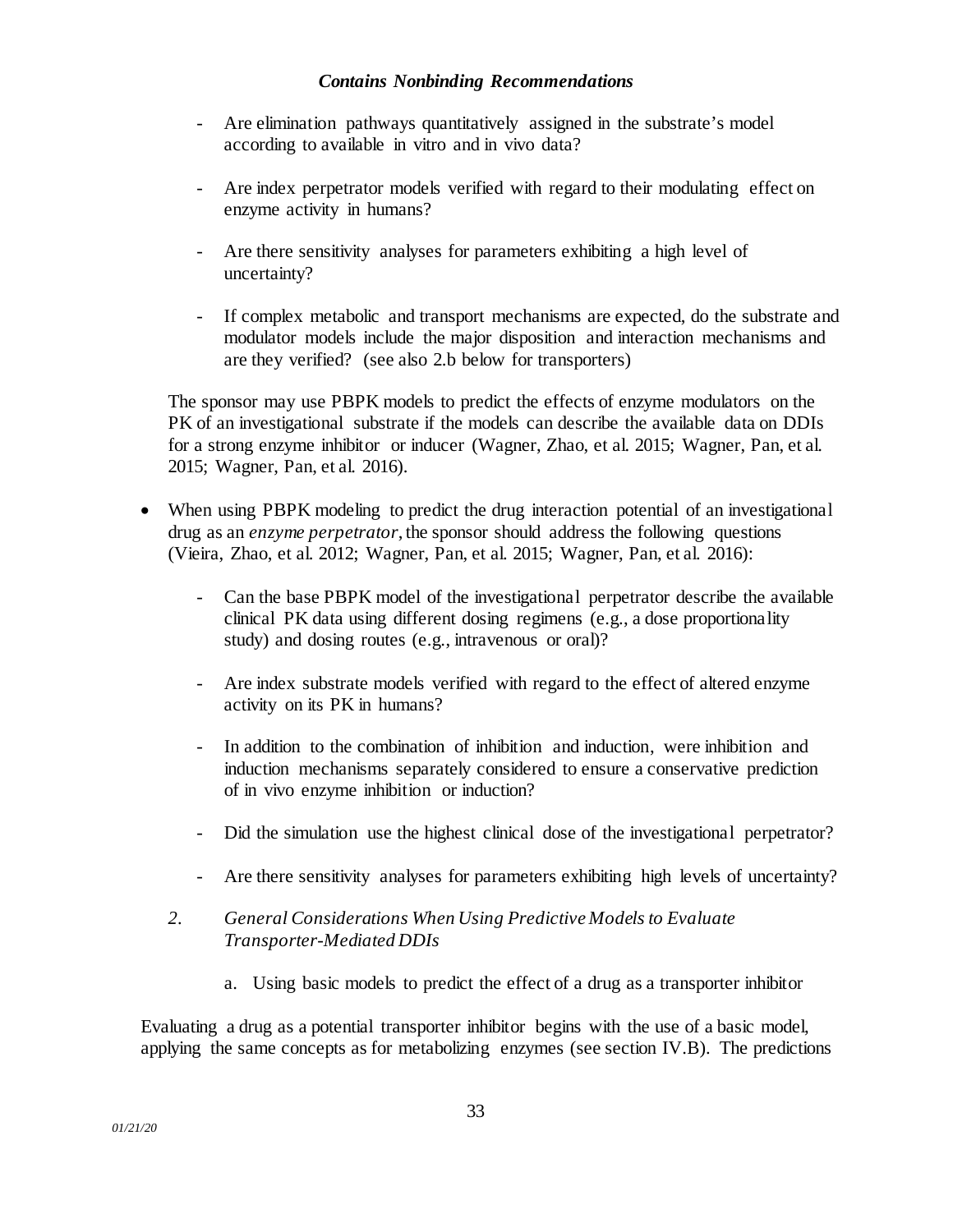- Are elimination pathways quantitatively assigned in the substrate's model according to available in vitro and in vivo data?

- Are index perpetrator models verified with regard to their modulating effect on enzyme activity in humans?

- Are there sensitivity analyses for parameters exhibiting a high level of uncertainty?

- If complex metabolic and transport mechanisms are expected, do the substrate and modulator models include the major disposition and interaction mechanisms and are they verified? (see also 2.b below for transporters)

The sponsor may use PBPK models to predict the effects of enzyme modulators on the PK of an investigational substrate if the models can describe the available data on DDIs for a strong enzyme inhibitor or inducer (Wagner, Zhao, et al. 2015; Wagner, Pan, et al. 2015; Wagner, Pan, et al. 2016).

- When using PBPK modeling to predict the drug interaction potential of an investigational drug as an *enzyme perpetrator*, the sponsor should address the following questions (Vieira, Zhao, et al. 2012; Wagner, Pan, et al. 2015; Wagner, Pan, et al. 2016):

  - Can the base PBPK model of the investigational perpetrator describe the available clinical PK data using different dosing regimens (e.g., a dose proportionality study) and dosing routes (e.g., intravenous or oral)?

  - Are index substrate models verified with regard to the effect of altered enzyme activity on its PK in humans?

  - In addition to the combination of inhibition and induction, were inhibition and induction mechanisms separately considered to ensure a conservative prediction of in vivo enzyme inhibition or induction?

  - Did the simulation use the highest clinical dose of the investigational perpetrator?

  - Are there sensitivity analyses for parameters exhibiting high levels of uncertainty?

### *2. General Considerations When Using Predictive Models to Evaluate Transporter-Mediated DDIs*

#### a. Using basic models to predict the effect of a drug as a transporter inhibitor

Evaluating a drug as a potential transporter inhibitor begins with the use of a basic model, applying the same concepts as for metabolizing enzymes (see section IV.B). The predictions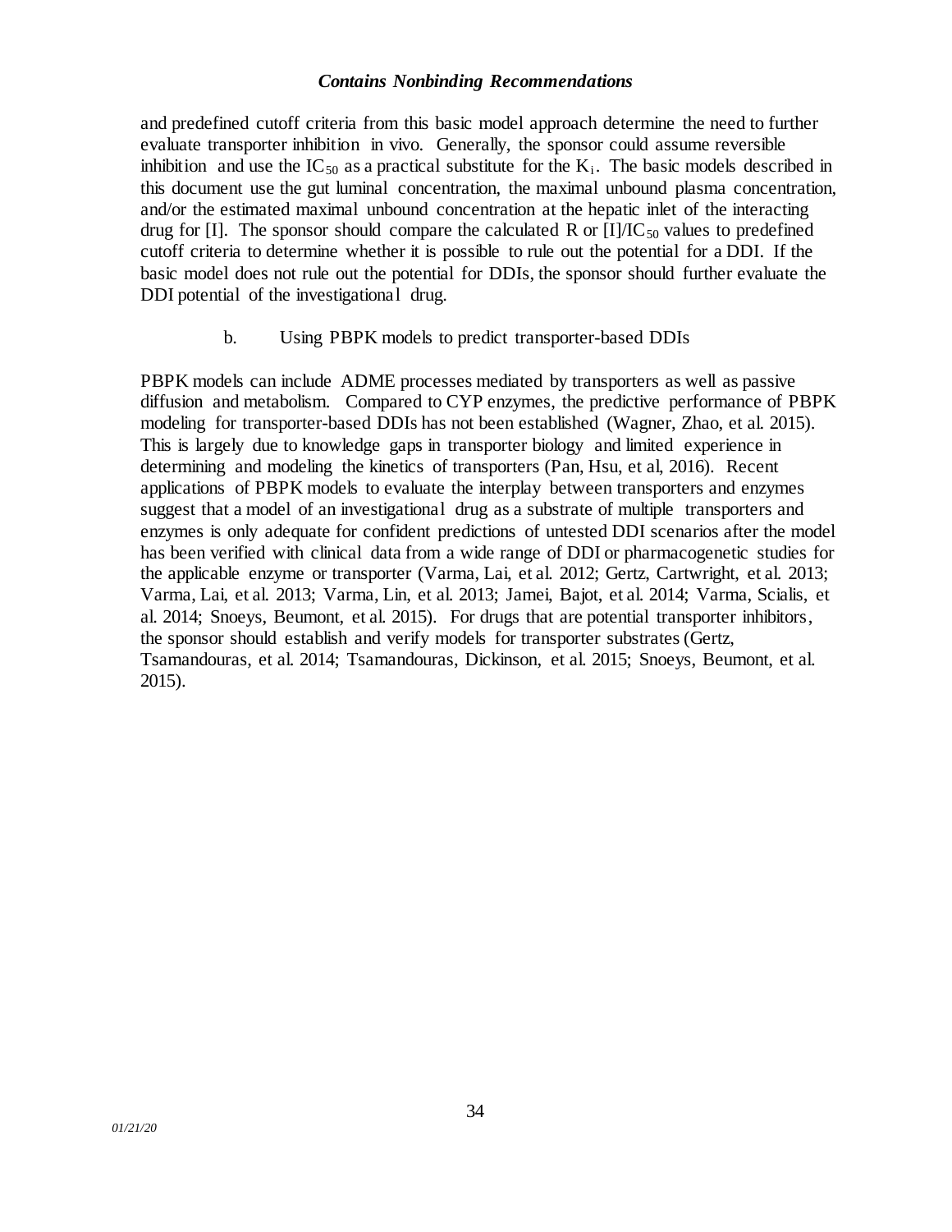and predefined cutoff criteria from this basic model approach determine the need to further evaluate transporter inhibition in vivo. Generally, the sponsor could assume reversible inhibition and use the $IC_{50}$ as a practical substitute for the $K_i$. The basic models described in this document use the gut luminal concentration, the maximal unbound plasma concentration, and/or the estimated maximal unbound concentration at the hepatic inlet of the interacting drug for [I]. The sponsor should compare the calculated R or $[I]/IC_{50}$ values to predefined cutoff criteria to determine whether it is possible to rule out the potential for a DDI. If the basic model does not rule out the potential for DDIs, the sponsor should further evaluate the DDI potential of the investigational drug.

b. Using PBPK models to predict transporter-based DDIs

PBPK models can include ADME processes mediated by transporters as well as passive diffusion and metabolism. Compared to CYP enzymes, the predictive performance of PBPK modeling for transporter-based DDIs has not been established (Wagner, Zhao, et al. 2015). This is largely due to knowledge gaps in transporter biology and limited experience in determining and modeling the kinetics of transporters (Pan, Hsu, et al, 2016). Recent applications of PBPK models to evaluate the interplay between transporters and enzymes suggest that a model of an investigational drug as a substrate of multiple transporters and enzymes is only adequate for confident predictions of untested DDI scenarios after the model has been verified with clinical data from a wide range of DDI or pharmacogenetic studies for the applicable enzyme or transporter (Varma, Lai, et al. 2012; Gertz, Cartwright, et al. 2013; Varma, Lai, et al. 2013; Varma, Lin, et al. 2013; Jamei, Bajot, et al. 2014; Varma, Scialis, et al. 2014; Snoeys, Beumont, et al. 2015). For drugs that are potential transporter inhibitors, the sponsor should establish and verify models for transporter substrates (Gertz, Tsamandouras, et al. 2014; Tsamandouras, Dickinson, et al. 2015; Snoeys, Beumont, et al. 2015).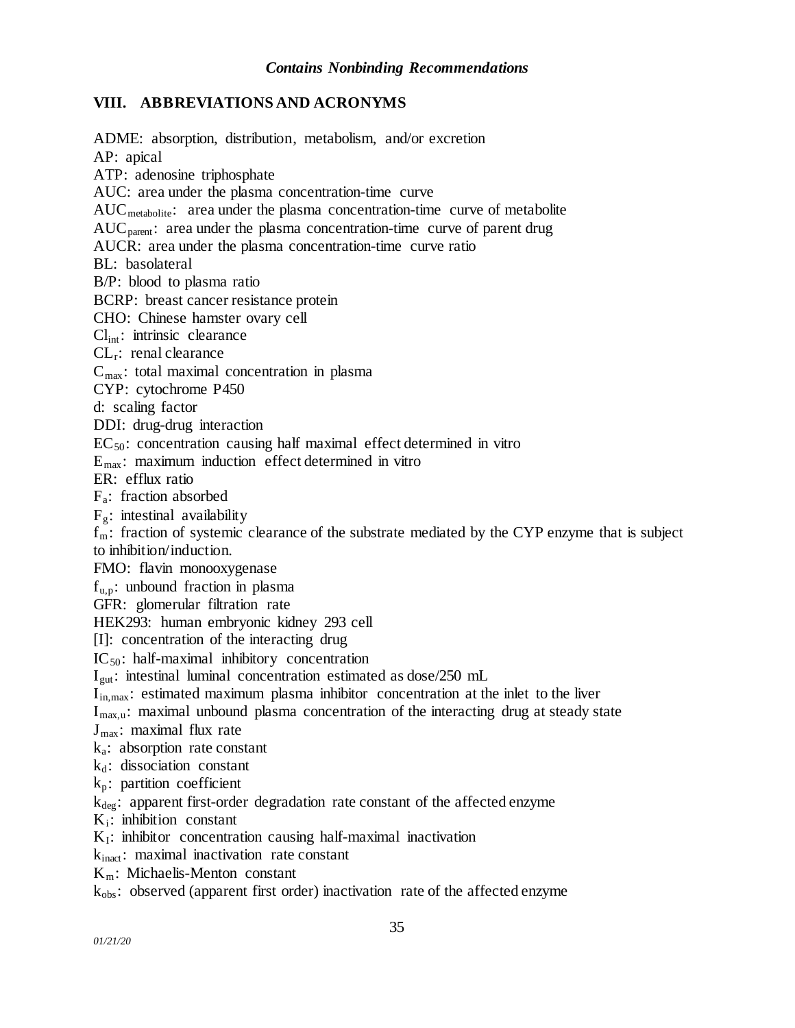## VIII. ABBREVIATIONS AND ACRONYMS

ADME: absorption, distribution, metabolism, and/or excretion  
AP: apical  
ATP: adenosine triphosphate  
AUC: area under the plasma concentration-time curve  
$AUC_{metabolite}$: area under the plasma concentration-time curve of metabolite  
$AUC_{parent}$: area under the plasma concentration-time curve of parent drug  
AUCR: area under the plasma concentration-time curve ratio  
BL: basolateral  
B/P: blood to plasma ratio  
BCRP: breast cancer resistance protein  
CHO: Chinese hamster ovary cell  
$Cl_{int}$: intrinsic clearance  
$CL_r$: renal clearance  
$C_{max}$: total maximal concentration in plasma  
CYP: cytochrome P450  
d: scaling factor  
DDI: drug-drug interaction  
$EC_{50}$: concentration causing half maximal effect determined in vitro  
$E_{max}$: maximum induction effect determined in vitro  
ER: efflux ratio  
$F_a$: fraction absorbed  
$F_g$: intestinal availability  
$f_m$: fraction of systemic clearance of the substrate mediated by the CYP enzyme that is subject to inhibition/induction.  
FMO: flavin monooxygenase  
$f_{u,p}$: unbound fraction in plasma  
GFR: glomerular filtration rate  
HEK293: human embryonic kidney 293 cell  
[I]: concentration of the interacting drug  
$IC_{50}$: half-maximal inhibitory concentration  
$I_{gut}$: intestinal luminal concentration estimated as dose/250 mL  
$I_{in,max}$: estimated maximum plasma inhibitor concentration at the inlet to the liver  
$I_{max,u}$: maximal unbound plasma concentration of the interacting drug at steady state  
$J_{max}$: maximal flux rate  
$k_a$: absorption rate constant  
$k_d$: dissociation constant  
$k_p$: partition coefficient  
$k_{deg}$: apparent first-order degradation rate constant of the affected enzyme  
$K_i$: inhibition constant  
$K_I$: inhibitor concentration causing half-maximal inactivation  
$k_{inact}$: maximal inactivation rate constant  
$K_m$: Michaelis-Menton constant  
$k_{obs}$: observed (apparent first order) inactivation rate of the affected enzyme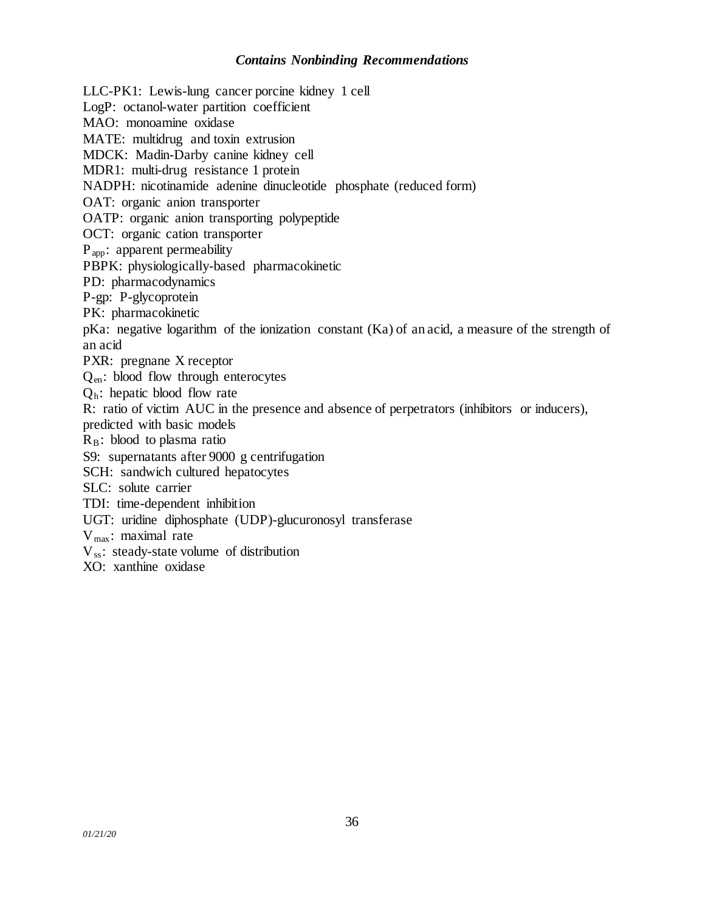LLC-PK1: Lewis-lung cancer porcine kidney 1 cell
LogP: octanol-water partition coefficient
MAO: monoamine oxidase
MATE: multidrug and toxin extrusion
MDCK: Madin-Darby canine kidney cell
MDR1: multi-drug resistance 1 protein
NADPH: nicotinamide adenine dinucleotide phosphate (reduced form)
OAT: organic anion transporter
OATP: organic anion transporting polypeptide
OCT: organic cation transporter
$P_{app}$: apparent permeability
PBPK: physiologically-based pharmacokinetic
PD: pharmacodynamics
P-gp: P-glycoprotein
PK: pharmacokinetic
pKa: negative logarithm of the ionization constant (Ka) of an acid, a measure of the strength of an acid
PXR: pregnane X receptor
$Q_{en}$: blood flow through enterocytes
$Q_h$: hepatic blood flow rate
R: ratio of victim AUC in the presence and absence of perpetrators (inhibitors or inducers), predicted with basic models
$R_B$: blood to plasma ratio
S9: supernatants after 9000 g centrifugation
SCH: sandwich cultured hepatocytes
SLC: solute carrier
TDI: time-dependent inhibition
UGT: uridine diphosphate (UDP)-glucuronosyl transferase
$V_{max}$: maximal rate
$V_{ss}$: steady-state volume of distribution
XO: xanthine oxidase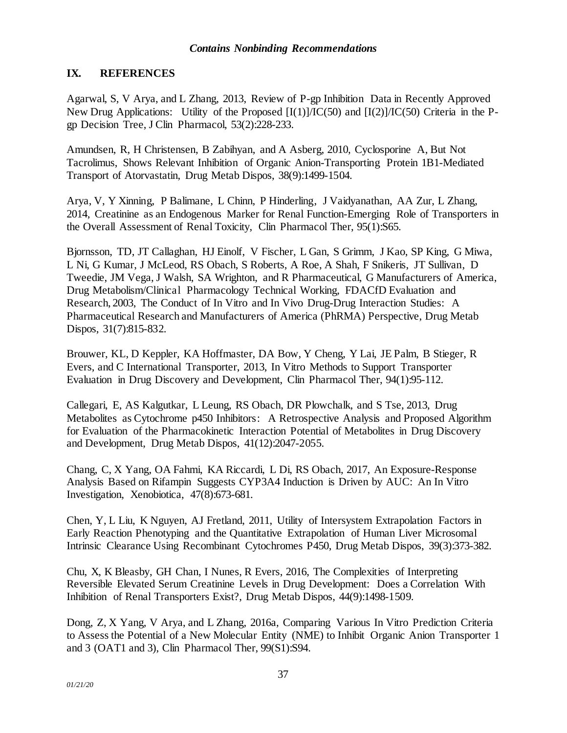## IX. REFERENCES

Agarwal, S, V Arya, and L Zhang, 2013, Review of P-gp Inhibition Data in Recently Approved New Drug Applications: Utility of the Proposed [I(1)]/IC(50) and [I(2)]/IC(50) Criteria in the P-gp Decision Tree, J Clin Pharmacol, 53(2):228-233.

Amundsen, R, H Christensen, B Zabihyan, and A Asberg, 2010, Cyclosporine A, But Not Tacrolimus, Shows Relevant Inhibition of Organic Anion-Transporting Protein 1B1-Mediated Transport of Atorvastatin, Drug Metab Dispos, 38(9):1499-1504.

Arya, V, Y Xinning, P Balimane, L Chinn, P Hinderling, J Vaidyanathan, AA Zur, L Zhang, 2014, Creatinine as an Endogenous Marker for Renal Function-Emerging Role of Transporters in the Overall Assessment of Renal Toxicity, Clin Pharmacol Ther, 95(1):S65.

Bjornsson, TD, JT Callaghan, HJ Einolf, V Fischer, L Gan, S Grimm, J Kao, SP King, G Miwa, L Ni, G Kumar, J McLeod, RS Obach, S Roberts, A Roe, A Shah, F Snikeris, JT Sullivan, D Tweedie, JM Vega, J Walsh, SA Wrighton, and R Pharmaceutical, G Manufacturers of America, Drug Metabolism/Clinical Pharmacology Technical Working, FDACfD Evaluation and Research, 2003, The Conduct of In Vitro and In Vivo Drug-Drug Interaction Studies: A Pharmaceutical Research and Manufacturers of America (PhRMA) Perspective, Drug Metab Dispos, 31(7):815-832.

Brouwer, KL, D Keppler, KA Hoffmaster, DA Bow, Y Cheng, Y Lai, JE Palm, B Stieger, R Evers, and C International Transporter, 2013, In Vitro Methods to Support Transporter Evaluation in Drug Discovery and Development, Clin Pharmacol Ther, 94(1):95-112.

Callegari, E, AS Kalgutkar, L Leung, RS Obach, DR Plowchalk, and S Tse, 2013, Drug Metabolites as Cytochrome p450 Inhibitors: A Retrospective Analysis and Proposed Algorithm for Evaluation of the Pharmacokinetic Interaction Potential of Metabolites in Drug Discovery and Development, Drug Metab Dispos, 41(12):2047-2055.

Chang, C, X Yang, OA Fahmi, KA Riccardi, L Di, RS Obach, 2017, An Exposure-Response Analysis Based on Rifampin Suggests CYP3A4 Induction is Driven by AUC: An In Vitro Investigation, Xenobiotica, 47(8):673-681.

Chen, Y, L Liu, K Nguyen, AJ Fretland, 2011, Utility of Intersystem Extrapolation Factors in Early Reaction Phenotyping and the Quantitative Extrapolation of Human Liver Microsomal Intrinsic Clearance Using Recombinant Cytochromes P450, Drug Metab Dispos, 39(3):373-382.

Chu, X, K Bleasby, GH Chan, I Nunes, R Evers, 2016, The Complexities of Interpreting Reversible Elevated Serum Creatinine Levels in Drug Development: Does a Correlation With Inhibition of Renal Transporters Exist?, Drug Metab Dispos, 44(9):1498-1509.

Dong, Z, X Yang, V Arya, and L Zhang, 2016a, Comparing Various In Vitro Prediction Criteria to Assess the Potential of a New Molecular Entity (NME) to Inhibit Organic Anion Transporter 1 and 3 (OAT1 and 3), Clin Pharmacol Ther, 99(S1):S94.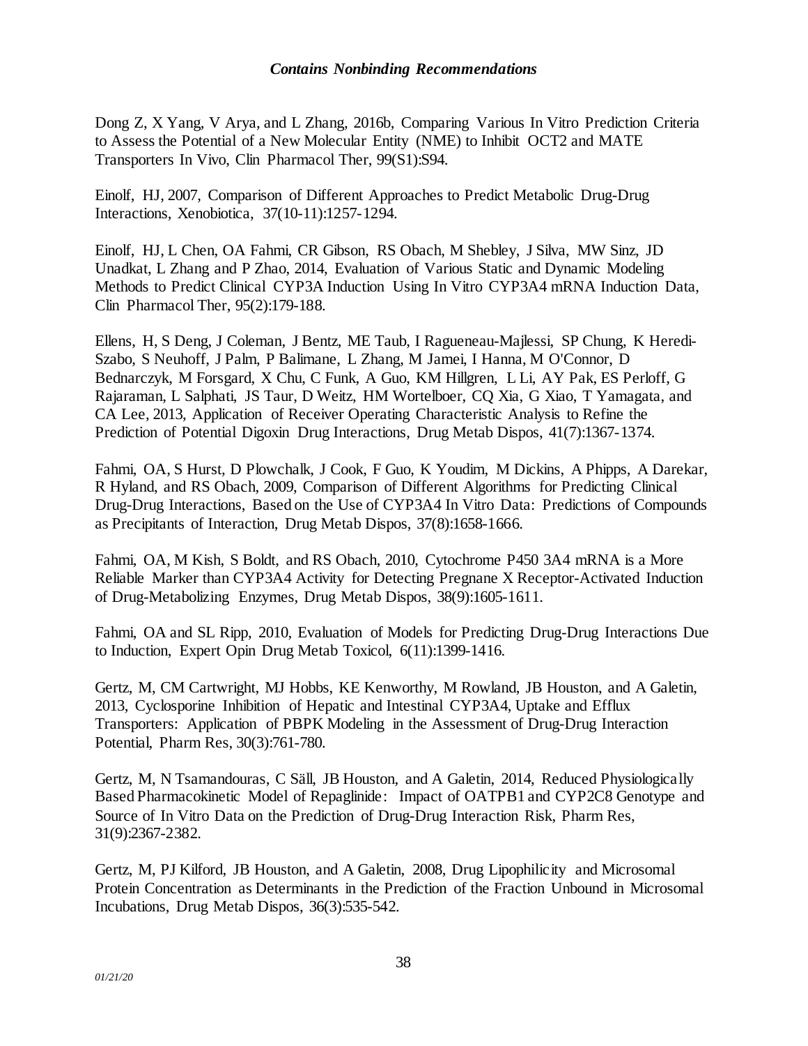Dong Z, X Yang, V Arya, and L Zhang, 2016b, Comparing Various In Vitro Prediction Criteria to Assess the Potential of a New Molecular Entity (NME) to Inhibit OCT2 and MATE Transporters In Vivo, Clin Pharmacol Ther, 99(S1):S94.

Einolf, HJ, 2007, Comparison of Different Approaches to Predict Metabolic Drug-Drug Interactions, Xenobiotica, 37(10-11):1257-1294.

Einolf, HJ, L Chen, OA Fahmi, CR Gibson, RS Obach, M Shebley, J Silva, MW Sinz, JD Unadkat, L Zhang and P Zhao, 2014, Evaluation of Various Static and Dynamic Modeling Methods to Predict Clinical CYP3A Induction Using In Vitro CYP3A4 mRNA Induction Data, Clin Pharmacol Ther, 95(2):179-188.

Ellens, H, S Deng, J Coleman, J Bentz, ME Taub, I Ragueneau-Majlessi, SP Chung, K Heredi-Szabo, S Neuhoff, J Palm, P Balimane, L Zhang, M Jamei, I Hanna, M O'Connor, D Bednarczyk, M Forsgard, X Chu, C Funk, A Guo, KM Hillgren, L Li, AY Pak, ES Perloff, G Rajaraman, L Salphati, JS Taur, D Weitz, HM Wortelboer, CQ Xia, G Xiao, T Yamagata, and CA Lee, 2013, Application of Receiver Operating Characteristic Analysis to Refine the Prediction of Potential Digoxin Drug Interactions, Drug Metab Dispos, 41(7):1367-1374.

Fahmi, OA, S Hurst, D Plowchalk, J Cook, F Guo, K Youdim, M Dickins, A Phipps, A Darekar, R Hyland, and RS Obach, 2009, Comparison of Different Algorithms for Predicting Clinical Drug-Drug Interactions, Based on the Use of CYP3A4 In Vitro Data: Predictions of Compounds as Precipitants of Interaction, Drug Metab Dispos, 37(8):1658-1666.

Fahmi, OA, M Kish, S Boldt, and RS Obach, 2010, Cytochrome P450 3A4 mRNA is a More Reliable Marker than CYP3A4 Activity for Detecting Pregnane X Receptor-Activated Induction of Drug-Metabolizing Enzymes, Drug Metab Dispos, 38(9):1605-1611.

Fahmi, OA and SL Ripp, 2010, Evaluation of Models for Predicting Drug-Drug Interactions Due to Induction, Expert Opin Drug Metab Toxicol, 6(11):1399-1416.

Gertz, M, CM Cartwright, MJ Hobbs, KE Kenworthy, M Rowland, JB Houston, and A Galetin, 2013, Cyclosporine Inhibition of Hepatic and Intestinal CYP3A4, Uptake and Efflux Transporters: Application of PBPK Modeling in the Assessment of Drug-Drug Interaction Potential, Pharm Res, 30(3):761-780.

Gertz, M, N Tsamandouras, C Säll, JB Houston, and A Galetin, 2014, Reduced Physiologically Based Pharmacokinetic Model of Repaglinide: Impact of OATPB1 and CYP2C8 Genotype and Source of In Vitro Data on the Prediction of Drug-Drug Interaction Risk, Pharm Res, 31(9):2367-2382.

Gertz, M, PJ Kilford, JB Houston, and A Galetin, 2008, Drug Lipophilicity and Microsomal Protein Concentration as Determinants in the Prediction of the Fraction Unbound in Microsomal Incubations, Drug Metab Dispos, 36(3):535-542.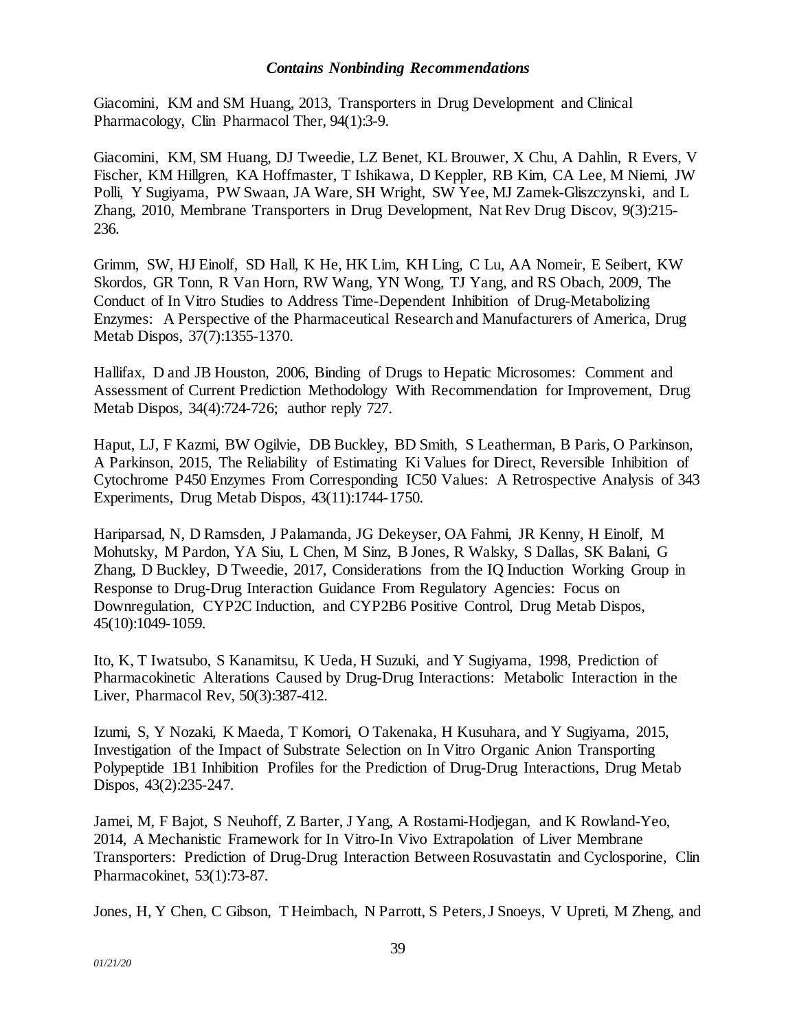Giacomini, KM and SM Huang, 2013, Transporters in Drug Development and Clinical Pharmacology, Clin Pharmacol Ther, 94(1):3-9.

Giacomini, KM, SM Huang, DJ Tweedie, LZ Benet, KL Brouwer, X Chu, A Dahlin, R Evers, V Fischer, KM Hillgren, KA Hoffmaster, T Ishikawa, D Keppler, RB Kim, CA Lee, M Niemi, JW Polli, Y Sugiyama, PW Swaan, JA Ware, SH Wright, SW Yee, MJ Zamek-Gliszczynski, and L Zhang, 2010, Membrane Transporters in Drug Development, Nat Rev Drug Discov, 9(3):215-236.

Grimm, SW, HJ Einolf, SD Hall, K He, HK Lim, KH Ling, C Lu, AA Nomeir, E Seibert, KW Skordos, GR Tonn, R Van Horn, RW Wang, YN Wong, TJ Yang, and RS Obach, 2009, The Conduct of In Vitro Studies to Address Time-Dependent Inhibition of Drug-Metabolizing Enzymes: A Perspective of the Pharmaceutical Research and Manufacturers of America, Drug Metab Dispos, 37(7):1355-1370.

Hallifax, D and JB Houston, 2006, Binding of Drugs to Hepatic Microsomes: Comment and Assessment of Current Prediction Methodology With Recommendation for Improvement, Drug Metab Dispos, 34(4):724-726; author reply 727.

Haput, LJ, F Kazmi, BW Ogilvie, DB Buckley, BD Smith, S Leatherman, B Paris, O Parkinson, A Parkinson, 2015, The Reliability of Estimating Ki Values for Direct, Reversible Inhibition of Cytochrome P450 Enzymes From Corresponding IC50 Values: A Retrospective Analysis of 343 Experiments, Drug Metab Dispos, 43(11):1744-1750.

Hariparsad, N, D Ramsden, J Palamanda, JG Dekeyser, OA Fahmi, JR Kenny, H Einolf, M Mohutsky, M Pardon, YA Siu, L Chen, M Sinz, B Jones, R Walsky, S Dallas, SK Balani, G Zhang, D Buckley, D Tweedie, 2017, Considerations from the IQ Induction Working Group in Response to Drug-Drug Interaction Guidance From Regulatory Agencies: Focus on Downregulation, CYP2C Induction, and CYP2B6 Positive Control, Drug Metab Dispos, 45(10):1049-1059.

Ito, K, T Iwatsubo, S Kanamitsu, K Ueda, H Suzuki, and Y Sugiyama, 1998, Prediction of Pharmacokinetic Alterations Caused by Drug-Drug Interactions: Metabolic Interaction in the Liver, Pharmacol Rev, 50(3):387-412.

Izumi, S, Y Nozaki, K Maeda, T Komori, O Takenaka, H Kusuhara, and Y Sugiyama, 2015, Investigation of the Impact of Substrate Selection on In Vitro Organic Anion Transporting Polypeptide 1B1 Inhibition Profiles for the Prediction of Drug-Drug Interactions, Drug Metab Dispos, 43(2):235-247.

Jamei, M, F Bajot, S Neuhoff, Z Barter, J Yang, A Rostami-Hodjegan, and K Rowland-Yeo, 2014, A Mechanistic Framework for In Vitro-In Vivo Extrapolation of Liver Membrane Transporters: Prediction of Drug-Drug Interaction Between Rosuvastatin and Cyclosporine, Clin Pharmacokinet, 53(1):73-87.

Jones, H, Y Chen, C Gibson, T Heimbach, N Parrott, S Peters, J Snoeys, V Upreti, M Zheng, and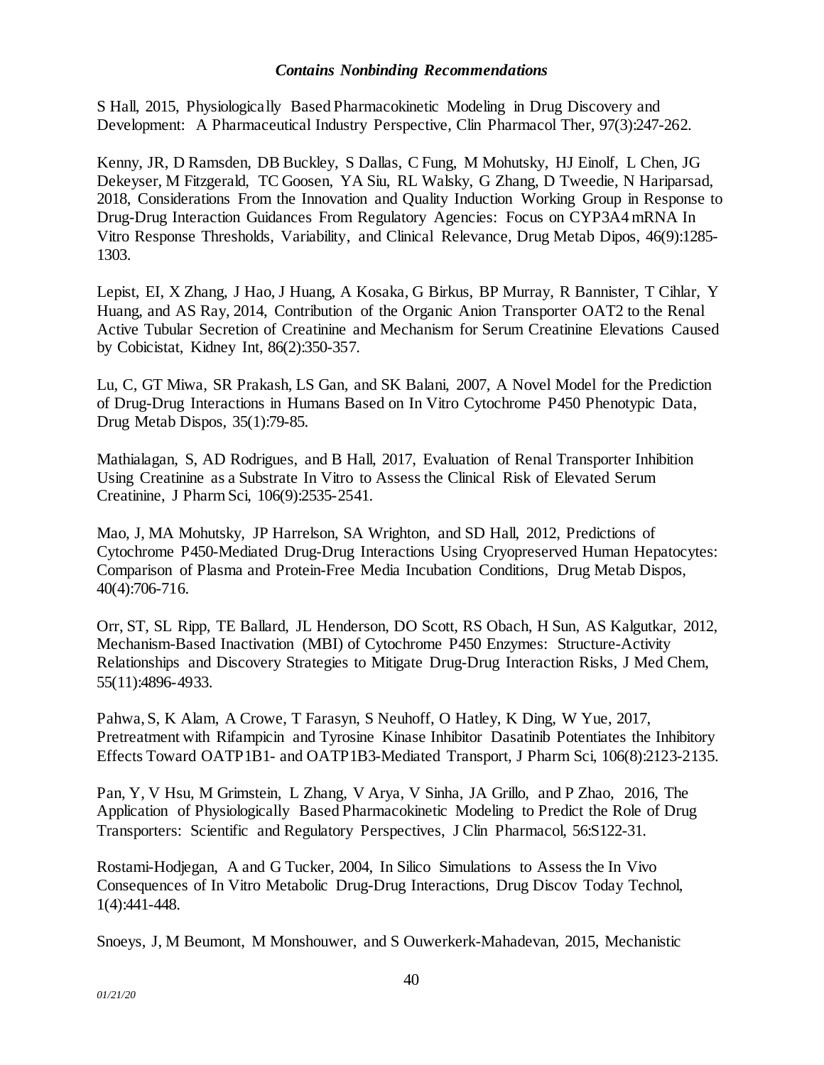S Hall, 2015, Physiologically Based Pharmacokinetic Modeling in Drug Discovery and Development: A Pharmaceutical Industry Perspective, Clin Pharmacol Ther, 97(3):247-262.

Kenny, JR, D Ramsden, DB Buckley, S Dallas, C Fung, M Mohutsky, HJ Einolf, L Chen, JG Dekeyser, M Fitzgerald, TC Goosen, YA Siu, RL Walsky, G Zhang, D Tweedie, N Hariparsad, 2018, Considerations From the Innovation and Quality Induction Working Group in Response to Drug-Drug Interaction Guidances From Regulatory Agencies: Focus on CYP3A4 mRNA In Vitro Response Thresholds, Variability, and Clinical Relevance, Drug Metab Dipos, 46(9):1285-1303.

Lepist, EI, X Zhang, J Hao, J Huang, A Kosaka, G Birkus, BP Murray, R Bannister, T Cihlar, Y Huang, and AS Ray, 2014, Contribution of the Organic Anion Transporter OAT2 to the Renal Active Tubular Secretion of Creatinine and Mechanism for Serum Creatinine Elevations Caused by Cobicistat, Kidney Int, 86(2):350-357.

Lu, C, GT Miwa, SR Prakash, LS Gan, and SK Balani, 2007, A Novel Model for the Prediction of Drug-Drug Interactions in Humans Based on In Vitro Cytochrome P450 Phenotypic Data, Drug Metab Dispos, 35(1):79-85.

Mathialagan, S, AD Rodrigues, and B Hall, 2017, Evaluation of Renal Transporter Inhibition Using Creatinine as a Substrate In Vitro to Assess the Clinical Risk of Elevated Serum Creatinine, J Pharm Sci, 106(9):2535-2541.

Mao, J, MA Mohutsky, JP Harrelson, SA Wrighton, and SD Hall, 2012, Predictions of Cytochrome P450-Mediated Drug-Drug Interactions Using Cryopreserved Human Hepatocytes: Comparison of Plasma and Protein-Free Media Incubation Conditions, Drug Metab Dispos, 40(4):706-716.

Orr, ST, SL Ripp, TE Ballard, JL Henderson, DO Scott, RS Obach, H Sun, AS Kalgutkar, 2012, Mechanism-Based Inactivation (MBI) of Cytochrome P450 Enzymes: Structure-Activity Relationships and Discovery Strategies to Mitigate Drug-Drug Interaction Risks, J Med Chem, 55(11):4896-4933.

Pahwa, S, K Alam, A Crowe, T Farasyn, S Neuhoff, O Hatley, K Ding, W Yue, 2017, Pretreatment with Rifampicin and Tyrosine Kinase Inhibitor Dasatinib Potentiates the Inhibitory Effects Toward OATP1B1- and OATP1B3-Mediated Transport, J Pharm Sci, 106(8):2123-2135.

Pan, Y, V Hsu, M Grimstein, L Zhang, V Arya, V Sinha, JA Grillo, and P Zhao, 2016, The Application of Physiologically Based Pharmacokinetic Modeling to Predict the Role of Drug Transporters: Scientific and Regulatory Perspectives, J Clin Pharmacol, 56:S122-31.

Rostami-Hodjegan, A and G Tucker, 2004, In Silico Simulations to Assess the In Vivo Consequences of In Vitro Metabolic Drug-Drug Interactions, Drug Discov Today Technol, 1(4):441-448.

Snoeys, J, M Beumont, M Monshouwer, and S Ouwerkerk-Mahadevan, 2015, Mechanistic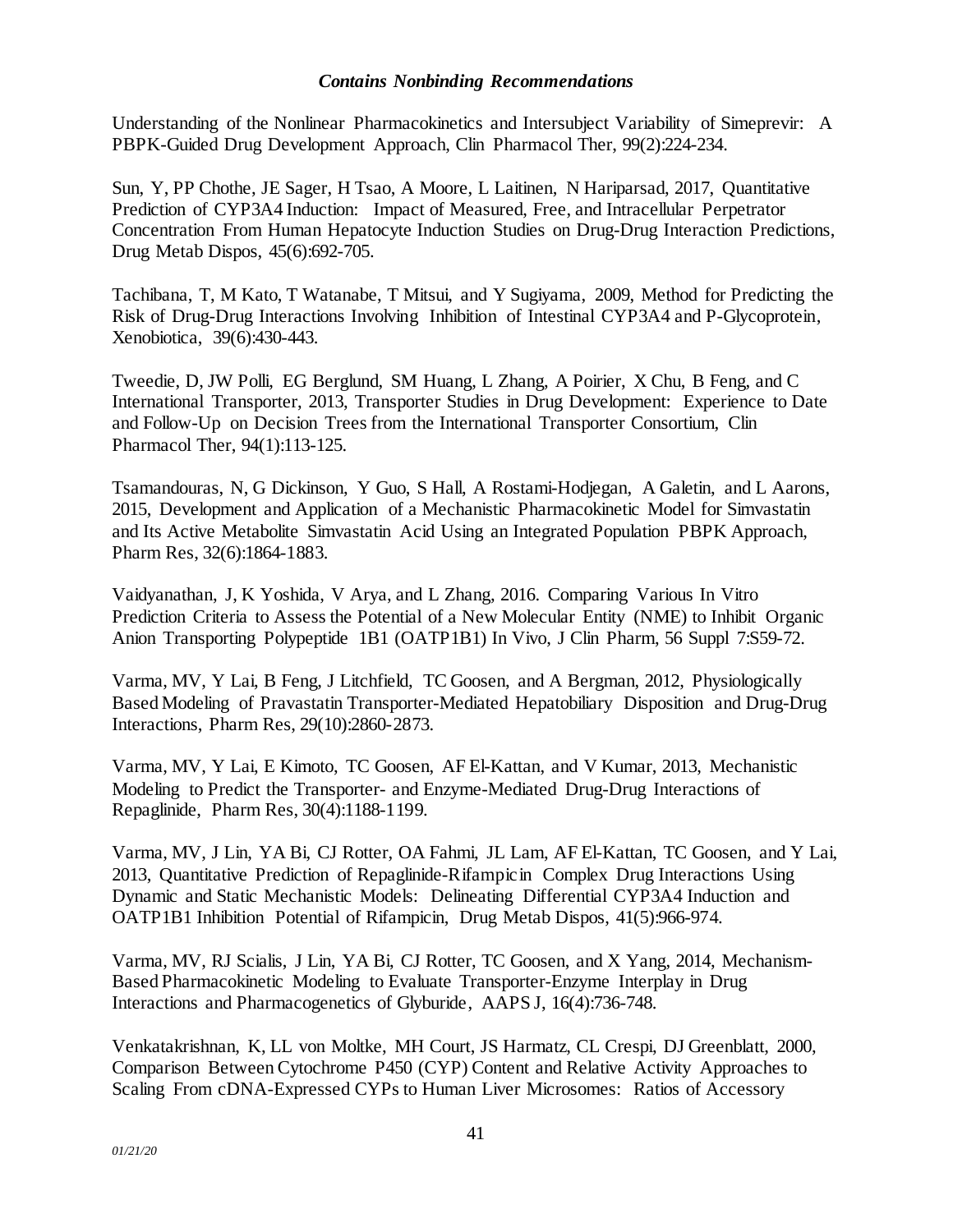Understanding of the Nonlinear Pharmacokinetics and Intersubject Variability of Simeprevir: A PBPK-Guided Drug Development Approach, Clin Pharmacol Ther, 99(2):224-234.

Sun, Y, PP Chothe, JE Sager, H Tsao, A Moore, L Laitinen, N Hariparsad, 2017, Quantitative Prediction of CYP3A4 Induction: Impact of Measured, Free, and Intracellular Perpetrator Concentration From Human Hepatocyte Induction Studies on Drug-Drug Interaction Predictions, Drug Metab Dispos, 45(6):692-705.

Tachibana, T, M Kato, T Watanabe, T Mitsui, and Y Sugiyama, 2009, Method for Predicting the Risk of Drug-Drug Interactions Involving Inhibition of Intestinal CYP3A4 and P-Glycoprotein, Xenobiotica, 39(6):430-443.

Tweedie, D, JW Polli, EG Berglund, SM Huang, L Zhang, A Poirier, X Chu, B Feng, and C International Transporter, 2013, Transporter Studies in Drug Development: Experience to Date and Follow-Up on Decision Trees from the International Transporter Consortium, Clin Pharmacol Ther, 94(1):113-125.

Tsamandouras, N, G Dickinson, Y Guo, S Hall, A Rostami-Hodjegan, A Galetin, and L Aarons, 2015, Development and Application of a Mechanistic Pharmacokinetic Model for Simvastatin and Its Active Metabolite Simvastatin Acid Using an Integrated Population PBPK Approach, Pharm Res, 32(6):1864-1883.

Vaidyanathan, J, K Yoshida, V Arya, and L Zhang, 2016. Comparing Various In Vitro Prediction Criteria to Assess the Potential of a New Molecular Entity (NME) to Inhibit Organic Anion Transporting Polypeptide 1B1 (OATP1B1) In Vivo, J Clin Pharm, 56 Suppl 7:S59-72.

Varma, MV, Y Lai, B Feng, J Litchfield, TC Goosen, and A Bergman, 2012, Physiologically Based Modeling of Pravastatin Transporter-Mediated Hepatobiliary Disposition and Drug-Drug Interactions, Pharm Res, 29(10):2860-2873.

Varma, MV, Y Lai, E Kimoto, TC Goosen, AF El-Kattan, and V Kumar, 2013, Mechanistic Modeling to Predict the Transporter- and Enzyme-Mediated Drug-Drug Interactions of Repaglinide, Pharm Res, 30(4):1188-1199.

Varma, MV, J Lin, YA Bi, CJ Rotter, OA Fahmi, JL Lam, AF El-Kattan, TC Goosen, and Y Lai, 2013, Quantitative Prediction of Repaglinide-Rifampicin Complex Drug Interactions Using Dynamic and Static Mechanistic Models: Delineating Differential CYP3A4 Induction and OATP1B1 Inhibition Potential of Rifampicin, Drug Metab Dispos, 41(5):966-974.

Varma, MV, RJ Scialis, J Lin, YA Bi, CJ Rotter, TC Goosen, and X Yang, 2014, Mechanism-Based Pharmacokinetic Modeling to Evaluate Transporter-Enzyme Interplay in Drug Interactions and Pharmacogenetics of Glyburide, AAPS J, 16(4):736-748.

Venkatakrishnan, K, LL von Moltke, MH Court, JS Harmatz, CL Crespi, DJ Greenblatt, 2000, Comparison Between Cytochrome P450 (CYP) Content and Relative Activity Approaches to Scaling From cDNA-Expressed CYPs to Human Liver Microsomes: Ratios of Accessory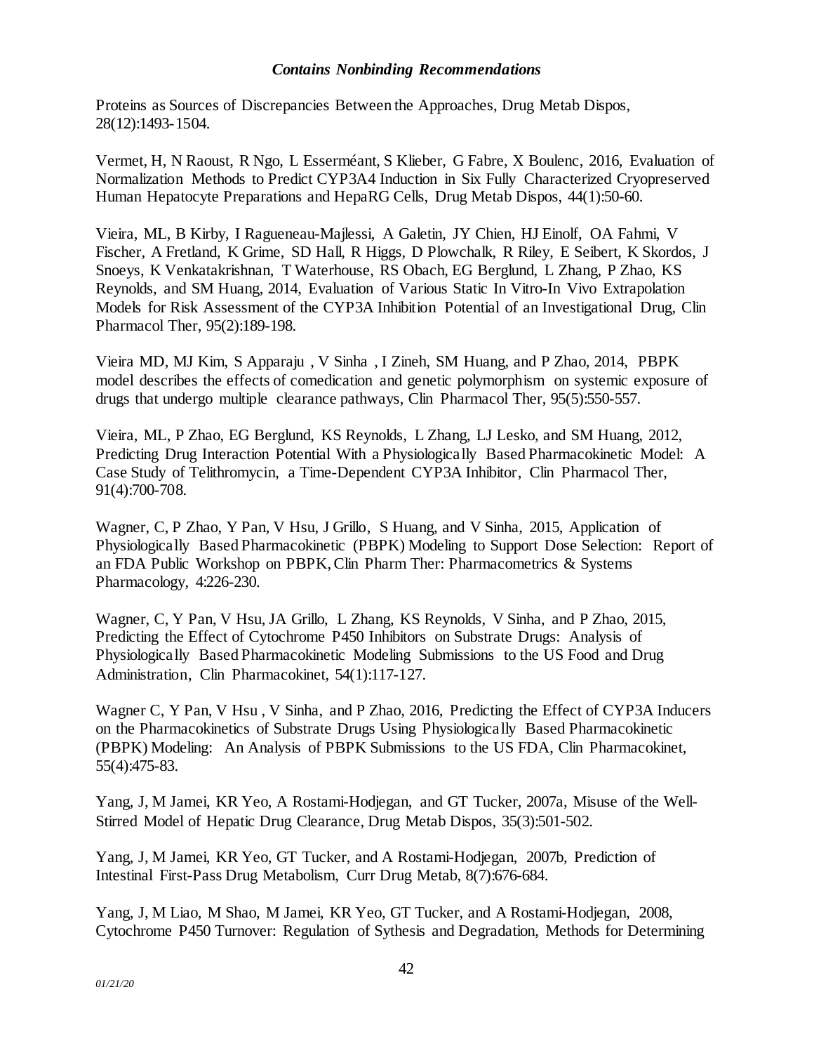Proteins as Sources of Discrepancies Between the Approaches, Drug Metab Dispos, 28(12):1493-1504.

Vermet, H, N Raoust, R Ngo, L Esserméant, S Klieber, G Fabre, X Boulenc, 2016, Evaluation of Normalization Methods to Predict CYP3A4 Induction in Six Fully Characterized Cryopreserved Human Hepatocyte Preparations and HepaRG Cells, Drug Metab Dispos, 44(1):50-60.

Vieira, ML, B Kirby, I Ragueneau-Majlessi, A Galetin, JY Chien, HJ Einolf, OA Fahmi, V Fischer, A Fretland, K Grime, SD Hall, R Higgs, D Plowchalk, R Riley, E Seibert, K Skordos, J Snoeys, K Venkatakrishnan, T Waterhouse, RS Obach, EG Berglund, L Zhang, P Zhao, KS Reynolds, and SM Huang, 2014, Evaluation of Various Static In Vitro-In Vivo Extrapolation Models for Risk Assessment of the CYP3A Inhibition Potential of an Investigational Drug, Clin Pharmacol Ther, 95(2):189-198.

Vieira MD, MJ Kim, S Apparaju , V Sinha , I Zineh, SM Huang, and P Zhao, 2014, PBPK model describes the effects of comedication and genetic polymorphism on systemic exposure of drugs that undergo multiple clearance pathways, Clin Pharmacol Ther, 95(5):550-557.

Vieira, ML, P Zhao, EG Berglund, KS Reynolds, L Zhang, LJ Lesko, and SM Huang, 2012, Predicting Drug Interaction Potential With a Physiologically Based Pharmacokinetic Model: A Case Study of Telithromycin, a Time-Dependent CYP3A Inhibitor, Clin Pharmacol Ther, 91(4):700-708.

Wagner, C, P Zhao, Y Pan, V Hsu, J Grillo, S Huang, and V Sinha, 2015, Application of Physiologically Based Pharmacokinetic (PBPK) Modeling to Support Dose Selection: Report of an FDA Public Workshop on PBPK, Clin Pharm Ther: Pharmacometrics & Systems Pharmacology, 4:226-230.

Wagner, C, Y Pan, V Hsu, JA Grillo, L Zhang, KS Reynolds, V Sinha, and P Zhao, 2015, Predicting the Effect of Cytochrome P450 Inhibitors on Substrate Drugs: Analysis of Physiologically Based Pharmacokinetic Modeling Submissions to the US Food and Drug Administration, Clin Pharmacokinet, 54(1):117-127.

Wagner C, Y Pan, V Hsu , V Sinha, and P Zhao, 2016, Predicting the Effect of CYP3A Inducers on the Pharmacokinetics of Substrate Drugs Using Physiologically Based Pharmacokinetic (PBPK) Modeling: An Analysis of PBPK Submissions to the US FDA, Clin Pharmacokinet, 55(4):475-83.

Yang, J, M Jamei, KR Yeo, A Rostami-Hodjegan, and GT Tucker, 2007a, Misuse of the Well-Stirred Model of Hepatic Drug Clearance, Drug Metab Dispos, 35(3):501-502.

Yang, J, M Jamei, KR Yeo, GT Tucker, and A Rostami-Hodjegan, 2007b, Prediction of Intestinal First-Pass Drug Metabolism, Curr Drug Metab, 8(7):676-684.

Yang, J, M Liao, M Shao, M Jamei, KR Yeo, GT Tucker, and A Rostami-Hodjegan, 2008, Cytochrome P450 Turnover: Regulation of Sythesis and Degradation, Methods for Determining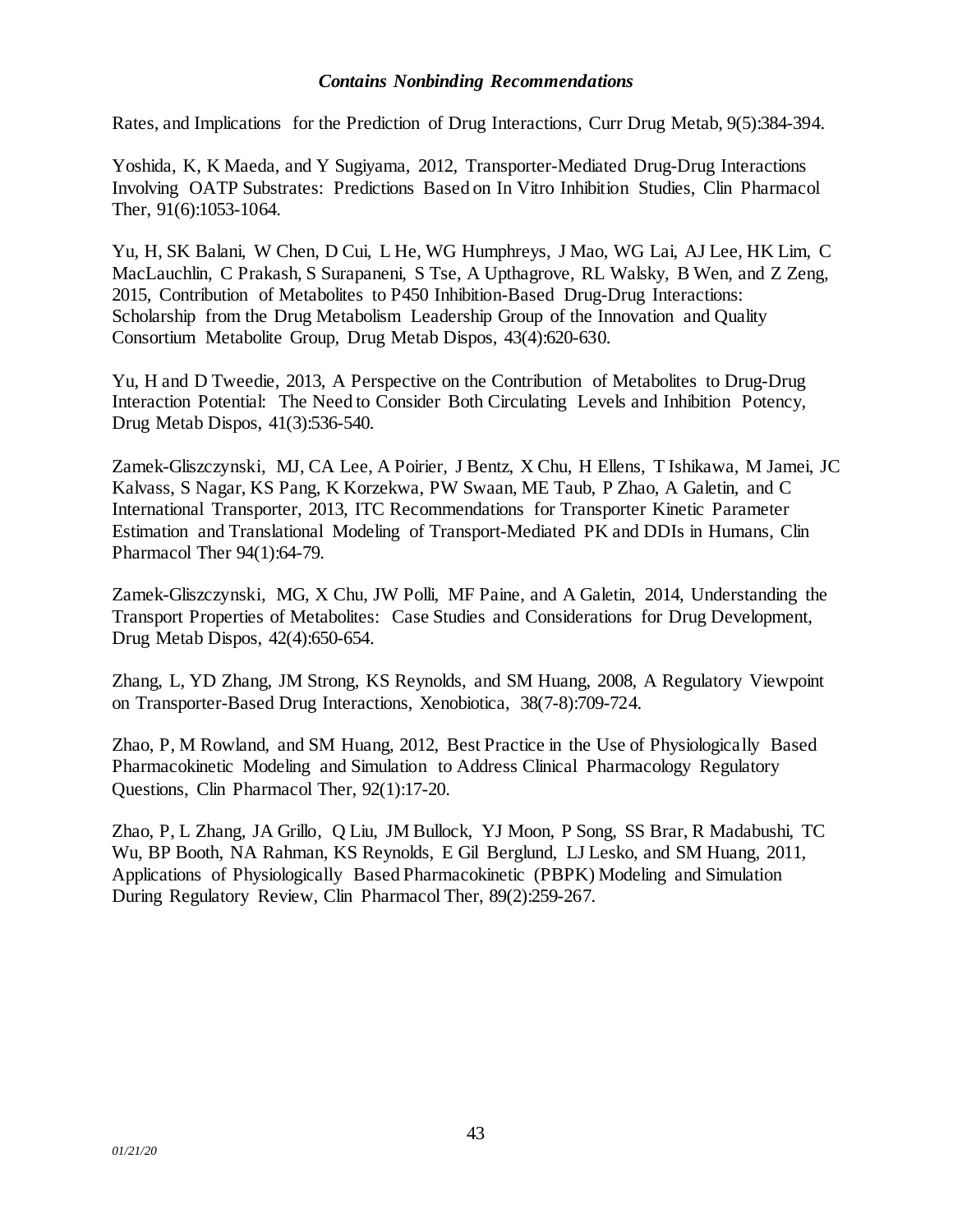Rates, and Implications for the Prediction of Drug Interactions, Curr Drug Metab, 9(5):384-394.

Yoshida, K, K Maeda, and Y Sugiyama, 2012, Transporter-Mediated Drug-Drug Interactions Involving OATP Substrates: Predictions Based on In Vitro Inhibition Studies, Clin Pharmacol Ther, 91(6):1053-1064.

Yu, H, SK Balani, W Chen, D Cui, L He, WG Humphreys, J Mao, WG Lai, AJ Lee, HK Lim, C MacLauchlin, C Prakash, S Surapaneni, S Tse, A Upthagrove, RL Walsky, B Wen, and Z Zeng, 2015, Contribution of Metabolites to P450 Inhibition-Based Drug-Drug Interactions: Scholarship from the Drug Metabolism Leadership Group of the Innovation and Quality Consortium Metabolite Group, Drug Metab Dispos, 43(4):620-630.

Yu, H and D Tweedie, 2013, A Perspective on the Contribution of Metabolites to Drug-Drug Interaction Potential: The Need to Consider Both Circulating Levels and Inhibition Potency, Drug Metab Dispos, 41(3):536-540.

Zamek-Gliszczynski, MJ, CA Lee, A Poirier, J Bentz, X Chu, H Ellens, T Ishikawa, M Jamei, JC Kalvass, S Nagar, KS Pang, K Korzekwa, PW Swaan, ME Taub, P Zhao, A Galetin, and C International Transporter, 2013, ITC Recommendations for Transporter Kinetic Parameter Estimation and Translational Modeling of Transport-Mediated PK and DDIs in Humans, Clin Pharmacol Ther 94(1):64-79.

Zamek-Gliszczynski, MG, X Chu, JW Polli, MF Paine, and A Galetin, 2014, Understanding the Transport Properties of Metabolites: Case Studies and Considerations for Drug Development, Drug Metab Dispos, 42(4):650-654.

Zhang, L, YD Zhang, JM Strong, KS Reynolds, and SM Huang, 2008, A Regulatory Viewpoint on Transporter-Based Drug Interactions, Xenobiotica, 38(7-8):709-724.

Zhao, P, M Rowland, and SM Huang, 2012, Best Practice in the Use of Physiologically Based Pharmacokinetic Modeling and Simulation to Address Clinical Pharmacology Regulatory Questions, Clin Pharmacol Ther, 92(1):17-20.

Zhao, P, L Zhang, JA Grillo, Q Liu, JM Bullock, YJ Moon, P Song, SS Brar, R Madabushi, TC Wu, BP Booth, NA Rahman, KS Reynolds, E Gil Berglund, LJ Lesko, and SM Huang, 2011, Applications of Physiologically Based Pharmacokinetic (PBPK) Modeling and Simulation During Regulatory Review, Clin Pharmacol Ther, 89(2):259-267.